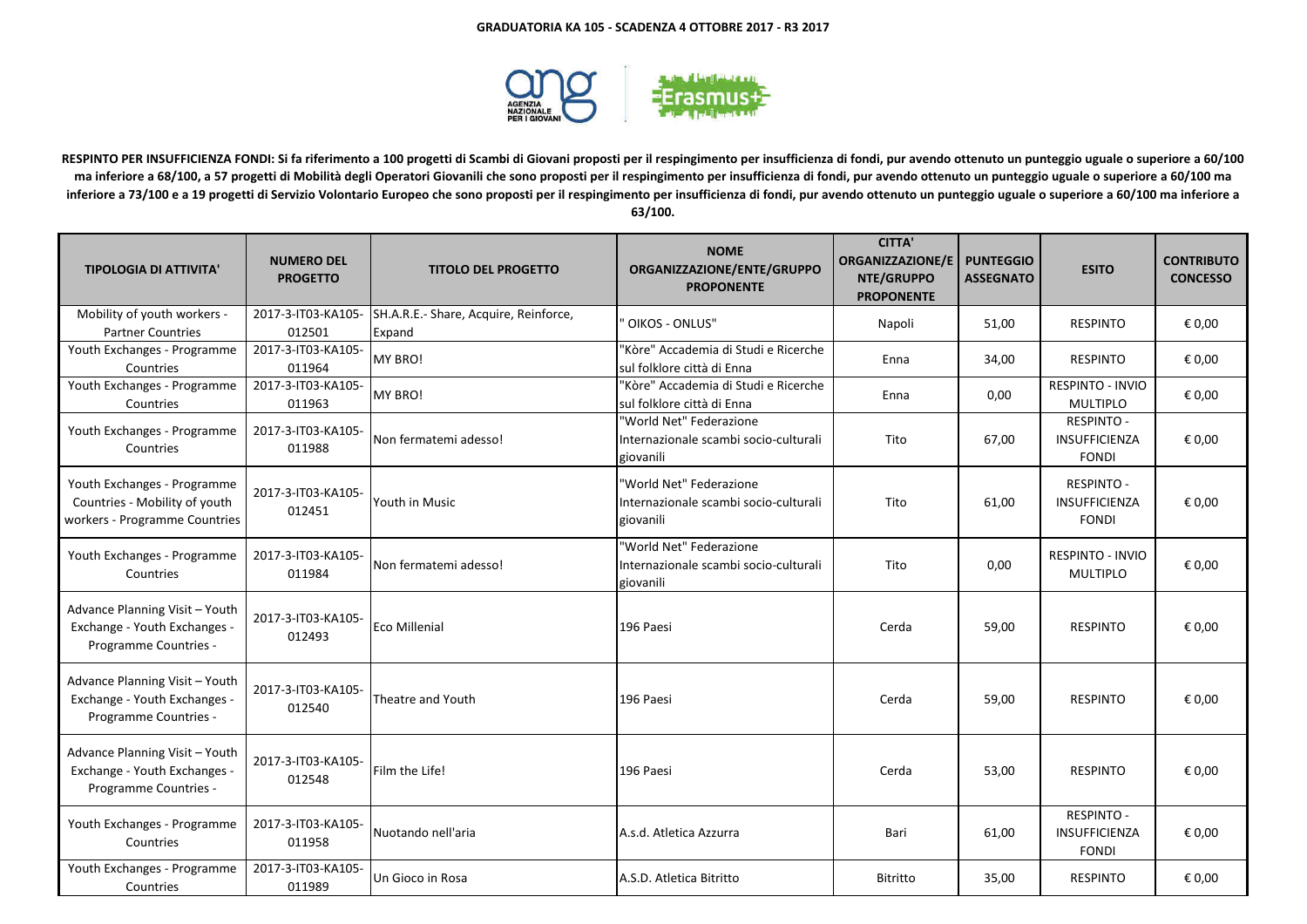**GRADUATORIA KA 105 - SCADENZA 4 OTTOBRE 2017 - R3 2017**

**RESPINTO PER INSUFFICIENZA FONDI: Si fa riferimento a 100 progetti di Scambi di Giovani proposti per il respingimento per insufficienza di fondi, pur avendo ottenuto un punteggio uguale o superiore a 60/100 ma inferiore a 68/100, a 57 progetti di Mobilità degli Operatori Giovanili che sono proposti per il respingimento per insufficienza di fondi, pur avendo ottenuto un punteggio uguale o superiore a 60/100 ma inferiore a 73/100 e a 19 progetti di Servizio Volontario Europeo che sono proposti per il respingimento per insufficienza di fondi, pur avendo ottenuto un punteggio uguale o superiore a 60/100 ma inferiore a 63/100.**

| TIPOLOGIA DI ATTIVITA' | NUMERO DEL PROGETTO | TITOLO DEL PROGETTO | NOME ORGANIZZAZIONE/ENTE/GRUPPO PROPONENTE | CITTA' ORGANIZZAZIONE/ENTE/GRUPPO PROPONENTE | PUNTEGGIO ASSEGNATO | ESITO | CONTRIBUTO CONCESSO |
|---|---|---|---|---|---|---|---|
| Mobility of youth workers - Partner Countries | 2017-3-IT03-KA105-012501 | SH.A.R.E.- Share, Acquire, Reinforce, Expand | " OIKOS - ONLUS" | Napoli | 51,00 | RESPINTO | € 0,00 |
| Youth Exchanges - Programme Countries | 2017-3-IT03-KA105-011964 | MY BRO! | "Kòre" Accademia di Studi e Ricerche sul folklore città di Enna | Enna | 34,00 | RESPINTO | € 0,00 |
| Youth Exchanges - Programme Countries | 2017-3-IT03-KA105-011963 | MY BRO! | "Kòre" Accademia di Studi e Ricerche sul folklore città di Enna | Enna | 0,00 | RESPINTO - INVIO MULTIPLO | € 0,00 |
| Youth Exchanges - Programme Countries | 2017-3-IT03-KA105-011988 | Non fermatemi adesso! | "World Net" Federazione Internazionale scambi socio-culturali giovanili | Tito | 67,00 | RESPINTO - INSUFFICIENZA FONDI | € 0,00 |
| Youth Exchanges - Programme Countries - Mobility of youth workers - Programme Countries | 2017-3-IT03-KA105-012451 | Youth in Music | "World Net" Federazione Internazionale scambi socio-culturali giovanili | Tito | 61,00 | RESPINTO - INSUFFICIENZA FONDI | € 0,00 |
| Youth Exchanges - Programme Countries | 2017-3-IT03-KA105-011984 | Non fermatemi adesso! | "World Net" Federazione Internazionale scambi socio-culturali giovanili | Tito | 0,00 | RESPINTO - INVIO MULTIPLO | € 0,00 |
| Advance Planning Visit – Youth Exchange - Youth Exchanges - Programme Countries - | 2017-3-IT03-KA105-012493 | Eco Millenial | 196 Paesi | Cerda | 59,00 | RESPINTO | € 0,00 |
| Advance Planning Visit – Youth Exchange - Youth Exchanges - Programme Countries - | 2017-3-IT03-KA105-012540 | Theatre and Youth | 196 Paesi | Cerda | 59,00 | RESPINTO | € 0,00 |
| Advance Planning Visit – Youth Exchange - Youth Exchanges - Programme Countries - | 2017-3-IT03-KA105-012548 | Film the Life! | 196 Paesi | Cerda | 53,00 | RESPINTO | € 0,00 |
| Youth Exchanges - Programme Countries | 2017-3-IT03-KA105-011958 | Nuotando nell'aria | A.s.d. Atletica Azzurra | Bari | 61,00 | RESPINTO - INSUFFICIENZA FONDI | € 0,00 |
| Youth Exchanges - Programme Countries | 2017-3-IT03-KA105-011989 | Un Gioco in Rosa | A.S.D. Atletica Bitritto | Bitritto | 35,00 | RESPINTO | € 0,00 |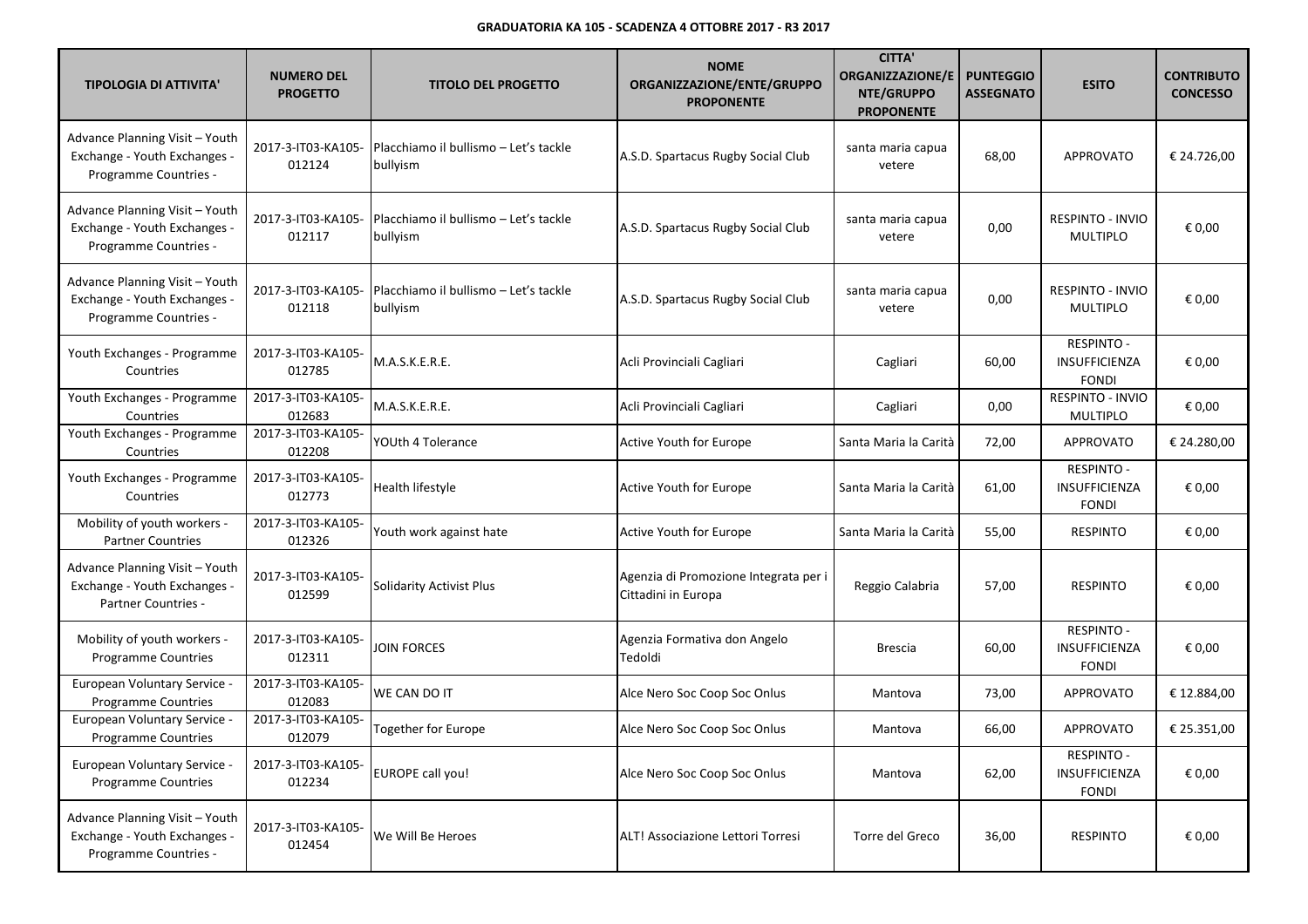**GRADUATORIA KA 105 - SCADENZA 4 OTTOBRE 2017 - R3 2017**

| TIPOLOGIA DI ATTIVITA' | NUMERO DEL PROGETTO | TITOLO DEL PROGETTO | NOME ORGANIZZAZIONE/ENTE/GRUPPO PROPONENTE | CITTA' ORGANIZZAZIONE/ENTE/GRUPPO PROPONENTE | PUNTEGGIO ASSEGNATO | ESITO | CONTRIBUTO CONCESSO |
|---|---|---|---|---|---|---|---|
| Advance Planning Visit – Youth Exchange - Youth Exchanges - Programme Countries - | 2017-3-IT03-KA105-012124 | Placchiamo il bullismo – Let's tackle bullyism | A.S.D. Spartacus Rugby Social Club | santa maria capua vetere | 68,00 | APPROVATO | € 24.726,00 |
| Advance Planning Visit – Youth Exchange - Youth Exchanges - Programme Countries - | 2017-3-IT03-KA105-012117 | Placchiamo il bullismo – Let's tackle bullyism | A.S.D. Spartacus Rugby Social Club | santa maria capua vetere | 0,00 | RESPINTO - INVIO MULTIPLO | € 0,00 |
| Advance Planning Visit – Youth Exchange - Youth Exchanges - Programme Countries - | 2017-3-IT03-KA105-012118 | Placchiamo il bullismo – Let's tackle bullyism | A.S.D. Spartacus Rugby Social Club | santa maria capua vetere | 0,00 | RESPINTO - INVIO MULTIPLO | € 0,00 |
| Youth Exchanges - Programme Countries | 2017-3-IT03-KA105-012785 | M.A.S.K.E.R.E. | Acli Provinciali Cagliari | Cagliari | 60,00 | RESPINTO - INSUFFICIENZA FONDI | € 0,00 |
| Youth Exchanges - Programme Countries | 2017-3-IT03-KA105-012683 | M.A.S.K.E.R.E. | Acli Provinciali Cagliari | Cagliari | 0,00 | RESPINTO - INVIO MULTIPLO | € 0,00 |
| Youth Exchanges - Programme Countries | 2017-3-IT03-KA105-012208 | YOUth 4 Tolerance | Active Youth for Europe | Santa Maria la Carità | 72,00 | APPROVATO | € 24.280,00 |
| Youth Exchanges - Programme Countries | 2017-3-IT03-KA105-012773 | Health lifestyle | Active Youth for Europe | Santa Maria la Carità | 61,00 | RESPINTO - INSUFFICIENZA FONDI | € 0,00 |
| Mobility of youth workers - Partner Countries | 2017-3-IT03-KA105-012326 | Youth work against hate | Active Youth for Europe | Santa Maria la Carità | 55,00 | RESPINTO | € 0,00 |
| Advance Planning Visit – Youth Exchange - Youth Exchanges - Partner Countries - | 2017-3-IT03-KA105-012599 | Solidarity Activist Plus | Agenzia di Promozione Integrata per i Cittadini in Europa | Reggio Calabria | 57,00 | RESPINTO | € 0,00 |
| Mobility of youth workers - Programme Countries | 2017-3-IT03-KA105-012311 | JOIN FORCES | Agenzia Formativa don Angelo Tedoldi | Brescia | 60,00 | RESPINTO - INSUFFICIENZA FONDI | € 0,00 |
| European Voluntary Service - Programme Countries | 2017-3-IT03-KA105-012083 | WE CAN DO IT | Alce Nero Soc Coop Soc Onlus | Mantova | 73,00 | APPROVATO | € 12.884,00 |
| European Voluntary Service - Programme Countries | 2017-3-IT03-KA105-012079 | Together for Europe | Alce Nero Soc Coop Soc Onlus | Mantova | 66,00 | APPROVATO | € 25.351,00 |
| European Voluntary Service - Programme Countries | 2017-3-IT03-KA105-012234 | EUROPE call you! | Alce Nero Soc Coop Soc Onlus | Mantova | 62,00 | RESPINTO - INSUFFICIENZA FONDI | € 0,00 |
| Advance Planning Visit – Youth Exchange - Youth Exchanges - Programme Countries - | 2017-3-IT03-KA105-012454 | We Will Be Heroes | ALT! Associazione Lettori Torresi | Torre del Greco | 36,00 | RESPINTO | € 0,00 |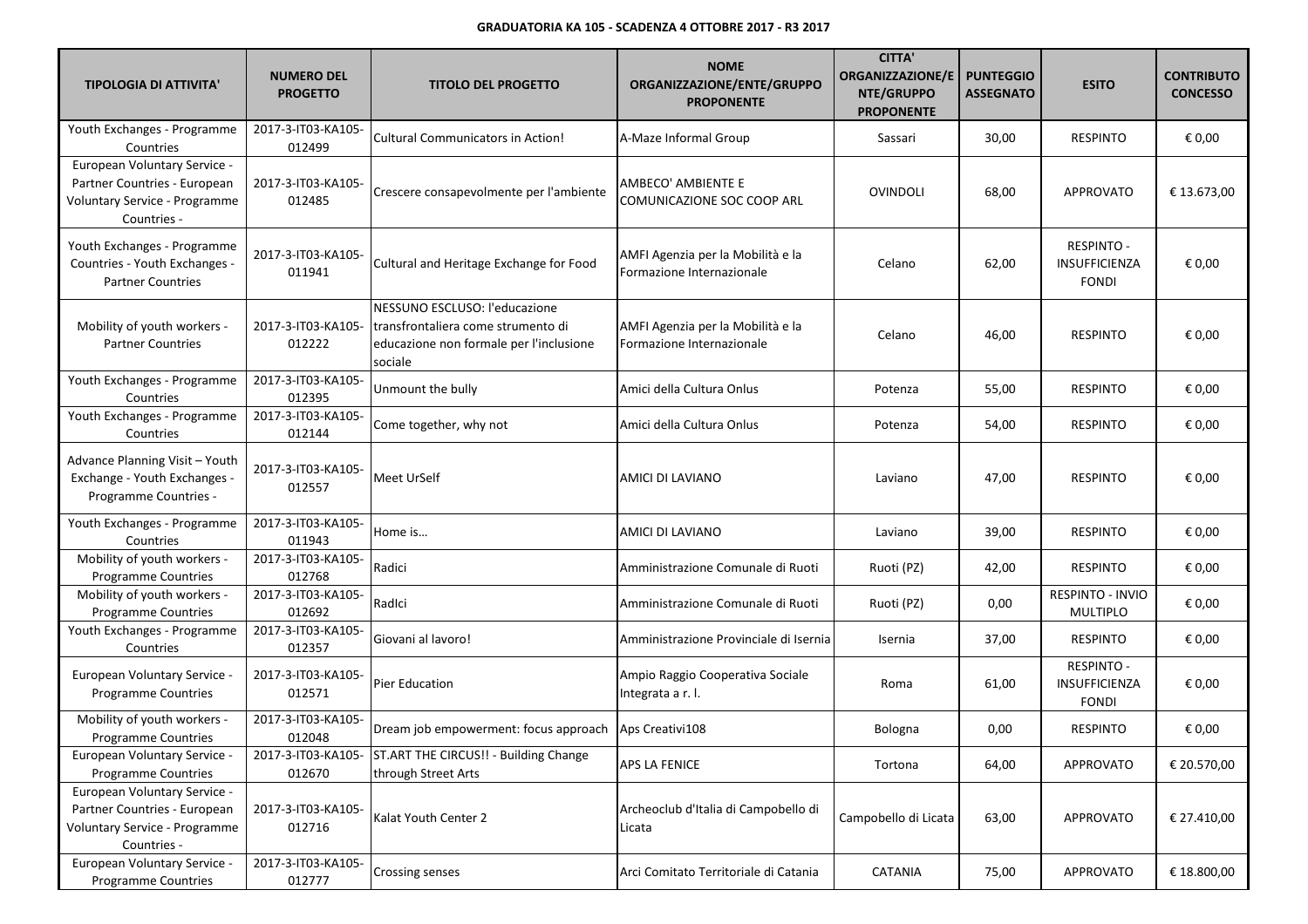**GRADUATORIA KA 105 - SCADENZA 4 OTTOBRE 2017 - R3 2017**

| TIPOLOGIA DI ATTIVITA' | NUMERO DEL PROGETTO | TITOLO DEL PROGETTO | NOME ORGANIZZAZIONE/ENTE/GRUPPO PROPONENTE | CITTA' ORGANIZZAZIONE/ENTE/GRUPPO PROPONENTE | PUNTEGGIO ASSEGNATO | ESITO | CONTRIBUTO CONCESSO |
|---|---|---|---|---|---|---|---|
| Youth Exchanges - Programme Countries | 2017-3-IT03-KA105-012499 | Cultural Communicators in Action! | A-Maze Informal Group | Sassari | 30,00 | RESPINTO | € 0,00 |
| European Voluntary Service - Partner Countries - European Voluntary Service - Programme Countries - | 2017-3-IT03-KA105-012485 | Crescere consapevolmente per l'ambiente | AMBECO' AMBIENTE E COMUNICAZIONE SOC COOP ARL | OVINDOLI | 68,00 | APPROVATO | € 13.673,00 |
| Youth Exchanges - Programme Countries - Youth Exchanges - Partner Countries | 2017-3-IT03-KA105-011941 | Cultural and Heritage Exchange for Food | AMFI Agenzia per la Mobilità e la Formazione Internazionale | Celano | 62,00 | RESPINTO - INSUFFICIENZA FONDI | € 0,00 |
| Mobility of youth workers - Partner Countries | 2017-3-IT03-KA105-012222 | NESSUNO ESCLUSO: l'educazione transfrontaliera come strumento di educazione non formale per l'inclusione sociale | AMFI Agenzia per la Mobilità e la Formazione Internazionale | Celano | 46,00 | RESPINTO | € 0,00 |
| Youth Exchanges - Programme Countries | 2017-3-IT03-KA105-012395 | Unmount the bully | Amici della Cultura Onlus | Potenza | 55,00 | RESPINTO | € 0,00 |
| Youth Exchanges - Programme Countries | 2017-3-IT03-KA105-012144 | Come together, why not | Amici della Cultura Onlus | Potenza | 54,00 | RESPINTO | € 0,00 |
| Advance Planning Visit – Youth Exchange - Youth Exchanges - Programme Countries - | 2017-3-IT03-KA105-012557 | Meet UrSelf | AMICI DI LAVIANO | Laviano | 47,00 | RESPINTO | € 0,00 |
| Youth Exchanges - Programme Countries | 2017-3-IT03-KA105-011943 | Home is… | AMICI DI LAVIANO | Laviano | 39,00 | RESPINTO | € 0,00 |
| Mobility of youth workers - Programme Countries | 2017-3-IT03-KA105-012768 | Radici | Amministrazione Comunale di Ruoti | Ruoti (PZ) | 42,00 | RESPINTO | € 0,00 |
| Mobility of youth workers - Programme Countries | 2017-3-IT03-KA105-012692 | RadIci | Amministrazione Comunale di Ruoti | Ruoti (PZ) | 0,00 | RESPINTO - INVIO MULTIPLO | € 0,00 |
| Youth Exchanges - Programme Countries | 2017-3-IT03-KA105-012357 | Giovani al lavoro! | Amministrazione Provinciale di Isernia | Isernia | 37,00 | RESPINTO | € 0,00 |
| European Voluntary Service - Programme Countries | 2017-3-IT03-KA105-012571 | Pier Education | Ampio Raggio Cooperativa Sociale Integrata a r. l. | Roma | 61,00 | RESPINTO - INSUFFICIENZA FONDI | € 0,00 |
| Mobility of youth workers - Programme Countries | 2017-3-IT03-KA105-012048 | Dream job empowerment: focus approach | Aps Creativi108 | Bologna | 0,00 | RESPINTO | € 0,00 |
| European Voluntary Service - Programme Countries | 2017-3-IT03-KA105-012670 | ST.ART THE CIRCUS!! - Building Change through Street Arts | APS LA FENICE | Tortona | 64,00 | APPROVATO | € 20.570,00 |
| European Voluntary Service - Partner Countries - European Voluntary Service - Programme Countries - | 2017-3-IT03-KA105-012716 | Kalat Youth Center 2 | Archeoclub d'Italia di Campobello di Licata | Campobello di Licata | 63,00 | APPROVATO | € 27.410,00 |
| European Voluntary Service - Programme Countries | 2017-3-IT03-KA105-012777 | Crossing senses | Arci Comitato Territoriale di Catania | CATANIA | 75,00 | APPROVATO | € 18.800,00 |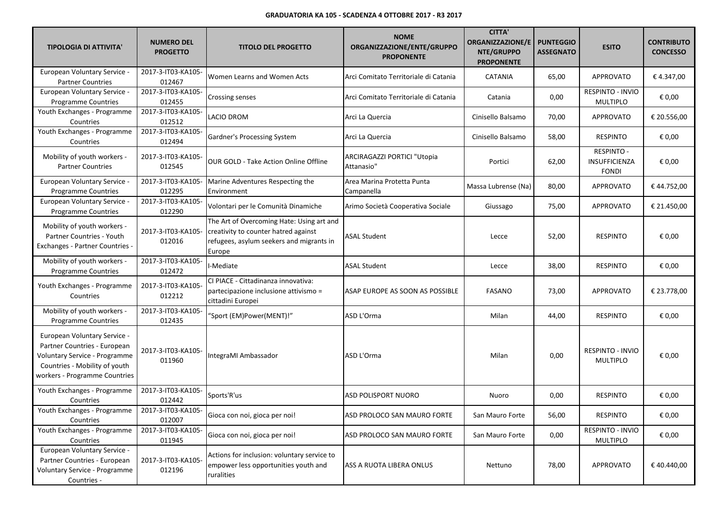**GRADUATORIA KA 105 - SCADENZA 4 OTTOBRE 2017 - R3 2017**

| TIPOLOGIA DI ATTIVITA' | NUMERO DEL PROGETTO | TITOLO DEL PROGETTO | NOME ORGANIZZAZIONE/ENTE/GRUPPO PROPONENTE | CITTA' ORGANIZZAZIONE/ENTE/GRUPPO PROPONENTE | PUNTEGGIO ASSEGNATO | ESITO | CONTRIBUTO CONCESSO |
|---|---|---|---|---|---|---|---|
| European Voluntary Service - Partner Countries | 2017-3-IT03-KA105-012467 | Women Learns and Women Acts | Arci Comitato Territoriale di Catania | CATANIA | 65,00 | APPROVATO | € 4.347,00 |
| European Voluntary Service - Programme Countries | 2017-3-IT03-KA105-012455 | Crossing senses | Arci Comitato Territoriale di Catania | Catania | 0,00 | RESPINTO - INVIO MULTIPLO | € 0,00 |
| Youth Exchanges - Programme Countries | 2017-3-IT03-KA105-012512 | LACIO DROM | Arci La Quercia | Cinisello Balsamo | 70,00 | APPROVATO | € 20.556,00 |
| Youth Exchanges - Programme Countries | 2017-3-IT03-KA105-012494 | Gardner's Processing System | Arci La Quercia | Cinisello Balsamo | 58,00 | RESPINTO | € 0,00 |
| Mobility of youth workers - Partner Countries | 2017-3-IT03-KA105-012545 | OUR GOLD - Take Action Online Offline | ARCIRAGAZZI PORTICI "Utopia Attanasio" | Portici | 62,00 | RESPINTO - INSUFFICIENZA FONDI | € 0,00 |
| European Voluntary Service - Programme Countries | 2017-3-IT03-KA105-012295 | Marine Adventures Respecting the Environment | Area Marina Protetta Punta Campanella | Massa Lubrense (Na) | 80,00 | APPROVATO | € 44.752,00 |
| European Voluntary Service - Programme Countries | 2017-3-IT03-KA105-012290 | Volontari per le Comunità Dinamiche | Arimo Società Cooperativa Sociale | Giussago | 75,00 | APPROVATO | € 21.450,00 |
| Mobility of youth workers - Partner Countries - Youth Exchanges - Partner Countries - | 2017-3-IT03-KA105-012016 | The Art of Overcoming Hate: Using art and creativity to counter hatred against refugees, asylum seekers and migrants in Europe | ASAL Student | Lecce | 52,00 | RESPINTO | € 0,00 |
| Mobility of youth workers - Programme Countries | 2017-3-IT03-KA105-012472 | I-Mediate | ASAL Student | Lecce | 38,00 | RESPINTO | € 0,00 |
| Youth Exchanges - Programme Countries | 2017-3-IT03-KA105-012212 | CI PIACE - Cittadinanza innovativa: partecipazione inclusione attivismo = cittadini Europei | ASAP EUROPE AS SOON AS POSSIBLE | FASANO | 73,00 | APPROVATO | € 23.778,00 |
| Mobility of youth workers - Programme Countries | 2017-3-IT03-KA105-012435 | "Sport (EM)Power(MENT)!" | ASD L'Orma | Milan | 44,00 | RESPINTO | € 0,00 |
| European Voluntary Service - Partner Countries - European Voluntary Service - Programme Countries - Mobility of youth workers - Programme Countries | 2017-3-IT03-KA105-011960 | IntegraMI Ambassador | ASD L'Orma | Milan | 0,00 | RESPINTO - INVIO MULTIPLO | € 0,00 |
| Youth Exchanges - Programme Countries | 2017-3-IT03-KA105-012442 | Sports'R'us | ASD POLISPORT NUORO | Nuoro | 0,00 | RESPINTO | € 0,00 |
| Youth Exchanges - Programme Countries | 2017-3-IT03-KA105-012007 | Gioca con noi, gioca per noi! | ASD PROLOCO SAN MAURO FORTE | San Mauro Forte | 56,00 | RESPINTO | € 0,00 |
| Youth Exchanges - Programme Countries | 2017-3-IT03-KA105-011945 | Gioca con noi, gioca per noi! | ASD PROLOCO SAN MAURO FORTE | San Mauro Forte | 0,00 | RESPINTO - INVIO MULTIPLO | € 0,00 |
| European Voluntary Service - Partner Countries - European Voluntary Service - Programme Countries - | 2017-3-IT03-KA105-012196 | Actions for inclusion: voluntary service to empower less opportunities youth and ruralities | ASS A RUOTA LIBERA ONLUS | Nettuno | 78,00 | APPROVATO | € 40.440,00 |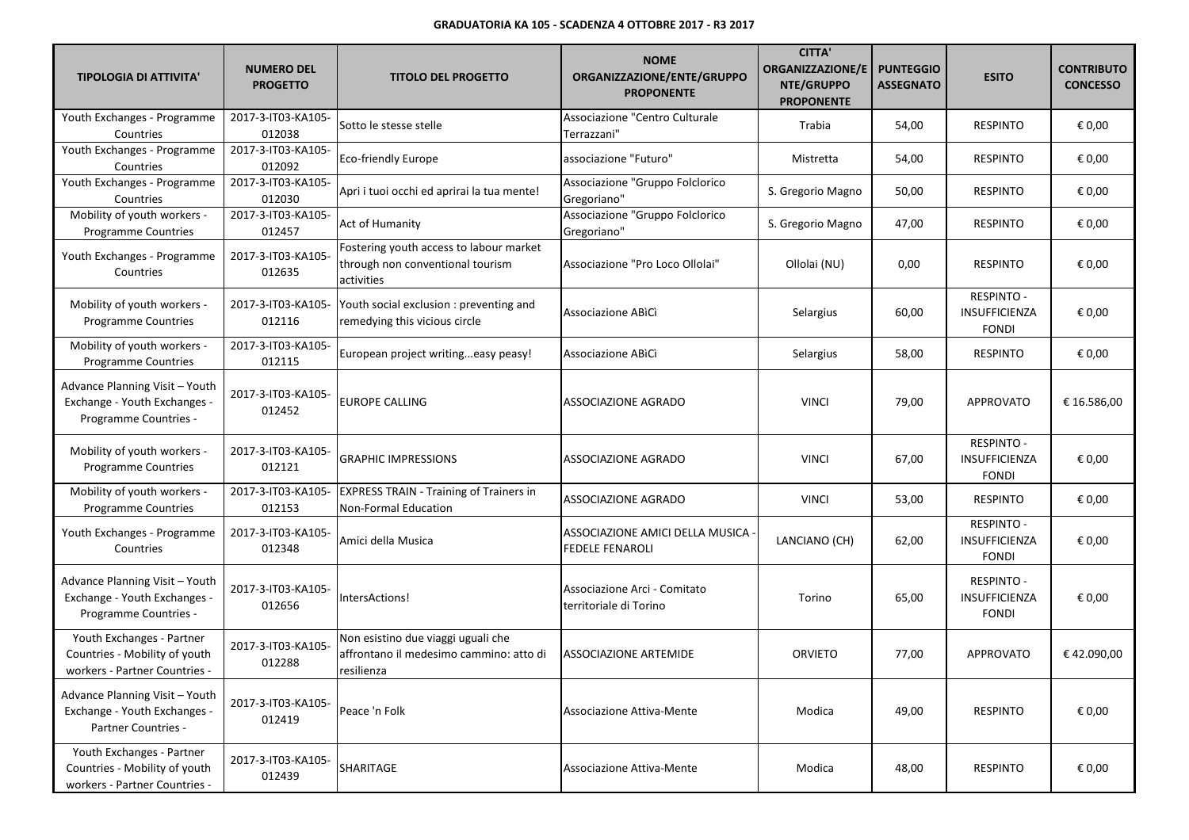**GRADUATORIA KA 105 - SCADENZA 4 OTTOBRE 2017 - R3 2017**

| TIPOLOGIA DI ATTIVITA' | NUMERO DEL PROGETTO | TITOLO DEL PROGETTO | NOME ORGANIZZAZIONE/ENTE/GRUPPO PROPONENTE | CITTA' ORGANIZZAZIONE/ENTE/GRUPPO PROPONENTE | PUNTEGGIO ASSEGNATO | ESITO | CONTRIBUTO CONCESSO |
|---|---|---|---|---|---|---|---|
| Youth Exchanges - Programme Countries | 2017-3-IT03-KA105-012038 | Sotto le stesse stelle | Associazione "Centro Culturale Terrazzani" | Trabia | 54,00 | RESPINTO | € 0,00 |
| Youth Exchanges - Programme Countries | 2017-3-IT03-KA105-012092 | Eco-friendly Europe | associazione "Futuro" | Mistretta | 54,00 | RESPINTO | € 0,00 |
| Youth Exchanges - Programme Countries | 2017-3-IT03-KA105-012030 | Apri i tuoi occhi ed aprirai la tua mente! | Associazione "Gruppo Folclorico Gregoriano" | S. Gregorio Magno | 50,00 | RESPINTO | € 0,00 |
| Mobility of youth workers - Programme Countries | 2017-3-IT03-KA105-012457 | Act of Humanity | Associazione "Gruppo Folclorico Gregoriano" | S. Gregorio Magno | 47,00 | RESPINTO | € 0,00 |
| Youth Exchanges - Programme Countries | 2017-3-IT03-KA105-012635 | Fostering youth access to labour market through non conventional tourism activities | Associazione "Pro Loco Ollolai" | Ollolai (NU) | 0,00 | RESPINTO | € 0,00 |
| Mobility of youth workers - Programme Countries | 2017-3-IT03-KA105-012116 | Youth social exclusion : preventing and remedying this vicious circle | Associazione ABìCì | Selargius | 60,00 | RESPINTO - INSUFFICIENZA FONDI | € 0,00 |
| Mobility of youth workers - Programme Countries | 2017-3-IT03-KA105-012115 | European project writing...easy peasy! | Associazione ABìCì | Selargius | 58,00 | RESPINTO | € 0,00 |
| Advance Planning Visit – Youth Exchange - Youth Exchanges - Programme Countries - | 2017-3-IT03-KA105-012452 | EUROPE CALLING | ASSOCIAZIONE AGRADO | VINCI | 79,00 | APPROVATO | € 16.586,00 |
| Mobility of youth workers - Programme Countries | 2017-3-IT03-KA105-012121 | GRAPHIC IMPRESSIONS | ASSOCIAZIONE AGRADO | VINCI | 67,00 | RESPINTO - INSUFFICIENZA FONDI | € 0,00 |
| Mobility of youth workers - Programme Countries | 2017-3-IT03-KA105-012153 | EXPRESS TRAIN - Training of Trainers in Non-Formal Education | ASSOCIAZIONE AGRADO | VINCI | 53,00 | RESPINTO | € 0,00 |
| Youth Exchanges - Programme Countries | 2017-3-IT03-KA105-012348 | Amici della Musica | ASSOCIAZIONE AMICI DELLA MUSICA - FEDELE FENAROLI | LANCIANO (CH) | 62,00 | RESPINTO - INSUFFICIENZA FONDI | € 0,00 |
| Advance Planning Visit – Youth Exchange - Youth Exchanges - Programme Countries - | 2017-3-IT03-KA105-012656 | IntersActions! | Associazione Arci - Comitato territoriale di Torino | Torino | 65,00 | RESPINTO - INSUFFICIENZA FONDI | € 0,00 |
| Youth Exchanges - Partner Countries - Mobility of youth workers - Partner Countries - | 2017-3-IT03-KA105-012288 | Non esistino due viaggi uguali che affrontano il medesimo cammino: atto di resilienza | ASSOCIAZIONE ARTEMIDE | ORVIETO | 77,00 | APPROVATO | € 42.090,00 |
| Advance Planning Visit – Youth Exchange - Youth Exchanges - Partner Countries - | 2017-3-IT03-KA105-012419 | Peace 'n Folk | Associazione Attiva-Mente | Modica | 49,00 | RESPINTO | € 0,00 |
| Youth Exchanges - Partner Countries - Mobility of youth workers - Partner Countries - | 2017-3-IT03-KA105-012439 | SHARITAGE | Associazione Attiva-Mente | Modica | 48,00 | RESPINTO | € 0,00 |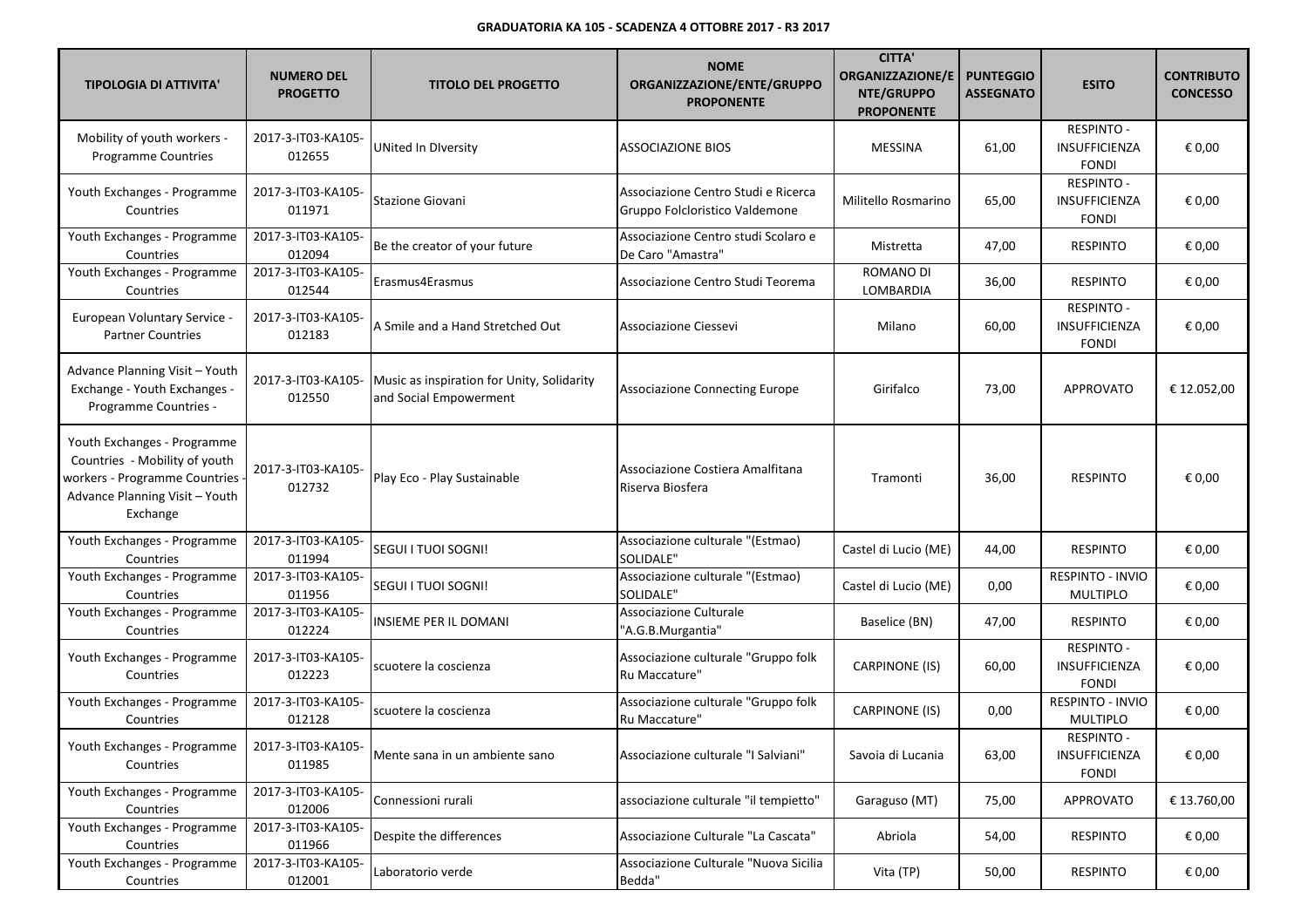**GRADUATORIA KA 105 - SCADENZA 4 OTTOBRE 2017 - R3 2017**

| TIPOLOGIA DI ATTIVITA' | NUMERO DEL PROGETTO | TITOLO DEL PROGETTO | NOME ORGANIZZAZIONE/ENTE/GRUPPO PROPONENTE | CITTA' ORGANIZZAZIONE/ENTE/GRUPPO PROPONENTE | PUNTEGGIO ASSEGNATO | ESITO | CONTRIBUTO CONCESSO |
| --- | --- | --- | --- | --- | --- | --- | --- |
| Mobility of youth workers - Programme Countries | 2017-3-IT03-KA105-012655 | UNited In DIversity | ASSOCIAZIONE BIOS | MESSINA | 61,00 | RESPINTO - INSUFFICIENZA FONDI | € 0,00 |
| Youth Exchanges - Programme Countries | 2017-3-IT03-KA105-011971 | Stazione Giovani | Associazione Centro Studi e Ricerca Gruppo Folcloristico Valdemone | Militello Rosmarino | 65,00 | RESPINTO - INSUFFICIENZA FONDI | € 0,00 |
| Youth Exchanges - Programme Countries | 2017-3-IT03-KA105-012094 | Be the creator of your future | Associazione Centro studi Scolaro e De Caro "Amastra" | Mistretta | 47,00 | RESPINTO | € 0,00 |
| Youth Exchanges - Programme Countries | 2017-3-IT03-KA105-012544 | Erasmus4Erasmus | Associazione Centro Studi Teorema | ROMANO DI LOMBARDIA | 36,00 | RESPINTO | € 0,00 |
| European Voluntary Service - Partner Countries | 2017-3-IT03-KA105-012183 | A Smile and a Hand Stretched Out | Associazione Ciessevi | Milano | 60,00 | RESPINTO - INSUFFICIENZA FONDI | € 0,00 |
| Advance Planning Visit – Youth Exchange - Youth Exchanges - Programme Countries - | 2017-3-IT03-KA105-012550 | Music as inspiration for Unity, Solidarity and Social Empowerment | Associazione Connecting Europe | Girifalco | 73,00 | APPROVATO | € 12.052,00 |
| Youth Exchanges - Programme Countries - Mobility of youth workers - Programme Countries - Advance Planning Visit – Youth Exchange | 2017-3-IT03-KA105-012732 | Play Eco - Play Sustainable | Associazione Costiera Amalfitana Riserva Biosfera | Tramonti | 36,00 | RESPINTO | € 0,00 |
| Youth Exchanges - Programme Countries | 2017-3-IT03-KA105-011994 | SEGUI I TUOI SOGNI! | Associazione culturale "(Estmao) SOLIDALE" | Castel di Lucio (ME) | 44,00 | RESPINTO | € 0,00 |
| Youth Exchanges - Programme Countries | 2017-3-IT03-KA105-011956 | SEGUI I TUOI SOGNI! | Associazione culturale "(Estmao) SOLIDALE" | Castel di Lucio (ME) | 0,00 | RESPINTO - INVIO MULTIPLO | € 0,00 |
| Youth Exchanges - Programme Countries | 2017-3-IT03-KA105-012224 | INSIEME PER IL DOMANI | Associazione Culturale "A.G.B.Murgantia" | Baselice (BN) | 47,00 | RESPINTO | € 0,00 |
| Youth Exchanges - Programme Countries | 2017-3-IT03-KA105-012223 | scuotere la coscienza | Associazione culturale "Gruppo folk Ru Maccature" | CARPINONE (IS) | 60,00 | RESPINTO - INSUFFICIENZA FONDI | € 0,00 |
| Youth Exchanges - Programme Countries | 2017-3-IT03-KA105-012128 | scuotere la coscienza | Associazione culturale "Gruppo folk Ru Maccature" | CARPINONE (IS) | 0,00 | RESPINTO - INVIO MULTIPLO | € 0,00 |
| Youth Exchanges - Programme Countries | 2017-3-IT03-KA105-011985 | Mente sana in un ambiente sano | Associazione culturale "I Salviani" | Savoia di Lucania | 63,00 | RESPINTO - INSUFFICIENZA FONDI | € 0,00 |
| Youth Exchanges - Programme Countries | 2017-3-IT03-KA105-012006 | Connessioni rurali | associazione culturale "il tempietto" | Garaguso (MT) | 75,00 | APPROVATO | € 13.760,00 |
| Youth Exchanges - Programme Countries | 2017-3-IT03-KA105-011966 | Despite the differences | Associazione Culturale "La Cascata" | Abriola | 54,00 | RESPINTO | € 0,00 |
| Youth Exchanges - Programme Countries | 2017-3-IT03-KA105-012001 | Laboratorio verde | Associazione Culturale "Nuova Sicilia Bedda" | Vita (TP) | 50,00 | RESPINTO | € 0,00 |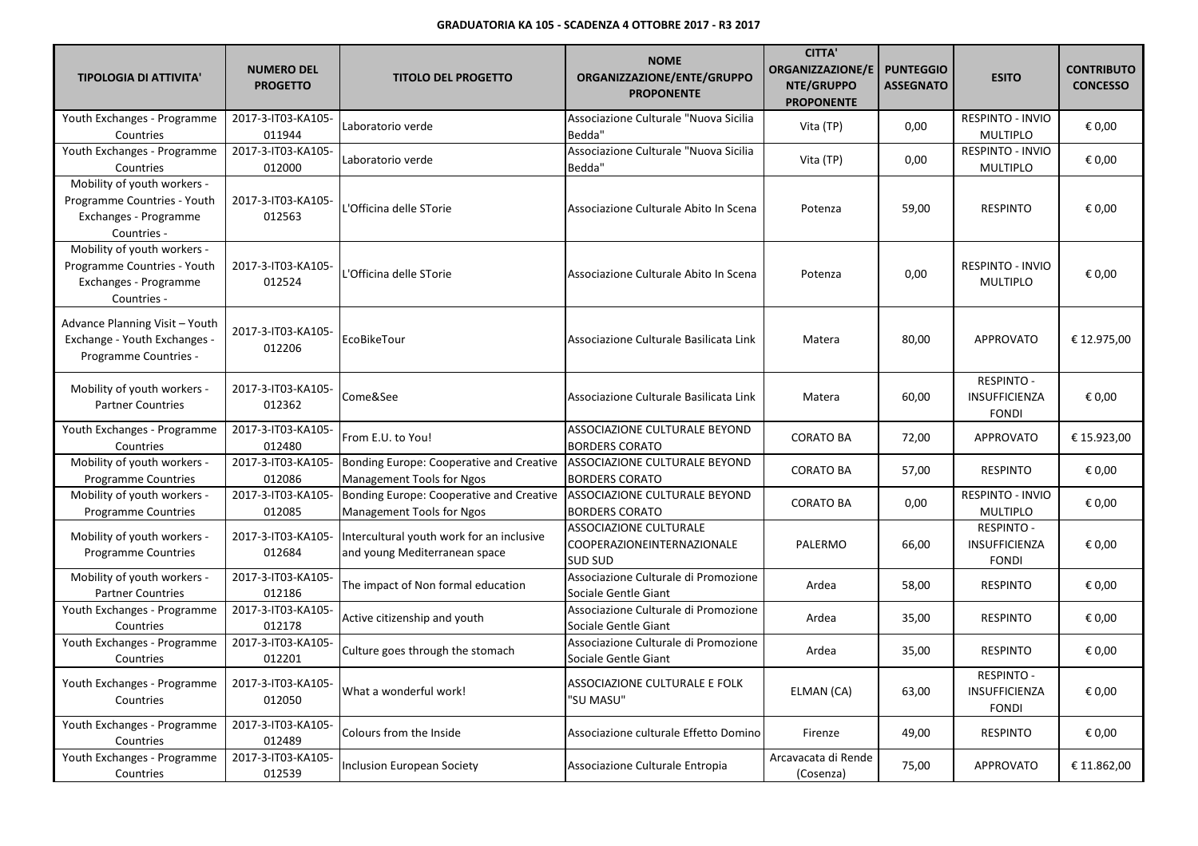**GRADUATORIA KA 105 - SCADENZA 4 OTTOBRE 2017 - R3 2017**

| TIPOLOGIA DI ATTIVITA' | NUMERO DEL PROGETTO | TITOLO DEL PROGETTO | NOME ORGANIZZAZIONE/ENTE/GRUPPO PROPONENTE | CITTA' ORGANIZZAZIONE/ENTE/GRUPPO PROPONENTE | PUNTEGGIO ASSEGNATO | ESITO | CONTRIBUTO CONCESSO |
|---|---|---|---|---|---|---|---|
| Youth Exchanges - Programme Countries | 2017-3-IT03-KA105-011944 | Laboratorio verde | Associazione Culturale "Nuova Sicilia Bedda" | Vita (TP) | 0,00 | RESPINTO - INVIO MULTIPLO | € 0,00 |
| Youth Exchanges - Programme Countries | 2017-3-IT03-KA105-012000 | Laboratorio verde | Associazione Culturale "Nuova Sicilia Bedda" | Vita (TP) | 0,00 | RESPINTO - INVIO MULTIPLO | € 0,00 |
| Mobility of youth workers - Programme Countries - Youth Exchanges - Programme Countries - | 2017-3-IT03-KA105-012563 | L'Officina delle STorie | Associazione Culturale Abito In Scena | Potenza | 59,00 | RESPINTO | € 0,00 |
| Mobility of youth workers - Programme Countries - Youth Exchanges - Programme Countries - | 2017-3-IT03-KA105-012524 | L'Officina delle STorie | Associazione Culturale Abito In Scena | Potenza | 0,00 | RESPINTO - INVIO MULTIPLO | € 0,00 |
| Advance Planning Visit – Youth Exchange - Youth Exchanges - Programme Countries - | 2017-3-IT03-KA105-012206 | EcoBikeTour | Associazione Culturale Basilicata Link | Matera | 80,00 | APPROVATO | € 12.975,00 |
| Mobility of youth workers - Partner Countries | 2017-3-IT03-KA105-012362 | Come&See | Associazione Culturale Basilicata Link | Matera | 60,00 | RESPINTO - INSUFFICIENZA FONDI | € 0,00 |
| Youth Exchanges - Programme Countries | 2017-3-IT03-KA105-012480 | From E.U. to You! | ASSOCIAZIONE CULTURALE BEYOND BORDERS CORATO | CORATO BA | 72,00 | APPROVATO | € 15.923,00 |
| Mobility of youth workers - Programme Countries | 2017-3-IT03-KA105-012086 | Bonding Europe: Cooperative and Creative Management Tools for Ngos | ASSOCIAZIONE CULTURALE BEYOND BORDERS CORATO | CORATO BA | 57,00 | RESPINTO | € 0,00 |
| Mobility of youth workers - Programme Countries | 2017-3-IT03-KA105-012085 | Bonding Europe: Cooperative and Creative Management Tools for Ngos | ASSOCIAZIONE CULTURALE BEYOND BORDERS CORATO | CORATO BA | 0,00 | RESPINTO - INVIO MULTIPLO | € 0,00 |
| Mobility of youth workers - Programme Countries | 2017-3-IT03-KA105-012684 | Intercultural youth work for an inclusive and young Mediterranean space | ASSOCIAZIONE CULTURALE COOPERAZIONEINTERNAZIONALE SUD SUD | PALERMO | 66,00 | RESPINTO - INSUFFICIENZA FONDI | € 0,00 |
| Mobility of youth workers - Partner Countries | 2017-3-IT03-KA105-012186 | The impact of Non formal education | Associazione Culturale di Promozione Sociale Gentle Giant | Ardea | 58,00 | RESPINTO | € 0,00 |
| Youth Exchanges - Programme Countries | 2017-3-IT03-KA105-012178 | Active citizenship and youth | Associazione Culturale di Promozione Sociale Gentle Giant | Ardea | 35,00 | RESPINTO | € 0,00 |
| Youth Exchanges - Programme Countries | 2017-3-IT03-KA105-012201 | Culture goes through the stomach | Associazione Culturale di Promozione Sociale Gentle Giant | Ardea | 35,00 | RESPINTO | € 0,00 |
| Youth Exchanges - Programme Countries | 2017-3-IT03-KA105-012050 | What a wonderful work! | ASSOCIAZIONE CULTURALE E FOLK "SU MASU" | ELMAN (CA) | 63,00 | RESPINTO - INSUFFICIENZA FONDI | € 0,00 |
| Youth Exchanges - Programme Countries | 2017-3-IT03-KA105-012489 | Colours from the Inside | Associazione culturale Effetto Domino | Firenze | 49,00 | RESPINTO | € 0,00 |
| Youth Exchanges - Programme Countries | 2017-3-IT03-KA105-012539 | Inclusion European Society | Associazione Culturale Entropia | Arcavacata di Rende (Cosenza) | 75,00 | APPROVATO | € 11.862,00 |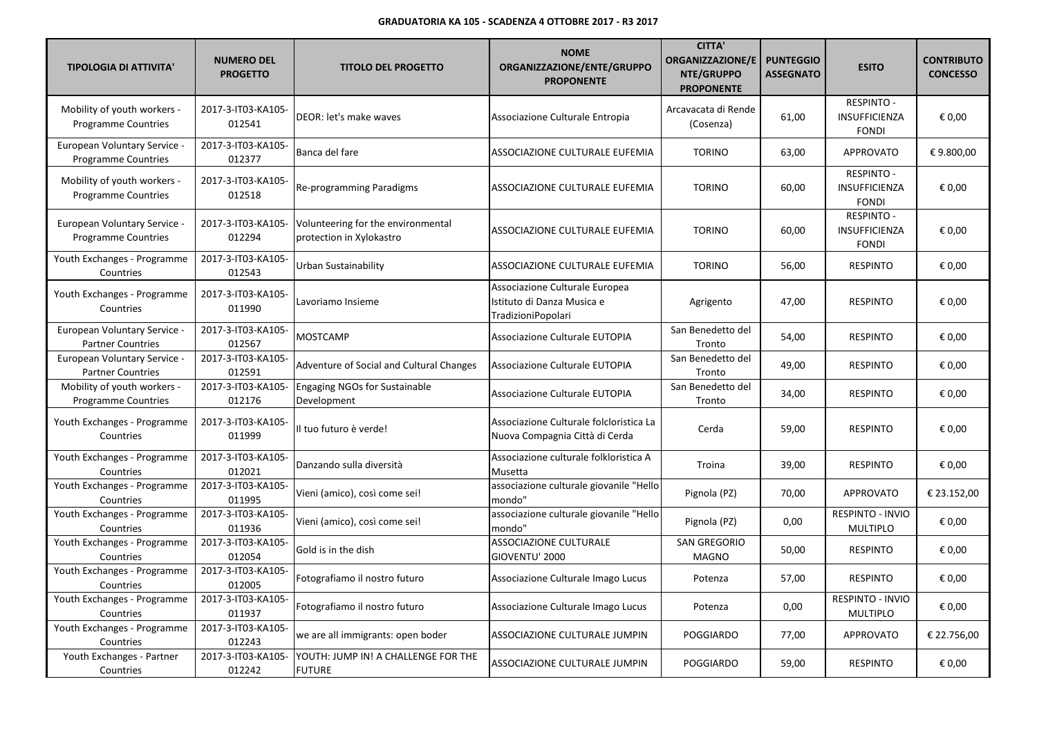**GRADUATORIA KA 105 - SCADENZA 4 OTTOBRE 2017 - R3 2017**

| TIPOLOGIA DI ATTIVITA' | NUMERO DEL PROGETTO | TITOLO DEL PROGETTO | NOME ORGANIZZAZIONE/ENTE/GRUPPO PROPONENTE | CITTA' ORGANIZZAZIONE/ENTE/GRUPPO PROPONENTE | PUNTEGGIO ASSEGNATO | ESITO | CONTRIBUTO CONCESSO |
|---|---|---|---|---|---|---|---|
| Mobility of youth workers - Programme Countries | 2017-3-IT03-KA105-012541 | DEOR: let's make waves | Associazione Culturale Entropia | Arcavacata di Rende (Cosenza) | 61,00 | RESPINTO - INSUFFICIENZA FONDI | € 0,00 |
| European Voluntary Service - Programme Countries | 2017-3-IT03-KA105-012377 | Banca del fare | ASSOCIAZIONE CULTURALE EUFEMIA | TORINO | 63,00 | APPROVATO | € 9.800,00 |
| Mobility of youth workers - Programme Countries | 2017-3-IT03-KA105-012518 | Re-programming Paradigms | ASSOCIAZIONE CULTURALE EUFEMIA | TORINO | 60,00 | RESPINTO - INSUFFICIENZA FONDI | € 0,00 |
| European Voluntary Service - Programme Countries | 2017-3-IT03-KA105-012294 | Volunteering for the environmental protection in Xylokastro | ASSOCIAZIONE CULTURALE EUFEMIA | TORINO | 60,00 | RESPINTO - INSUFFICIENZA FONDI | € 0,00 |
| Youth Exchanges - Programme Countries | 2017-3-IT03-KA105-012543 | Urban Sustainability | ASSOCIAZIONE CULTURALE EUFEMIA | TORINO | 56,00 | RESPINTO | € 0,00 |
| Youth Exchanges - Programme Countries | 2017-3-IT03-KA105-011990 | Lavoriamo Insieme | Associazione Culturale Europea Istituto di Danza Musica e TradizioniPopolari | Agrigento | 47,00 | RESPINTO | € 0,00 |
| European Voluntary Service - Partner Countries | 2017-3-IT03-KA105-012567 | MOSTCAMP | Associazione Culturale EUTOPIA | San Benedetto del Tronto | 54,00 | RESPINTO | € 0,00 |
| European Voluntary Service - Partner Countries | 2017-3-IT03-KA105-012591 | Adventure of Social and Cultural Changes | Associazione Culturale EUTOPIA | San Benedetto del Tronto | 49,00 | RESPINTO | € 0,00 |
| Mobility of youth workers - Programme Countries | 2017-3-IT03-KA105-012176 | Engaging NGOs for Sustainable Development | Associazione Culturale EUTOPIA | San Benedetto del Tronto | 34,00 | RESPINTO | € 0,00 |
| Youth Exchanges - Programme Countries | 2017-3-IT03-KA105-011999 | Il tuo futuro è verde! | Associazione Culturale folcloristica La Nuova Compagnia Città di Cerda | Cerda | 59,00 | RESPINTO | € 0,00 |
| Youth Exchanges - Programme Countries | 2017-3-IT03-KA105-012021 | Danzando sulla diversità | Associazione culturale folkloristica A Musetta | Troina | 39,00 | RESPINTO | € 0,00 |
| Youth Exchanges - Programme Countries | 2017-3-IT03-KA105-011995 | Vieni (amico), così come sei! | associazione culturale giovanile "Hello mondo" | Pignola (PZ) | 70,00 | APPROVATO | € 23.152,00 |
| Youth Exchanges - Programme Countries | 2017-3-IT03-KA105-011936 | Vieni (amico), così come sei! | associazione culturale giovanile "Hello mondo" | Pignola (PZ) | 0,00 | RESPINTO - INVIO MULTIPLO | € 0,00 |
| Youth Exchanges - Programme Countries | 2017-3-IT03-KA105-012054 | Gold is in the dish | ASSOCIAZIONE CULTURALE GIOVENTU' 2000 | SAN GREGORIO MAGNO | 50,00 | RESPINTO | € 0,00 |
| Youth Exchanges - Programme Countries | 2017-3-IT03-KA105-012005 | Fotografiamo il nostro futuro | Associazione Culturale Imago Lucus | Potenza | 57,00 | RESPINTO | € 0,00 |
| Youth Exchanges - Programme Countries | 2017-3-IT03-KA105-011937 | Fotografiamo il nostro futuro | Associazione Culturale Imago Lucus | Potenza | 0,00 | RESPINTO - INVIO MULTIPLO | € 0,00 |
| Youth Exchanges - Programme Countries | 2017-3-IT03-KA105-012243 | we are all immigrants: open boder | ASSOCIAZIONE CULTURALE JUMPIN | POGGIARDO | 77,00 | APPROVATO | € 22.756,00 |
| Youth Exchanges - Partner Countries | 2017-3-IT03-KA105-012242 | YOUTH: JUMP IN! A CHALLENGE FOR THE FUTURE | ASSOCIAZIONE CULTURALE JUMPIN | POGGIARDO | 59,00 | RESPINTO | € 0,00 |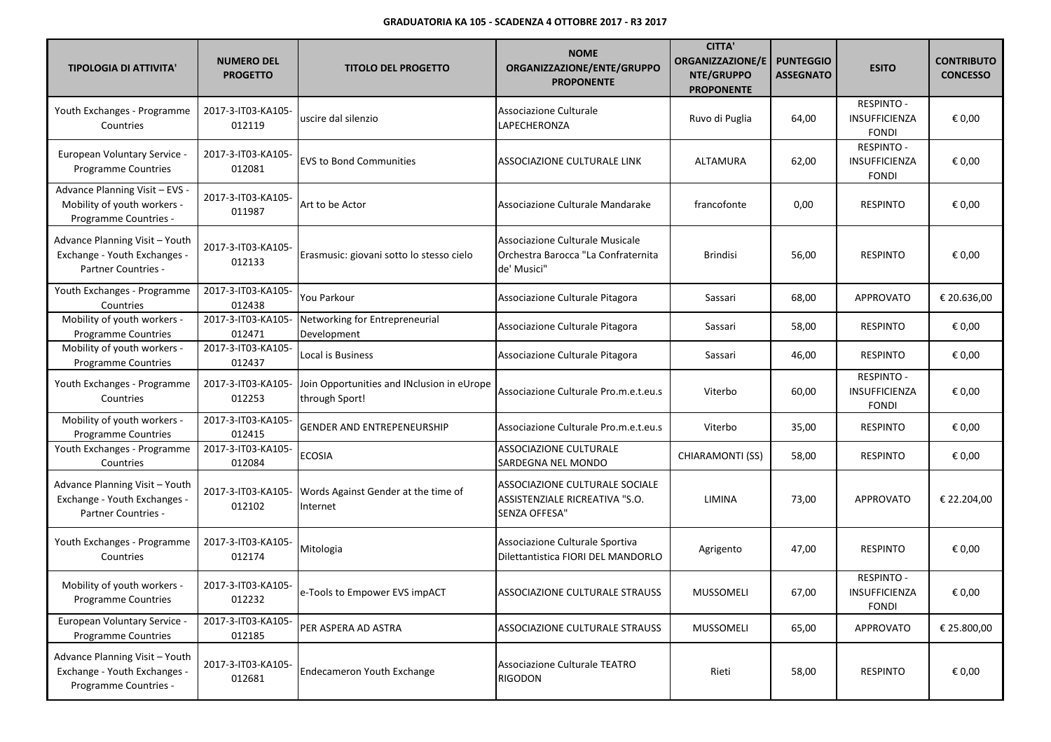**GRADUATORIA KA 105 - SCADENZA 4 OTTOBRE 2017 - R3 2017**

| TIPOLOGIA DI ATTIVITA' | NUMERO DEL PROGETTO | TITOLO DEL PROGETTO | NOME ORGANIZZAZIONE/ENTE/GRUPPO PROPONENTE | CITTA' ORGANIZZAZIONE/ENTE/GRUPPO PROPONENTE | PUNTEGGIO ASSEGNATO | ESITO | CONTRIBUTO CONCESSO |
|---|---|---|---|---|---|---|---|
| Youth Exchanges - Programme Countries | 2017-3-IT03-KA105-012119 | uscire dal silenzio | Associazione Culturale LAPECHERONZA | Ruvo di Puglia | 64,00 | RESPINTO - INSUFFICIENZA FONDI | € 0,00 |
| European Voluntary Service - Programme Countries | 2017-3-IT03-KA105-012081 | EVS to Bond Communities | ASSOCIAZIONE CULTURALE LINK | ALTAMURA | 62,00 | RESPINTO - INSUFFICIENZA FONDI | € 0,00 |
| Advance Planning Visit – EVS - Mobility of youth workers - Programme Countries - | 2017-3-IT03-KA105-011987 | Art to be Actor | Associazione Culturale Mandarake | francofonte | 0,00 | RESPINTO | € 0,00 |
| Advance Planning Visit – Youth Exchange - Youth Exchanges - Partner Countries - | 2017-3-IT03-KA105-012133 | Erasmusic: giovani sotto lo stesso cielo | Associazione Culturale Musicale Orchestra Barocca "La Confraternita de' Musici" | Brindisi | 56,00 | RESPINTO | € 0,00 |
| Youth Exchanges - Programme Countries | 2017-3-IT03-KA105-012438 | You Parkour | Associazione Culturale Pitagora | Sassari | 68,00 | APPROVATO | € 20.636,00 |
| Mobility of youth workers - Programme Countries | 2017-3-IT03-KA105-012471 | Networking for Entrepreneurial Development | Associazione Culturale Pitagora | Sassari | 58,00 | RESPINTO | € 0,00 |
| Mobility of youth workers - Programme Countries | 2017-3-IT03-KA105-012437 | Local is Business | Associazione Culturale Pitagora | Sassari | 46,00 | RESPINTO | € 0,00 |
| Youth Exchanges - Programme Countries | 2017-3-IT03-KA105-012253 | Join Opportunities and INclusion in eUrope through Sport! | Associazione Culturale Pro.m.e.t.eu.s | Viterbo | 60,00 | RESPINTO - INSUFFICIENZA FONDI | € 0,00 |
| Mobility of youth workers - Programme Countries | 2017-3-IT03-KA105-012415 | GENDER AND ENTREPENEURSHIP | Associazione Culturale Pro.m.e.t.eu.s | Viterbo | 35,00 | RESPINTO | € 0,00 |
| Youth Exchanges - Programme Countries | 2017-3-IT03-KA105-012084 | ECOSIA | ASSOCIAZIONE CULTURALE SARDEGNA NEL MONDO | CHIARAMONTI (SS) | 58,00 | RESPINTO | € 0,00 |
| Advance Planning Visit – Youth Exchange - Youth Exchanges - Partner Countries - | 2017-3-IT03-KA105-012102 | Words Against Gender at the time of Internet | ASSOCIAZIONE CULTURALE SOCIALE ASSISTENZIALE RICREATIVA "S.O. SENZA OFFESA" | LIMINA | 73,00 | APPROVATO | € 22.204,00 |
| Youth Exchanges - Programme Countries | 2017-3-IT03-KA105-012174 | Mitologia | Associazione Culturale Sportiva Dilettantistica FIORI DEL MANDORLO | Agrigento | 47,00 | RESPINTO | € 0,00 |
| Mobility of youth workers - Programme Countries | 2017-3-IT03-KA105-012232 | e-Tools to Empower EVS impACT | ASSOCIAZIONE CULTURALE STRAUSS | MUSSOMELI | 67,00 | RESPINTO - INSUFFICIENZA FONDI | € 0,00 |
| European Voluntary Service - Programme Countries | 2017-3-IT03-KA105-012185 | PER ASPERA AD ASTRA | ASSOCIAZIONE CULTURALE STRAUSS | MUSSOMELI | 65,00 | APPROVATO | € 25.800,00 |
| Advance Planning Visit – Youth Exchange - Youth Exchanges - Programme Countries - | 2017-3-IT03-KA105-012681 | Endecameron Youth Exchange | Associazione Culturale TEATRO RIGODON | Rieti | 58,00 | RESPINTO | € 0,00 |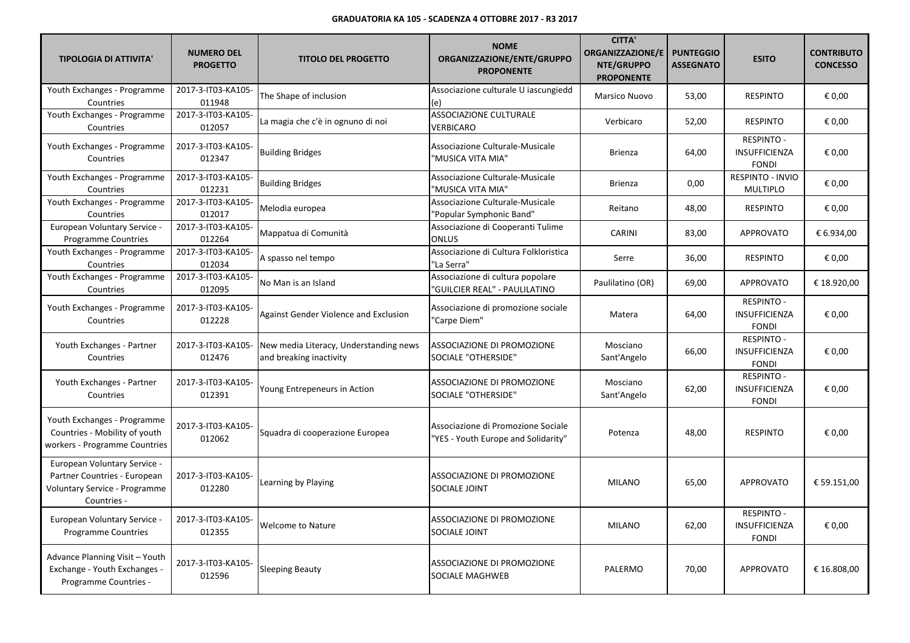**GRADUATORIA KA 105 - SCADENZA 4 OTTOBRE 2017 - R3 2017**

| TIPOLOGIA DI ATTIVITA' | NUMERO DEL PROGETTO | TITOLO DEL PROGETTO | NOME ORGANIZZAZIONE/ENTE/GRUPPO PROPONENTE | CITTA' ORGANIZZAZIONE/ENTE/GRUPPO PROPONENTE | PUNTEGGIO ASSEGNATO | ESITO | CONTRIBUTO CONCESSO |
|---|---|---|---|---|---|---|---|
| Youth Exchanges - Programme Countries | 2017-3-IT03-KA105-011948 | The Shape of inclusion | Associazione culturale U iascungiedd (e) | Marsico Nuovo | 53,00 | RESPINTO | € 0,00 |
| Youth Exchanges - Programme Countries | 2017-3-IT03-KA105-012057 | La magia che c'è in ognuno di noi | ASSOCIAZIONE CULTURALE VERBICARO | Verbicaro | 52,00 | RESPINTO | € 0,00 |
| Youth Exchanges - Programme Countries | 2017-3-IT03-KA105-012347 | Building Bridges | Associazione Culturale-Musicale "MUSICA VITA MIA" | Brienza | 64,00 | RESPINTO - INSUFFICIENZA FONDI | € 0,00 |
| Youth Exchanges - Programme Countries | 2017-3-IT03-KA105-012231 | Building Bridges | Associazione Culturale-Musicale "MUSICA VITA MIA" | Brienza | 0,00 | RESPINTO - INVIO MULTIPLO | € 0,00 |
| Youth Exchanges - Programme Countries | 2017-3-IT03-KA105-012017 | Melodia europea | Associazione Culturale-Musicale "Popular Symphonic Band" | Reitano | 48,00 | RESPINTO | € 0,00 |
| European Voluntary Service - Programme Countries | 2017-3-IT03-KA105-012264 | Mappatua di Comunità | Associazione di Cooperanti Tulime ONLUS | CARINI | 83,00 | APPROVATO | € 6.934,00 |
| Youth Exchanges - Programme Countries | 2017-3-IT03-KA105-012034 | A spasso nel tempo | Associazione di Cultura Folkloristica "La Serra" | Serre | 36,00 | RESPINTO | € 0,00 |
| Youth Exchanges - Programme Countries | 2017-3-IT03-KA105-012095 | No Man is an Island | Associazione di cultura popolare "GUILCIER REAL" - PAULILATINO | Paulilatino (OR) | 69,00 | APPROVATO | € 18.920,00 |
| Youth Exchanges - Programme Countries | 2017-3-IT03-KA105-012228 | Against Gender Violence and Exclusion | Associazione di promozione sociale "Carpe Diem" | Matera | 64,00 | RESPINTO - INSUFFICIENZA FONDI | € 0,00 |
| Youth Exchanges - Partner Countries | 2017-3-IT03-KA105-012476 | New media Literacy, Understanding news and breaking inactivity | ASSOCIAZIONE DI PROMOZIONE SOCIALE "OTHERSIDE" | Mosciano Sant'Angelo | 66,00 | RESPINTO - INSUFFICIENZA FONDI | € 0,00 |
| Youth Exchanges - Partner Countries | 2017-3-IT03-KA105-012391 | Young Entrepeneurs in Action | ASSOCIAZIONE DI PROMOZIONE SOCIALE "OTHERSIDE" | Mosciano Sant'Angelo | 62,00 | RESPINTO - INSUFFICIENZA FONDI | € 0,00 |
| Youth Exchanges - Programme Countries - Mobility of youth workers - Programme Countries | 2017-3-IT03-KA105-012062 | Squadra di cooperazione Europea | Associazione di Promozione Sociale "YES - Youth Europe and Solidarity" | Potenza | 48,00 | RESPINTO | € 0,00 |
| European Voluntary Service - Partner Countries - European Voluntary Service - Programme Countries - | 2017-3-IT03-KA105-012280 | Learning by Playing | ASSOCIAZIONE DI PROMOZIONE SOCIALE JOINT | MILANO | 65,00 | APPROVATO | € 59.151,00 |
| European Voluntary Service - Programme Countries | 2017-3-IT03-KA105-012355 | Welcome to Nature | ASSOCIAZIONE DI PROMOZIONE SOCIALE JOINT | MILANO | 62,00 | RESPINTO - INSUFFICIENZA FONDI | € 0,00 |
| Advance Planning Visit – Youth Exchange - Youth Exchanges - Programme Countries - | 2017-3-IT03-KA105-012596 | Sleeping Beauty | ASSOCIAZIONE DI PROMOZIONE SOCIALE MAGHWEB | PALERMO | 70,00 | APPROVATO | € 16.808,00 |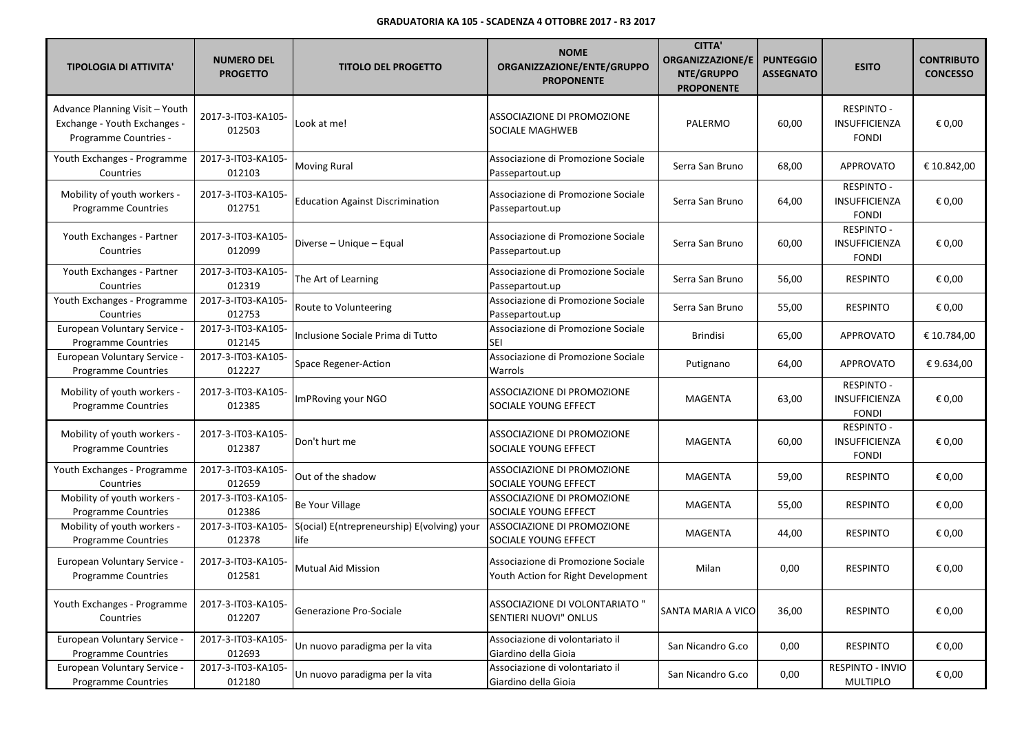**GRADUATORIA KA 105 - SCADENZA 4 OTTOBRE 2017 - R3 2017**

| TIPOLOGIA DI ATTIVITA' | NUMERO DEL PROGETTO | TITOLO DEL PROGETTO | NOME ORGANIZZAZIONE/ENTE/GRUPPO PROPONENTE | CITTA' ORGANIZZAZIONE/ENTE/GRUPPO PROPONENTE | PUNTEGGIO ASSEGNATO | ESITO | CONTRIBUTO CONCESSO |
|---|---|---|---|---|---|---|---|
| Advance Planning Visit – Youth Exchange - Youth Exchanges - Programme Countries - | 2017-3-IT03-KA105-012503 | Look at me! | ASSOCIAZIONE DI PROMOZIONE SOCIALE MAGHWEB | PALERMO | 60,00 | RESPINTO - INSUFFICIENZA FONDI | € 0,00 |
| Youth Exchanges - Programme Countries | 2017-3-IT03-KA105-012103 | Moving Rural | Associazione di Promozione Sociale Passepartout.up | Serra San Bruno | 68,00 | APPROVATO | € 10.842,00 |
| Mobility of youth workers - Programme Countries | 2017-3-IT03-KA105-012751 | Education Against Discrimination | Associazione di Promozione Sociale Passepartout.up | Serra San Bruno | 64,00 | RESPINTO - INSUFFICIENZA FONDI | € 0,00 |
| Youth Exchanges - Partner Countries | 2017-3-IT03-KA105-012099 | Diverse – Unique – Equal | Associazione di Promozione Sociale Passepartout.up | Serra San Bruno | 60,00 | RESPINTO - INSUFFICIENZA FONDI | € 0,00 |
| Youth Exchanges - Partner Countries | 2017-3-IT03-KA105-012319 | The Art of Learning | Associazione di Promozione Sociale Passepartout.up | Serra San Bruno | 56,00 | RESPINTO | € 0,00 |
| Youth Exchanges - Programme Countries | 2017-3-IT03-KA105-012753 | Route to Volunteering | Associazione di Promozione Sociale Passepartout.up | Serra San Bruno | 55,00 | RESPINTO | € 0,00 |
| European Voluntary Service - Programme Countries | 2017-3-IT03-KA105-012145 | Inclusione Sociale Prima di Tutto | Associazione di Promozione Sociale SEI | Brindisi | 65,00 | APPROVATO | € 10.784,00 |
| European Voluntary Service - Programme Countries | 2017-3-IT03-KA105-012227 | Space Regener-Action | Associazione di Promozione Sociale Warrols | Putignano | 64,00 | APPROVATO | € 9.634,00 |
| Mobility of youth workers - Programme Countries | 2017-3-IT03-KA105-012385 | ImPRoving your NGO | ASSOCIAZIONE DI PROMOZIONE SOCIALE YOUNG EFFECT | MAGENTA | 63,00 | RESPINTO - INSUFFICIENZA FONDI | € 0,00 |
| Mobility of youth workers - Programme Countries | 2017-3-IT03-KA105-012387 | Don't hurt me | ASSOCIAZIONE DI PROMOZIONE SOCIALE YOUNG EFFECT | MAGENTA | 60,00 | RESPINTO - INSUFFICIENZA FONDI | € 0,00 |
| Youth Exchanges - Programme Countries | 2017-3-IT03-KA105-012659 | Out of the shadow | ASSOCIAZIONE DI PROMOZIONE SOCIALE YOUNG EFFECT | MAGENTA | 59,00 | RESPINTO | € 0,00 |
| Mobility of youth workers - Programme Countries | 2017-3-IT03-KA105-012386 | Be Your Village | ASSOCIAZIONE DI PROMOZIONE SOCIALE YOUNG EFFECT | MAGENTA | 55,00 | RESPINTO | € 0,00 |
| Mobility of youth workers - Programme Countries | 2017-3-IT03-KA105-012378 | S(ocial) E(ntrepreneurship) E(volving) your life | ASSOCIAZIONE DI PROMOZIONE SOCIALE YOUNG EFFECT | MAGENTA | 44,00 | RESPINTO | € 0,00 |
| European Voluntary Service - Programme Countries | 2017-3-IT03-KA105-012581 | Mutual Aid Mission | Associazione di Promozione Sociale Youth Action for Right Development | Milan | 0,00 | RESPINTO | € 0,00 |
| Youth Exchanges - Programme Countries | 2017-3-IT03-KA105-012207 | Generazione Pro-Sociale | ASSOCIAZIONE DI VOLONTARIATO " SENTIERI NUOVI" ONLUS | SANTA MARIA A VICO | 36,00 | RESPINTO | € 0,00 |
| European Voluntary Service - Programme Countries | 2017-3-IT03-KA105-012693 | Un nuovo paradigma per la vita | Associazione di volontariato il Giardino della Gioia | San Nicandro G.co | 0,00 | RESPINTO | € 0,00 |
| European Voluntary Service - Programme Countries | 2017-3-IT03-KA105-012180 | Un nuovo paradigma per la vita | Associazione di volontariato il Giardino della Gioia | San Nicandro G.co | 0,00 | RESPINTO - INVIO MULTIPLO | € 0,00 |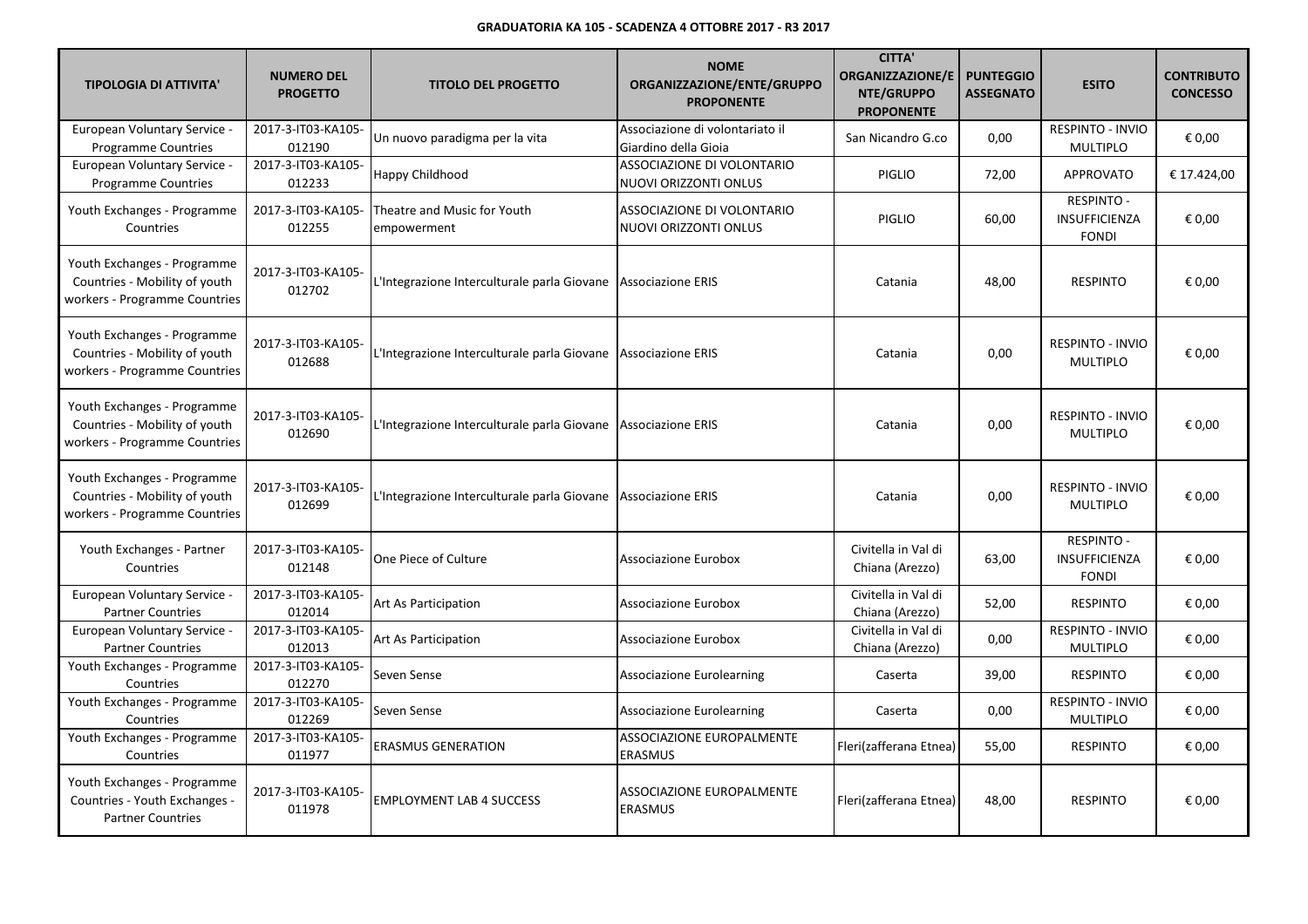**GRADUATORIA KA 105 - SCADENZA 4 OTTOBRE 2017 - R3 2017**

| TIPOLOGIA DI ATTIVITA' | NUMERO DEL PROGETTO | TITOLO DEL PROGETTO | NOME ORGANIZZAZIONE/ENTE/GRUPPO PROPONENTE | CITTA' ORGANIZZAZIONE/ENTE/GRUPPO PROPONENTE | PUNTEGGIO ASSEGNATO | ESITO | CONTRIBUTO CONCESSO |
|---|---|---|---|---|---|---|---|
| European Voluntary Service - Programme Countries | 2017-3-IT03-KA105-012190 | Un nuovo paradigma per la vita | Associazione di volontariato il Giardino della Gioia | San Nicandro G.co | 0,00 | RESPINTO - INVIO MULTIPLO | € 0,00 |
| European Voluntary Service - Programme Countries | 2017-3-IT03-KA105-012233 | Happy Childhood | ASSOCIAZIONE DI VOLONTARIO NUOVI ORIZZONTI ONLUS | PIGLIO | 72,00 | APPROVATO | € 17.424,00 |
| Youth Exchanges - Programme Countries | 2017-3-IT03-KA105-012255 | Theatre and Music for Youth empowerment | ASSOCIAZIONE DI VOLONTARIO NUOVI ORIZZONTI ONLUS | PIGLIO | 60,00 | RESPINTO - INSUFFICIENZA FONDI | € 0,00 |
| Youth Exchanges - Programme Countries - Mobility of youth workers - Programme Countries | 2017-3-IT03-KA105-012702 | L'Integrazione Interculturale parla Giovane | Associazione ERIS | Catania | 48,00 | RESPINTO | € 0,00 |
| Youth Exchanges - Programme Countries - Mobility of youth workers - Programme Countries | 2017-3-IT03-KA105-012688 | L'Integrazione Interculturale parla Giovane | Associazione ERIS | Catania | 0,00 | RESPINTO - INVIO MULTIPLO | € 0,00 |
| Youth Exchanges - Programme Countries - Mobility of youth workers - Programme Countries | 2017-3-IT03-KA105-012690 | L'Integrazione Interculturale parla Giovane | Associazione ERIS | Catania | 0,00 | RESPINTO - INVIO MULTIPLO | € 0,00 |
| Youth Exchanges - Programme Countries - Mobility of youth workers - Programme Countries | 2017-3-IT03-KA105-012699 | L'Integrazione Interculturale parla Giovane | Associazione ERIS | Catania | 0,00 | RESPINTO - INVIO MULTIPLO | € 0,00 |
| Youth Exchanges - Partner Countries | 2017-3-IT03-KA105-012148 | One Piece of Culture | Associazione Eurobox | Civitella in Val di Chiana (Arezzo) | 63,00 | RESPINTO - INSUFFICIENZA FONDI | € 0,00 |
| European Voluntary Service - Partner Countries | 2017-3-IT03-KA105-012014 | Art As Participation | Associazione Eurobox | Civitella in Val di Chiana (Arezzo) | 52,00 | RESPINTO | € 0,00 |
| European Voluntary Service - Partner Countries | 2017-3-IT03-KA105-012013 | Art As Participation | Associazione Eurobox | Civitella in Val di Chiana (Arezzo) | 0,00 | RESPINTO - INVIO MULTIPLO | € 0,00 |
| Youth Exchanges - Programme Countries | 2017-3-IT03-KA105-012270 | Seven Sense | Associazione Eurolearning | Caserta | 39,00 | RESPINTO | € 0,00 |
| Youth Exchanges - Programme Countries | 2017-3-IT03-KA105-012269 | Seven Sense | Associazione Eurolearning | Caserta | 0,00 | RESPINTO - INVIO MULTIPLO | € 0,00 |
| Youth Exchanges - Programme Countries | 2017-3-IT03-KA105-011977 | ERASMUS GENERATION | ASSOCIAZIONE EUROPALMENTE ERASMUS | Fleri(zafferana Etnea) | 55,00 | RESPINTO | € 0,00 |
| Youth Exchanges - Programme Countries - Youth Exchanges - Partner Countries | 2017-3-IT03-KA105-011978 | EMPLOYMENT LAB 4 SUCCESS | ASSOCIAZIONE EUROPALMENTE ERASMUS | Fleri(zafferana Etnea) | 48,00 | RESPINTO | € 0,00 |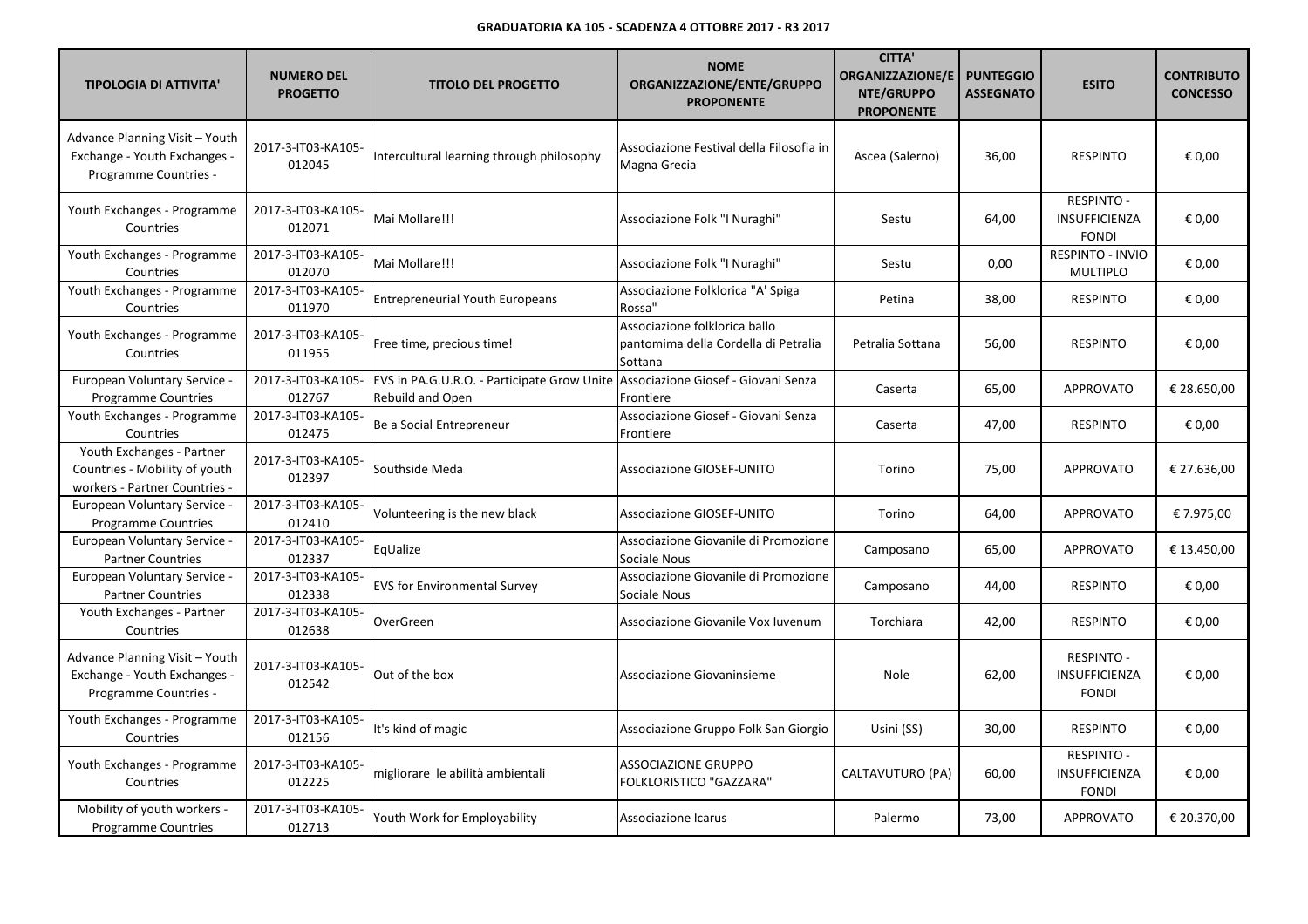**GRADUATORIA KA 105 - SCADENZA 4 OTTOBRE 2017 - R3 2017**

| TIPOLOGIA DI ATTIVITA' | NUMERO DEL PROGETTO | TITOLO DEL PROGETTO | NOME ORGANIZZAZIONE/ENTE/GRUPPO PROPONENTE | CITTA' ORGANIZZAZIONE/ENTE/GRUPPO PROPONENTE | PUNTEGGIO ASSEGNATO | ESITO | CONTRIBUTO CONCESSO |
|---|---|---|---|---|---|---|---|
| Advance Planning Visit – Youth Exchange - Youth Exchanges - Programme Countries - | 2017-3-IT03-KA105-012045 | Intercultural learning through philosophy | Associazione Festival della Filosofia in Magna Grecia | Ascea (Salerno) | 36,00 | RESPINTO | € 0,00 |
| Youth Exchanges - Programme Countries | 2017-3-IT03-KA105-012071 | Mai Mollare!!! | Associazione Folk "I Nuraghi" | Sestu | 64,00 | RESPINTO - INSUFFICIENZA FONDI | € 0,00 |
| Youth Exchanges - Programme Countries | 2017-3-IT03-KA105-012070 | Mai Mollare!!! | Associazione Folk "I Nuraghi" | Sestu | 0,00 | RESPINTO - INVIO MULTIPLO | € 0,00 |
| Youth Exchanges - Programme Countries | 2017-3-IT03-KA105-011970 | Entrepreneurial Youth Europeans | Associazione Folklorica "A' Spiga Rossa" | Petina | 38,00 | RESPINTO | € 0,00 |
| Youth Exchanges - Programme Countries | 2017-3-IT03-KA105-011955 | Free time, precious time! | Associazione folklorica ballo pantomima della Cordella di Petralia Sottana | Petralia Sottana | 56,00 | RESPINTO | € 0,00 |
| European Voluntary Service - Programme Countries | 2017-3-IT03-KA105-012767 | EVS in PA.G.U.R.O. - Participate Grow Unite Rebuild and Open | Associazione Giosef - Giovani Senza Frontiere | Caserta | 65,00 | APPROVATO | € 28.650,00 |
| Youth Exchanges - Programme Countries | 2017-3-IT03-KA105-012475 | Be a Social Entrepreneur | Associazione Giosef - Giovani Senza Frontiere | Caserta | 47,00 | RESPINTO | € 0,00 |
| Youth Exchanges - Partner Countries - Mobility of youth workers - Partner Countries - | 2017-3-IT03-KA105-012397 | Southside Meda | Associazione GIOSEF-UNITO | Torino | 75,00 | APPROVATO | € 27.636,00 |
| European Voluntary Service - Programme Countries | 2017-3-IT03-KA105-012410 | Volunteering is the new black | Associazione GIOSEF-UNITO | Torino | 64,00 | APPROVATO | € 7.975,00 |
| European Voluntary Service - Partner Countries | 2017-3-IT03-KA105-012337 | EqUalize | Associazione Giovanile di Promozione Sociale Nous | Camposano | 65,00 | APPROVATO | € 13.450,00 |
| European Voluntary Service - Partner Countries | 2017-3-IT03-KA105-012338 | EVS for Environmental Survey | Associazione Giovanile di Promozione Sociale Nous | Camposano | 44,00 | RESPINTO | € 0,00 |
| Youth Exchanges - Partner Countries | 2017-3-IT03-KA105-012638 | OverGreen | Associazione Giovanile Vox Iuvenum | Torchiara | 42,00 | RESPINTO | € 0,00 |
| Advance Planning Visit – Youth Exchange - Youth Exchanges - Programme Countries - | 2017-3-IT03-KA105-012542 | Out of the box | Associazione Giovaninsieme | Nole | 62,00 | RESPINTO - INSUFFICIENZA FONDI | € 0,00 |
| Youth Exchanges - Programme Countries | 2017-3-IT03-KA105-012156 | It's kind of magic | Associazione Gruppo Folk San Giorgio | Usini (SS) | 30,00 | RESPINTO | € 0,00 |
| Youth Exchanges - Programme Countries | 2017-3-IT03-KA105-012225 | migliorare le abilità ambientali | ASSOCIAZIONE GRUPPO FOLKLORISTICO "GAZZARA" | CALTAVUTURO (PA) | 60,00 | RESPINTO - INSUFFICIENZA FONDI | € 0,00 |
| Mobility of youth workers - Programme Countries | 2017-3-IT03-KA105-012713 | Youth Work for Employability | Associazione Icarus | Palermo | 73,00 | APPROVATO | € 20.370,00 |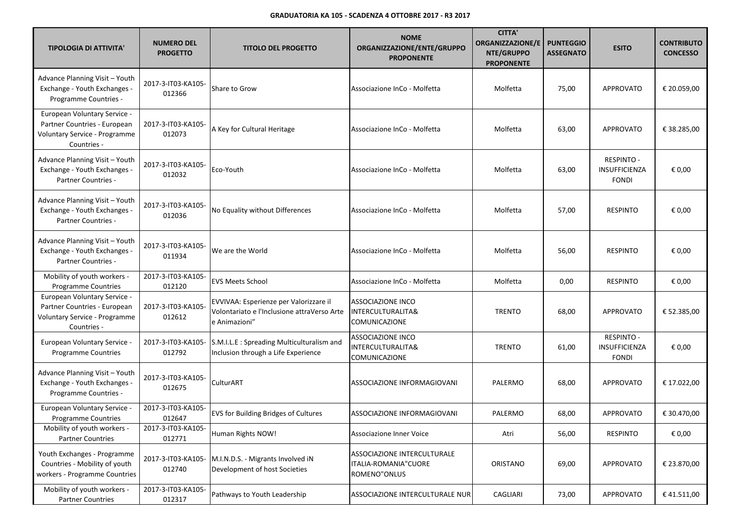**GRADUATORIA KA 105 - SCADENZA 4 OTTOBRE 2017 - R3 2017**

| TIPOLOGIA DI ATTIVITA' | NUMERO DEL PROGETTO | TITOLO DEL PROGETTO | NOME ORGANIZZAZIONE/ENTE/GRUPPO PROPONENTE | CITTA' ORGANIZZAZIONE/ENTE/GRUPPO PROPONENTE | PUNTEGGIO ASSEGNATO | ESITO | CONTRIBUTO CONCESSO |
|---|---|---|---|---|---|---|---|
| Advance Planning Visit – Youth Exchange - Youth Exchanges - Programme Countries - | 2017-3-IT03-KA105-012366 | Share to Grow | Associazione InCo - Molfetta | Molfetta | 75,00 | APPROVATO | € 20.059,00 |
| European Voluntary Service - Partner Countries - European Voluntary Service - Programme Countries - | 2017-3-IT03-KA105-012073 | A Key for Cultural Heritage | Associazione InCo - Molfetta | Molfetta | 63,00 | APPROVATO | € 38.285,00 |
| Advance Planning Visit – Youth Exchange - Youth Exchanges - Partner Countries - | 2017-3-IT03-KA105-012032 | Eco-Youth | Associazione InCo - Molfetta | Molfetta | 63,00 | RESPINTO - INSUFFICIENZA FONDI | € 0,00 |
| Advance Planning Visit – Youth Exchange - Youth Exchanges - Partner Countries - | 2017-3-IT03-KA105-012036 | No Equality without Differences | Associazione InCo - Molfetta | Molfetta | 57,00 | RESPINTO | € 0,00 |
| Advance Planning Visit – Youth Exchange - Youth Exchanges - Partner Countries - | 2017-3-IT03-KA105-011934 | We are the World | Associazione InCo - Molfetta | Molfetta | 56,00 | RESPINTO | € 0,00 |
| Mobility of youth workers - Programme Countries | 2017-3-IT03-KA105-012120 | EVS Meets School | Associazione InCo - Molfetta | Molfetta | 0,00 | RESPINTO | € 0,00 |
| European Voluntary Service - Partner Countries - European Voluntary Service - Programme Countries - | 2017-3-IT03-KA105-012612 | EVVIVAA: Esperienze per Valorizzare il Volontariato e l'Inclusione attraVerso Arte e Animazioni" | ASSOCIAZIONE INCO INTERCULTURALITA& COMUNICAZIONE | TRENTO | 68,00 | APPROVATO | € 52.385,00 |
| European Voluntary Service - Programme Countries | 2017-3-IT03-KA105-012792 | S.M.I.L.E : Spreading Multiculturalism and Inclusion through a Life Experience | ASSOCIAZIONE INCO INTERCULTURALITA& COMUNICAZIONE | TRENTO | 61,00 | RESPINTO - INSUFFICIENZA FONDI | € 0,00 |
| Advance Planning Visit – Youth Exchange - Youth Exchanges - Programme Countries - | 2017-3-IT03-KA105-012675 | CulturART | ASSOCIAZIONE INFORMAGIOVANI | PALERMO | 68,00 | APPROVATO | € 17.022,00 |
| European Voluntary Service - Programme Countries | 2017-3-IT03-KA105-012647 | EVS for Building Bridges of Cultures | ASSOCIAZIONE INFORMAGIOVANI | PALERMO | 68,00 | APPROVATO | € 30.470,00 |
| Mobility of youth workers - Partner Countries | 2017-3-IT03-KA105-012771 | Human Rights NOW! | Associazione Inner Voice | Atri | 56,00 | RESPINTO | € 0,00 |
| Youth Exchanges - Programme Countries - Mobility of youth workers - Programme Countries | 2017-3-IT03-KA105-012740 | M.I.N.D.S. - Migrants Involved iN Development of host Societies | ASSOCIAZIONE INTERCULTURALE ITALIA-ROMANIA"CUORE ROMENO"ONLUS | ORISTANO | 69,00 | APPROVATO | € 23.870,00 |
| Mobility of youth workers - Partner Countries | 2017-3-IT03-KA105-012317 | Pathways to Youth Leadership | ASSOCIAZIONE INTERCULTURALE NUR | CAGLIARI | 73,00 | APPROVATO | € 41.511,00 |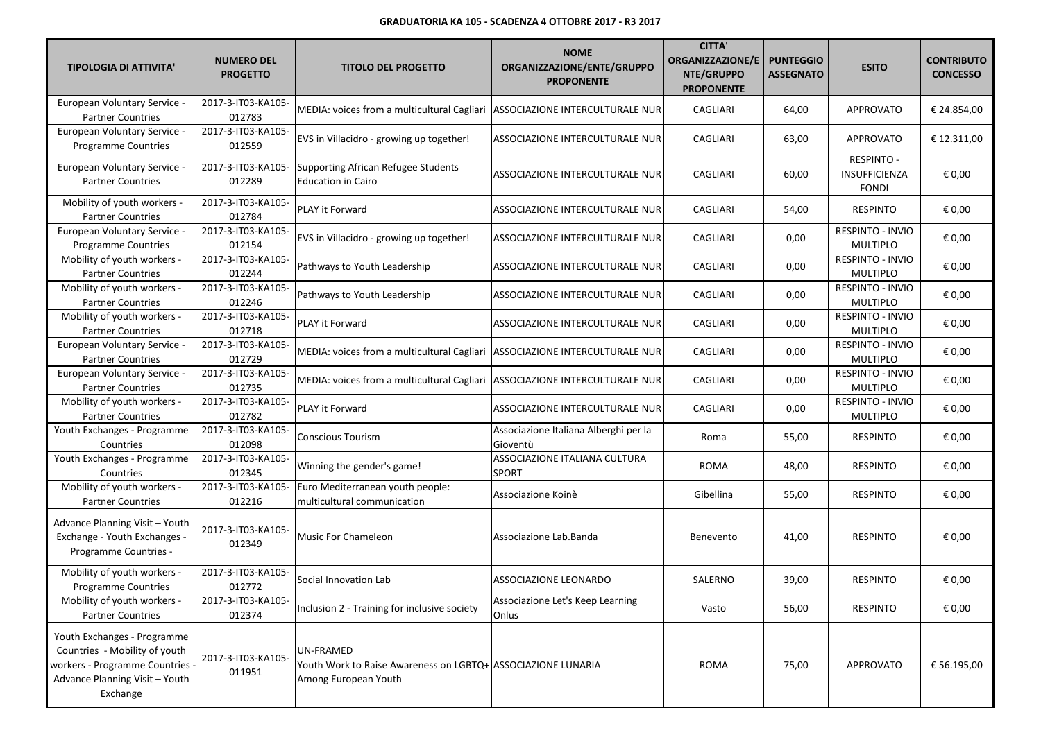**GRADUATORIA KA 105 - SCADENZA 4 OTTOBRE 2017 - R3 2017**

| TIPOLOGIA DI ATTIVITA' | NUMERO DEL PROGETTO | TITOLO DEL PROGETTO | NOME ORGANIZZAZIONE/ENTE/GRUPPO PROPONENTE | CITTA' ORGANIZZAZIONE/ENTE/GRUPPO PROPONENTE | PUNTEGGIO ASSEGNATO | ESITO | CONTRIBUTO CONCESSO |
|---|---|---|---|---|---|---|---|
| European Voluntary Service - Partner Countries | 2017-3-IT03-KA105-012783 | MEDIA: voices from a multicultural Cagliari | ASSOCIAZIONE INTERCULTURALE NUR | CAGLIARI | 64,00 | APPROVATO | € 24.854,00 |
| European Voluntary Service - Programme Countries | 2017-3-IT03-KA105-012559 | EVS in Villacidro - growing up together! | ASSOCIAZIONE INTERCULTURALE NUR | CAGLIARI | 63,00 | APPROVATO | € 12.311,00 |
| European Voluntary Service - Partner Countries | 2017-3-IT03-KA105-012289 | Supporting African Refugee Students Education in Cairo | ASSOCIAZIONE INTERCULTURALE NUR | CAGLIARI | 60,00 | RESPINTO - INSUFFICIENZA FONDI | € 0,00 |
| Mobility of youth workers - Partner Countries | 2017-3-IT03-KA105-012784 | PLAY it Forward | ASSOCIAZIONE INTERCULTURALE NUR | CAGLIARI | 54,00 | RESPINTO | € 0,00 |
| European Voluntary Service - Programme Countries | 2017-3-IT03-KA105-012154 | EVS in Villacidro - growing up together! | ASSOCIAZIONE INTERCULTURALE NUR | CAGLIARI | 0,00 | RESPINTO - INVIO MULTIPLO | € 0,00 |
| Mobility of youth workers - Partner Countries | 2017-3-IT03-KA105-012244 | Pathways to Youth Leadership | ASSOCIAZIONE INTERCULTURALE NUR | CAGLIARI | 0,00 | RESPINTO - INVIO MULTIPLO | € 0,00 |
| Mobility of youth workers - Partner Countries | 2017-3-IT03-KA105-012246 | Pathways to Youth Leadership | ASSOCIAZIONE INTERCULTURALE NUR | CAGLIARI | 0,00 | RESPINTO - INVIO MULTIPLO | € 0,00 |
| Mobility of youth workers - Partner Countries | 2017-3-IT03-KA105-012718 | PLAY it Forward | ASSOCIAZIONE INTERCULTURALE NUR | CAGLIARI | 0,00 | RESPINTO - INVIO MULTIPLO | € 0,00 |
| European Voluntary Service - Partner Countries | 2017-3-IT03-KA105-012729 | MEDIA: voices from a multicultural Cagliari | ASSOCIAZIONE INTERCULTURALE NUR | CAGLIARI | 0,00 | RESPINTO - INVIO MULTIPLO | € 0,00 |
| European Voluntary Service - Partner Countries | 2017-3-IT03-KA105-012735 | MEDIA: voices from a multicultural Cagliari | ASSOCIAZIONE INTERCULTURALE NUR | CAGLIARI | 0,00 | RESPINTO - INVIO MULTIPLO | € 0,00 |
| Mobility of youth workers - Partner Countries | 2017-3-IT03-KA105-012782 | PLAY it Forward | ASSOCIAZIONE INTERCULTURALE NUR | CAGLIARI | 0,00 | RESPINTO - INVIO MULTIPLO | € 0,00 |
| Youth Exchanges - Programme Countries | 2017-3-IT03-KA105-012098 | Conscious Tourism | Associazione Italiana Alberghi per la Gioventù | Roma | 55,00 | RESPINTO | € 0,00 |
| Youth Exchanges - Programme Countries | 2017-3-IT03-KA105-012345 | Winning the gender's game! | ASSOCIAZIONE ITALIANA CULTURA SPORT | ROMA | 48,00 | RESPINTO | € 0,00 |
| Mobility of youth workers - Partner Countries | 2017-3-IT03-KA105-012216 | Euro Mediterranean youth people: multicultural communication | Associazione Koinè | Gibellina | 55,00 | RESPINTO | € 0,00 |
| Advance Planning Visit – Youth Exchange - Youth Exchanges - Programme Countries - | 2017-3-IT03-KA105-012349 | Music For Chameleon | Associazione Lab.Banda | Benevento | 41,00 | RESPINTO | € 0,00 |
| Mobility of youth workers - Programme Countries | 2017-3-IT03-KA105-012772 | Social Innovation Lab | ASSOCIAZIONE LEONARDO | SALERNO | 39,00 | RESPINTO | € 0,00 |
| Mobility of youth workers - Partner Countries | 2017-3-IT03-KA105-012374 | Inclusion 2 - Training for inclusive society | Associazione Let's Keep Learning Onlus | Vasto | 56,00 | RESPINTO | € 0,00 |
| Youth Exchanges - Programme Countries - Mobility of youth workers - Programme Countries - Advance Planning Visit – Youth Exchange | 2017-3-IT03-KA105-011951 | UN-FRAMED Youth Work to Raise Awareness on LGBTQ+ Among European Youth | ASSOCIAZIONE LUNARIA | ROMA | 75,00 | APPROVATO | € 56.195,00 |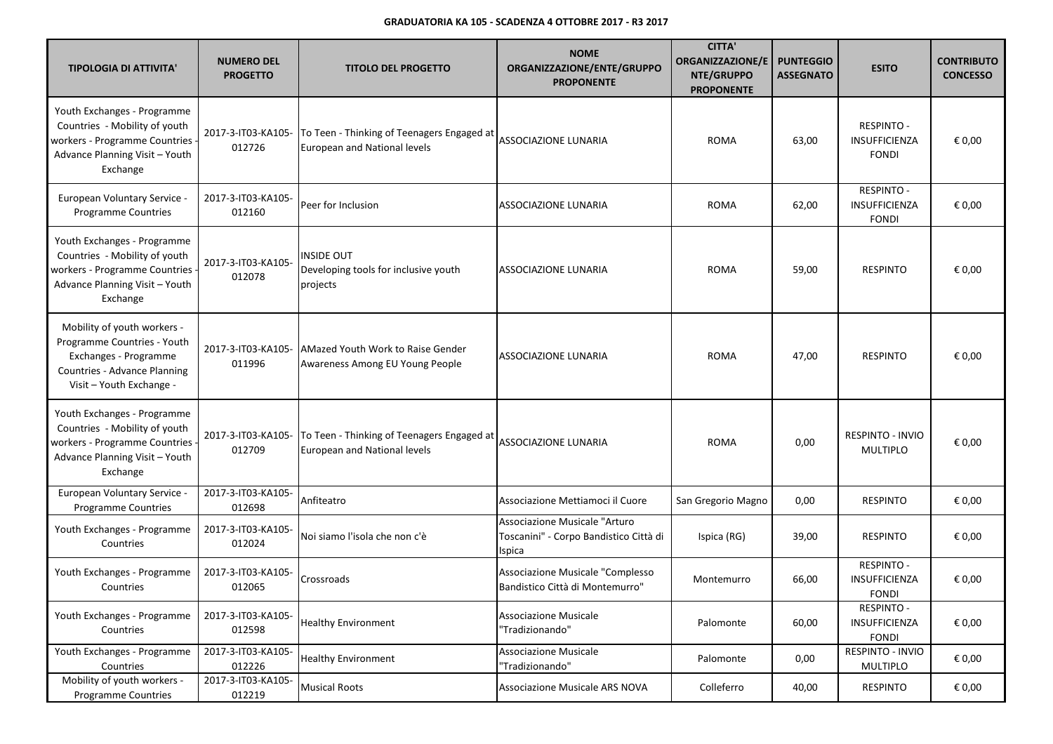**GRADUATORIA KA 105 - SCADENZA 4 OTTOBRE 2017 - R3 2017**

| TIPOLOGIA DI ATTIVITA' | NUMERO DEL PROGETTO | TITOLO DEL PROGETTO | NOME ORGANIZZAZIONE/ENTE/GRUPPO PROPONENTE | CITTA' ORGANIZZAZIONE/ENTE/GRUPPO PROPONENTE | PUNTEGGIO ASSEGNATO | ESITO | CONTRIBUTO CONCESSO |
|---|---|---|---|---|---|---|---|
| Youth Exchanges - Programme Countries - Mobility of youth workers - Programme Countries - Advance Planning Visit – Youth Exchange | 2017-3-IT03-KA105-012726 | To Teen - Thinking of Teenagers Engaged at European and National levels | ASSOCIAZIONE LUNARIA | ROMA | 63,00 | RESPINTO - INSUFFICIENZA FONDI | € 0,00 |
| European Voluntary Service - Programme Countries | 2017-3-IT03-KA105-012160 | Peer for Inclusion | ASSOCIAZIONE LUNARIA | ROMA | 62,00 | RESPINTO - INSUFFICIENZA FONDI | € 0,00 |
| Youth Exchanges - Programme Countries - Mobility of youth workers - Programme Countries - Advance Planning Visit – Youth Exchange | 2017-3-IT03-KA105-012078 | INSIDE OUT Developing tools for inclusive youth projects | ASSOCIAZIONE LUNARIA | ROMA | 59,00 | RESPINTO | € 0,00 |
| Mobility of youth workers - Programme Countries - Youth Exchanges - Programme Countries - Advance Planning Visit – Youth Exchange - | 2017-3-IT03-KA105-011996 | AMazed Youth Work to Raise Gender Awareness Among EU Young People | ASSOCIAZIONE LUNARIA | ROMA | 47,00 | RESPINTO | € 0,00 |
| Youth Exchanges - Programme Countries - Mobility of youth workers - Programme Countries - Advance Planning Visit – Youth Exchange | 2017-3-IT03-KA105-012709 | To Teen - Thinking of Teenagers Engaged at European and National levels | ASSOCIAZIONE LUNARIA | ROMA | 0,00 | RESPINTO - INVIO MULTIPLO | € 0,00 |
| European Voluntary Service - Programme Countries | 2017-3-IT03-KA105-012698 | Anfiteatro | Associazione Mettiamoci il Cuore | San Gregorio Magno | 0,00 | RESPINTO | € 0,00 |
| Youth Exchanges - Programme Countries | 2017-3-IT03-KA105-012024 | Noi siamo l'isola che non c'è | Associazione Musicale "Arturo Toscanini" - Corpo Bandistico Città di Ispica | Ispica (RG) | 39,00 | RESPINTO | € 0,00 |
| Youth Exchanges - Programme Countries | 2017-3-IT03-KA105-012065 | Crossroads | Associazione Musicale "Complesso Bandistico Città di Montemurro" | Montemurro | 66,00 | RESPINTO - INSUFFICIENZA FONDI | € 0,00 |
| Youth Exchanges - Programme Countries | 2017-3-IT03-KA105-012598 | Healthy Environment | Associazione Musicale "Tradizionando" | Palomonte | 60,00 | RESPINTO - INSUFFICIENZA FONDI | € 0,00 |
| Youth Exchanges - Programme Countries | 2017-3-IT03-KA105-012226 | Healthy Environment | Associazione Musicale "Tradizionando" | Palomonte | 0,00 | RESPINTO - INVIO MULTIPLO | € 0,00 |
| Mobility of youth workers - Programme Countries | 2017-3-IT03-KA105-012219 | Musical Roots | Associazione Musicale ARS NOVA | Colleferro | 40,00 | RESPINTO | € 0,00 |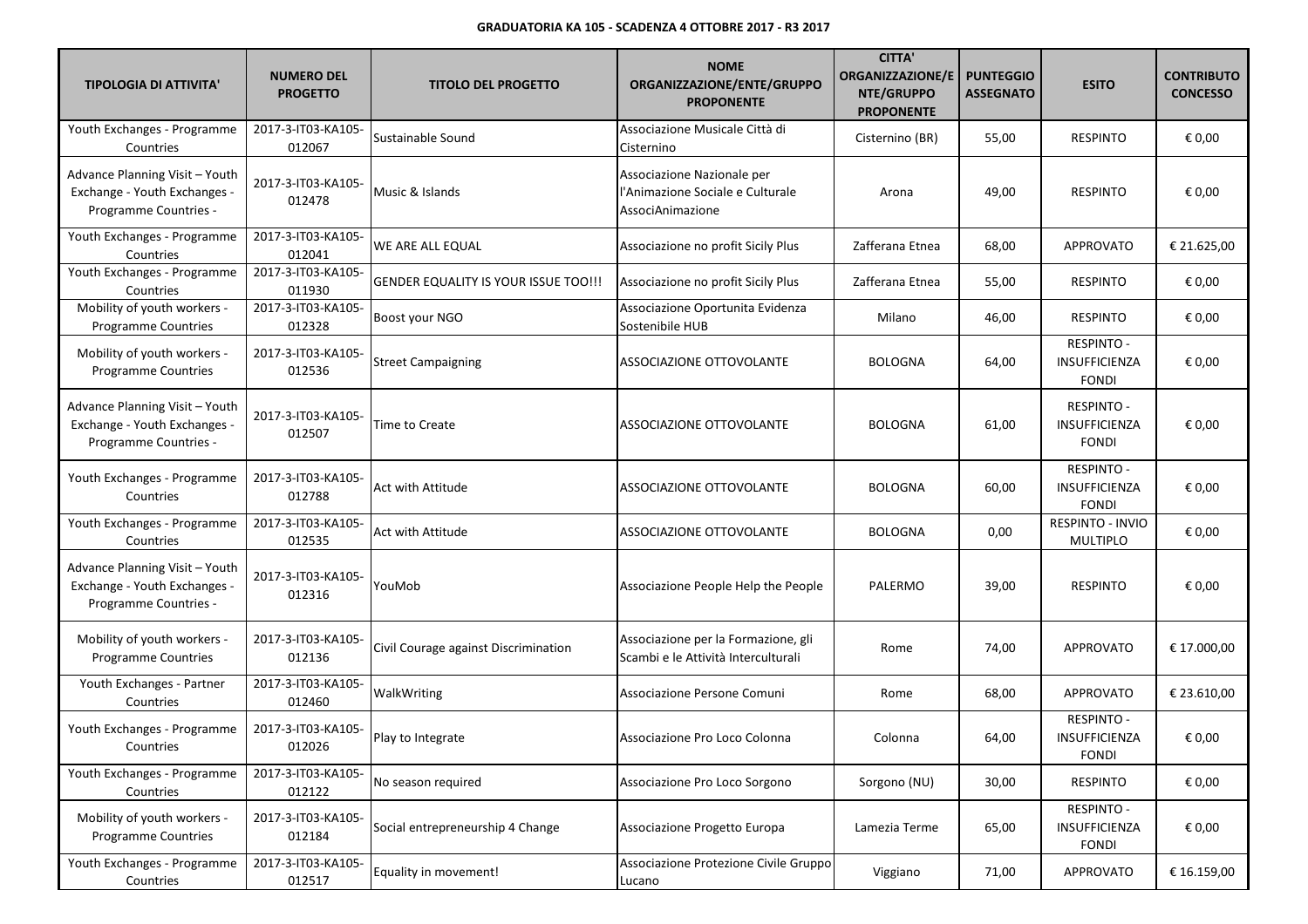**GRADUATORIA KA 105 - SCADENZA 4 OTTOBRE 2017 - R3 2017**

| TIPOLOGIA DI ATTIVITA' | NUMERO DEL PROGETTO | TITOLO DEL PROGETTO | NOME ORGANIZZAZIONE/ENTE/GRUPPO PROPONENTE | CITTA' ORGANIZZAZIONE/ENTE/GRUPPO PROPONENTE | PUNTEGGIO ASSEGNATO | ESITO | CONTRIBUTO CONCESSO |
|---|---|---|---|---|---|---|---|
| Youth Exchanges - Programme Countries | 2017-3-IT03-KA105-012067 | Sustainable Sound | Associazione Musicale Città di Cisternino | Cisternino (BR) | 55,00 | RESPINTO | € 0,00 |
| Advance Planning Visit – Youth Exchange - Youth Exchanges - Programme Countries - | 2017-3-IT03-KA105-012478 | Music & Islands | Associazione Nazionale per l'Animazione Sociale e Culturale AssociAnimazione | Arona | 49,00 | RESPINTO | € 0,00 |
| Youth Exchanges - Programme Countries | 2017-3-IT03-KA105-012041 | WE ARE ALL EQUAL | Associazione no profit Sicily Plus | Zafferana Etnea | 68,00 | APPROVATO | € 21.625,00 |
| Youth Exchanges - Programme Countries | 2017-3-IT03-KA105-011930 | GENDER EQUALITY IS YOUR ISSUE TOO!!! | Associazione no profit Sicily Plus | Zafferana Etnea | 55,00 | RESPINTO | € 0,00 |
| Mobility of youth workers - Programme Countries | 2017-3-IT03-KA105-012328 | Boost your NGO | Associazione Oportunita Evidenza Sostenibile HUB | Milano | 46,00 | RESPINTO | € 0,00 |
| Mobility of youth workers - Programme Countries | 2017-3-IT03-KA105-012536 | Street Campaigning | ASSOCIAZIONE OTTOVOLANTE | BOLOGNA | 64,00 | RESPINTO - INSUFFICIENZA FONDI | € 0,00 |
| Advance Planning Visit – Youth Exchange - Youth Exchanges - Programme Countries - | 2017-3-IT03-KA105-012507 | Time to Create | ASSOCIAZIONE OTTOVOLANTE | BOLOGNA | 61,00 | RESPINTO - INSUFFICIENZA FONDI | € 0,00 |
| Youth Exchanges - Programme Countries | 2017-3-IT03-KA105-012788 | Act with Attitude | ASSOCIAZIONE OTTOVOLANTE | BOLOGNA | 60,00 | RESPINTO - INSUFFICIENZA FONDI | € 0,00 |
| Youth Exchanges - Programme Countries | 2017-3-IT03-KA105-012535 | Act with Attitude | ASSOCIAZIONE OTTOVOLANTE | BOLOGNA | 0,00 | RESPINTO - INVIO MULTIPLO | € 0,00 |
| Advance Planning Visit – Youth Exchange - Youth Exchanges - Programme Countries - | 2017-3-IT03-KA105-012316 | YouMob | Associazione People Help the People | PALERMO | 39,00 | RESPINTO | € 0,00 |
| Mobility of youth workers - Programme Countries | 2017-3-IT03-KA105-012136 | Civil Courage against Discrimination | Associazione per la Formazione, gli Scambi e le Attività Interculturali | Rome | 74,00 | APPROVATO | € 17.000,00 |
| Youth Exchanges - Partner Countries | 2017-3-IT03-KA105-012460 | WalkWriting | Associazione Persone Comuni | Rome | 68,00 | APPROVATO | € 23.610,00 |
| Youth Exchanges - Programme Countries | 2017-3-IT03-KA105-012026 | Play to Integrate | Associazione Pro Loco Colonna | Colonna | 64,00 | RESPINTO - INSUFFICIENZA FONDI | € 0,00 |
| Youth Exchanges - Programme Countries | 2017-3-IT03-KA105-012122 | No season required | Associazione Pro Loco Sorgono | Sorgono (NU) | 30,00 | RESPINTO | € 0,00 |
| Mobility of youth workers - Programme Countries | 2017-3-IT03-KA105-012184 | Social entrepreneurship 4 Change | Associazione Progetto Europa | Lamezia Terme | 65,00 | RESPINTO - INSUFFICIENZA FONDI | € 0,00 |
| Youth Exchanges - Programme Countries | 2017-3-IT03-KA105-012517 | Equality in movement! | Associazione Protezione Civile Gruppo Lucano | Viggiano | 71,00 | APPROVATO | € 16.159,00 |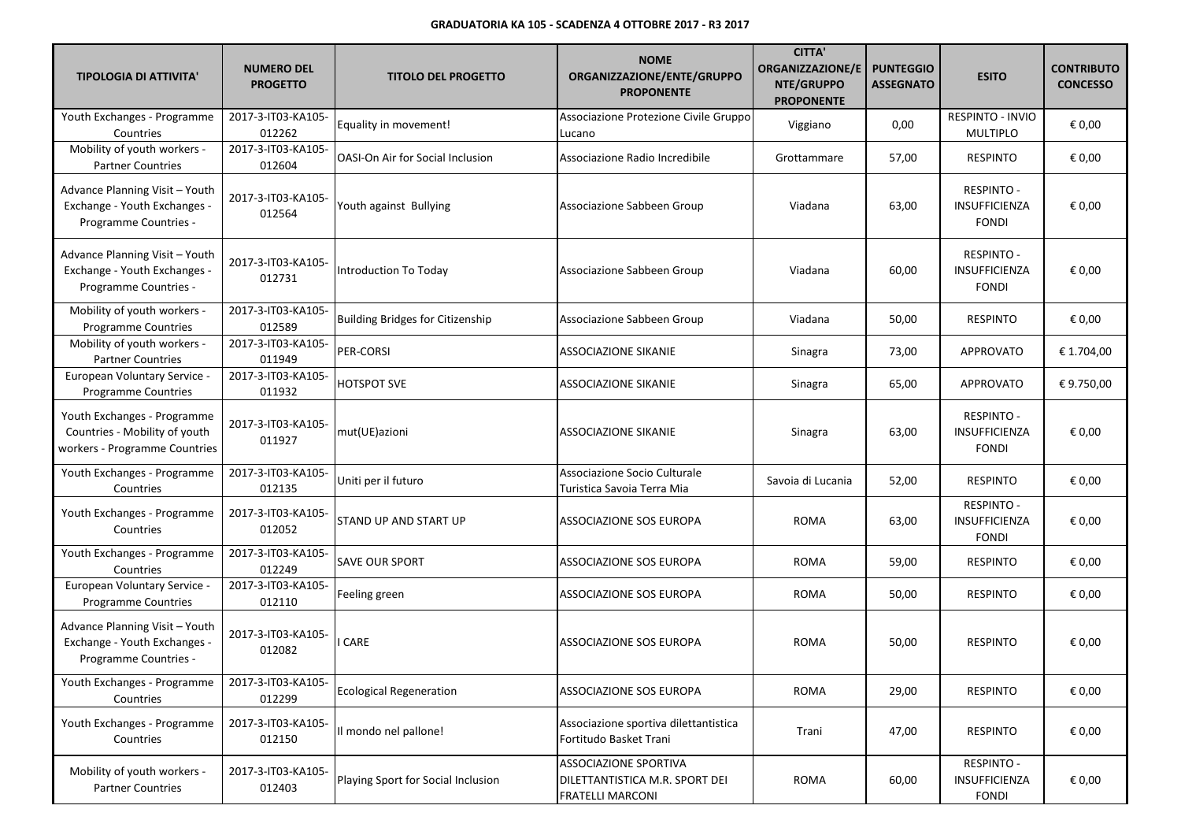**GRADUATORIA KA 105 - SCADENZA 4 OTTOBRE 2017 - R3 2017**

| TIPOLOGIA DI ATTIVITA' | NUMERO DEL PROGETTO | TITOLO DEL PROGETTO | NOME ORGANIZZAZIONE/ENTE/GRUPPO PROPONENTE | CITTA' ORGANIZZAZIONE/ENTE/GRUPPO PROPONENTE | PUNTEGGIO ASSEGNATO | ESITO | CONTRIBUTO CONCESSO |
|---|---|---|---|---|---|---|---|
| Youth Exchanges - Programme Countries | 2017-3-IT03-KA105-012262 | Equality in movement! | Associazione Protezione Civile Gruppo Lucano | Viggiano | 0,00 | RESPINTO - INVIO MULTIPLO | € 0,00 |
| Mobility of youth workers - Partner Countries | 2017-3-IT03-KA105-012604 | OASI-On Air for Social Inclusion | Associazione Radio Incredibile | Grottammare | 57,00 | RESPINTO | € 0,00 |
| Advance Planning Visit – Youth Exchange - Youth Exchanges - Programme Countries - | 2017-3-IT03-KA105-012564 | Youth against Bullying | Associazione Sabbeen Group | Viadana | 63,00 | RESPINTO - INSUFFICIENZA FONDI | € 0,00 |
| Advance Planning Visit – Youth Exchange - Youth Exchanges - Programme Countries - | 2017-3-IT03-KA105-012731 | Introduction To Today | Associazione Sabbeen Group | Viadana | 60,00 | RESPINTO - INSUFFICIENZA FONDI | € 0,00 |
| Mobility of youth workers - Programme Countries | 2017-3-IT03-KA105-012589 | Building Bridges for Citizenship | Associazione Sabbeen Group | Viadana | 50,00 | RESPINTO | € 0,00 |
| Mobility of youth workers - Partner Countries | 2017-3-IT03-KA105-011949 | PER-CORSI | ASSOCIAZIONE SIKANIE | Sinagra | 73,00 | APPROVATO | € 1.704,00 |
| European Voluntary Service - Programme Countries | 2017-3-IT03-KA105-011932 | HOTSPOT SVE | ASSOCIAZIONE SIKANIE | Sinagra | 65,00 | APPROVATO | € 9.750,00 |
| Youth Exchanges - Programme Countries - Mobility of youth workers - Programme Countries | 2017-3-IT03-KA105-011927 | mut(UE)azioni | ASSOCIAZIONE SIKANIE | Sinagra | 63,00 | RESPINTO - INSUFFICIENZA FONDI | € 0,00 |
| Youth Exchanges - Programme Countries | 2017-3-IT03-KA105-012135 | Uniti per il futuro | Associazione Socio Culturale Turistica Savoia Terra Mia | Savoia di Lucania | 52,00 | RESPINTO | € 0,00 |
| Youth Exchanges - Programme Countries | 2017-3-IT03-KA105-012052 | STAND UP AND START UP | ASSOCIAZIONE SOS EUROPA | ROMA | 63,00 | RESPINTO - INSUFFICIENZA FONDI | € 0,00 |
| Youth Exchanges - Programme Countries | 2017-3-IT03-KA105-012249 | SAVE OUR SPORT | ASSOCIAZIONE SOS EUROPA | ROMA | 59,00 | RESPINTO | € 0,00 |
| European Voluntary Service - Programme Countries | 2017-3-IT03-KA105-012110 | Feeling green | ASSOCIAZIONE SOS EUROPA | ROMA | 50,00 | RESPINTO | € 0,00 |
| Advance Planning Visit – Youth Exchange - Youth Exchanges - Programme Countries - | 2017-3-IT03-KA105-012082 | I CARE | ASSOCIAZIONE SOS EUROPA | ROMA | 50,00 | RESPINTO | € 0,00 |
| Youth Exchanges - Programme Countries | 2017-3-IT03-KA105-012299 | Ecological Regeneration | ASSOCIAZIONE SOS EUROPA | ROMA | 29,00 | RESPINTO | € 0,00 |
| Youth Exchanges - Programme Countries | 2017-3-IT03-KA105-012150 | Il mondo nel pallone! | Associazione sportiva dilettantistica Fortitudo Basket Trani | Trani | 47,00 | RESPINTO | € 0,00 |
| Mobility of youth workers - Partner Countries | 2017-3-IT03-KA105-012403 | Playing Sport for Social Inclusion | ASSOCIAZIONE SPORTIVA DILETTANTISTICA M.R. SPORT DEI FRATELLI MARCONI | ROMA | 60,00 | RESPINTO - INSUFFICIENZA FONDI | € 0,00 |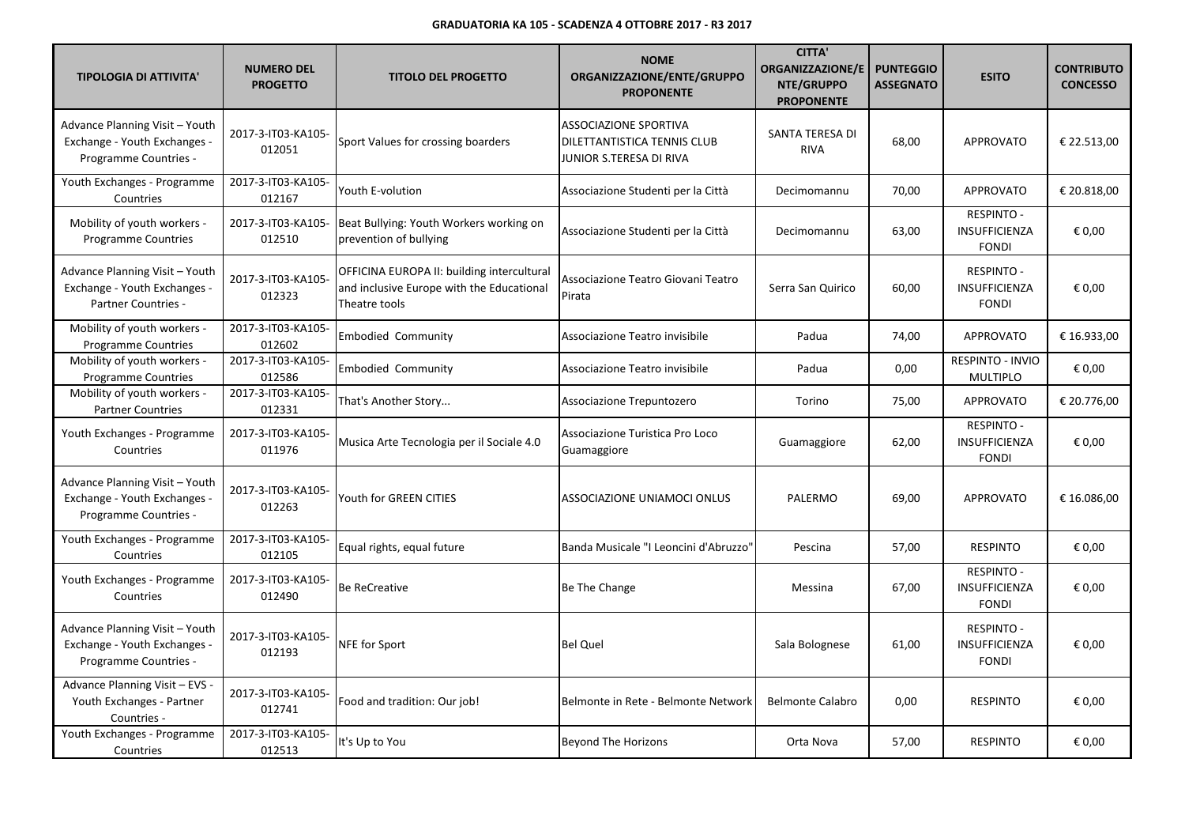**GRADUATORIA KA 105 - SCADENZA 4 OTTOBRE 2017 - R3 2017**

| TIPOLOGIA DI ATTIVITA' | NUMERO DEL PROGETTO | TITOLO DEL PROGETTO | NOME ORGANIZZAZIONE/ENTE/GRUPPO PROPONENTE | CITTA' ORGANIZZAZIONE/ENTE/GRUPPO PROPONENTE | PUNTEGGIO ASSEGNATO | ESITO | CONTRIBUTO CONCESSO |
|---|---|---|---|---|---|---|---|
| Advance Planning Visit – Youth Exchange - Youth Exchanges - Programme Countries - | 2017-3-IT03-KA105-012051 | Sport Values for crossing boarders | ASSOCIAZIONE SPORTIVA DILETTANTISTICA TENNIS CLUB JUNIOR S.TERESA DI RIVA | SANTA TERESA DI RIVA | 68,00 | APPROVATO | € 22.513,00 |
| Youth Exchanges - Programme Countries | 2017-3-IT03-KA105-012167 | Youth E-volution | Associazione Studenti per la Città | Decimomannu | 70,00 | APPROVATO | € 20.818,00 |
| Mobility of youth workers - Programme Countries | 2017-3-IT03-KA105-012510 | Beat Bullying: Youth Workers working on prevention of bullying | Associazione Studenti per la Città | Decimomannu | 63,00 | RESPINTO - INSUFFICIENZA FONDI | € 0,00 |
| Advance Planning Visit – Youth Exchange - Youth Exchanges - Partner Countries - | 2017-3-IT03-KA105-012323 | OFFICINA EUROPA II: building intercultural and inclusive Europe with the Educational Theatre tools | Associazione Teatro Giovani Teatro Pirata | Serra San Quirico | 60,00 | RESPINTO - INSUFFICIENZA FONDI | € 0,00 |
| Mobility of youth workers - Programme Countries | 2017-3-IT03-KA105-012602 | Embodied Community | Associazione Teatro invisibile | Padua | 74,00 | APPROVATO | € 16.933,00 |
| Mobility of youth workers - Programme Countries | 2017-3-IT03-KA105-012586 | Embodied Community | Associazione Teatro invisibile | Padua | 0,00 | RESPINTO - INVIO MULTIPLO | € 0,00 |
| Mobility of youth workers - Partner Countries | 2017-3-IT03-KA105-012331 | That's Another Story... | Associazione Trepuntozero | Torino | 75,00 | APPROVATO | € 20.776,00 |
| Youth Exchanges - Programme Countries | 2017-3-IT03-KA105-011976 | Musica Arte Tecnologia per il Sociale 4.0 | Associazione Turistica Pro Loco Guamaggiore | Guamaggiore | 62,00 | RESPINTO - INSUFFICIENZA FONDI | € 0,00 |
| Advance Planning Visit – Youth Exchange - Youth Exchanges - Programme Countries - | 2017-3-IT03-KA105-012263 | Youth for GREEN CITIES | ASSOCIAZIONE UNIAMOCI ONLUS | PALERMO | 69,00 | APPROVATO | € 16.086,00 |
| Youth Exchanges - Programme Countries | 2017-3-IT03-KA105-012105 | Equal rights, equal future | Banda Musicale "I Leoncini d'Abruzzo" | Pescina | 57,00 | RESPINTO | € 0,00 |
| Youth Exchanges - Programme Countries | 2017-3-IT03-KA105-012490 | Be ReCreative | Be The Change | Messina | 67,00 | RESPINTO - INSUFFICIENZA FONDI | € 0,00 |
| Advance Planning Visit – Youth Exchange - Youth Exchanges - Programme Countries - | 2017-3-IT03-KA105-012193 | NFE for Sport | Bel Quel | Sala Bolognese | 61,00 | RESPINTO - INSUFFICIENZA FONDI | € 0,00 |
| Advance Planning Visit – EVS - Youth Exchanges - Partner Countries - | 2017-3-IT03-KA105-012741 | Food and tradition: Our job! | Belmonte in Rete - Belmonte Network | Belmonte Calabro | 0,00 | RESPINTO | € 0,00 |
| Youth Exchanges - Programme Countries | 2017-3-IT03-KA105-012513 | It's Up to You | Beyond The Horizons | Orta Nova | 57,00 | RESPINTO | € 0,00 |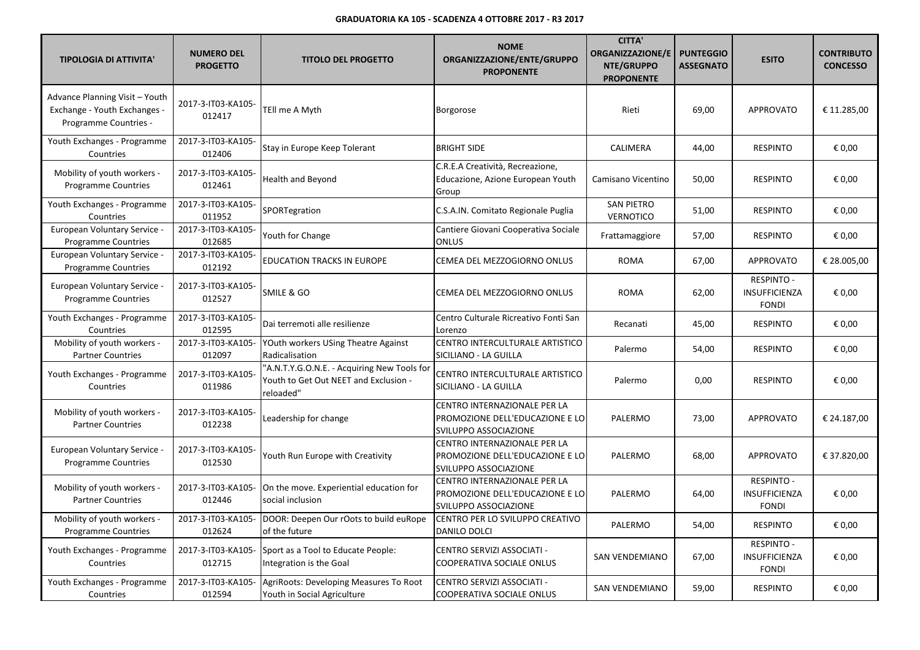**GRADUATORIA KA 105 - SCADENZA 4 OTTOBRE 2017 - R3 2017**

| TIPOLOGIA DI ATTIVITA' | NUMERO DEL PROGETTO | TITOLO DEL PROGETTO | NOME ORGANIZZAZIONE/ENTE/GRUPPO PROPONENTE | CITTA' ORGANIZZAZIONE/ENTE/GRUPPO PROPONENTE | PUNTEGGIO ASSEGNATO | ESITO | CONTRIBUTO CONCESSO |
|---|---|---|---|---|---|---|---|
| Advance Planning Visit – Youth Exchange - Youth Exchanges - Programme Countries - | 2017-3-IT03-KA105-012417 | TEll me A Myth | Borgorose | Rieti | 69,00 | APPROVATO | € 11.285,00 |
| Youth Exchanges - Programme Countries | 2017-3-IT03-KA105-012406 | Stay in Europe Keep Tolerant | BRIGHT SIDE | CALIMERA | 44,00 | RESPINTO | € 0,00 |
| Mobility of youth workers - Programme Countries | 2017-3-IT03-KA105-012461 | Health and Beyond | C.R.E.A Creatività, Recreazione, Educazione, Azione European Youth Group | Camisano Vicentino | 50,00 | RESPINTO | € 0,00 |
| Youth Exchanges - Programme Countries | 2017-3-IT03-KA105-011952 | SPORTegration | C.S.A.IN. Comitato Regionale Puglia | SAN PIETRO VERNOTICO | 51,00 | RESPINTO | € 0,00 |
| European Voluntary Service - Programme Countries | 2017-3-IT03-KA105-012685 | Youth for Change | Cantiere Giovani Cooperativa Sociale ONLUS | Frattamaggiore | 57,00 | RESPINTO | € 0,00 |
| European Voluntary Service - Programme Countries | 2017-3-IT03-KA105-012192 | EDUCATION TRACKS IN EUROPE | CEMEA DEL MEZZOGIORNO ONLUS | ROMA | 67,00 | APPROVATO | € 28.005,00 |
| European Voluntary Service - Programme Countries | 2017-3-IT03-KA105-012527 | SMILE & GO | CEMEA DEL MEZZOGIORNO ONLUS | ROMA | 62,00 | RESPINTO - INSUFFICIENZA FONDI | € 0,00 |
| Youth Exchanges - Programme Countries | 2017-3-IT03-KA105-012595 | Dai terremoti alle resilienze | Centro Culturale Ricreativo Fonti San Lorenzo | Recanati | 45,00 | RESPINTO | € 0,00 |
| Mobility of youth workers - Partner Countries | 2017-3-IT03-KA105-012097 | YOuth workers USing Theatre Against Radicalisation | CENTRO INTERCULTURALE ARTISTICO SICILIANO - LA GUILLA | Palermo | 54,00 | RESPINTO | € 0,00 |
| Youth Exchanges - Programme Countries | 2017-3-IT03-KA105-011986 | "A.N.T.Y.G.O.N.E. - Acquiring New Tools for Youth to Get Out NEET and Exclusion - reloaded" | CENTRO INTERCULTURALE ARTISTICO SICILIANO - LA GUILLA | Palermo | 0,00 | RESPINTO | € 0,00 |
| Mobility of youth workers - Partner Countries | 2017-3-IT03-KA105-012238 | Leadership for change | CENTRO INTERNAZIONALE PER LA PROMOZIONE DELL'EDUCAZIONE E LO SVILUPPO ASSOCIAZIONE | PALERMO | 73,00 | APPROVATO | € 24.187,00 |
| European Voluntary Service - Programme Countries | 2017-3-IT03-KA105-012530 | Youth Run Europe with Creativity | CENTRO INTERNAZIONALE PER LA PROMOZIONE DELL'EDUCAZIONE E LO SVILUPPO ASSOCIAZIONE | PALERMO | 68,00 | APPROVATO | € 37.820,00 |
| Mobility of youth workers - Partner Countries | 2017-3-IT03-KA105-012446 | On the move. Experiential education for social inclusion | CENTRO INTERNAZIONALE PER LA PROMOZIONE DELL'EDUCAZIONE E LO SVILUPPO ASSOCIAZIONE | PALERMO | 64,00 | RESPINTO - INSUFFICIENZA FONDI | € 0,00 |
| Mobility of youth workers - Programme Countries | 2017-3-IT03-KA105-012624 | DOOR: Deepen Our rOots to build euRope of the future | CENTRO PER LO SVILUPPO CREATIVO DANILO DOLCI | PALERMO | 54,00 | RESPINTO | € 0,00 |
| Youth Exchanges - Programme Countries | 2017-3-IT03-KA105-012715 | Sport as a Tool to Educate People: Integration is the Goal | CENTRO SERVIZI ASSOCIATI - COOPERATIVA SOCIALE ONLUS | SAN VENDEMIANO | 67,00 | RESPINTO - INSUFFICIENZA FONDI | € 0,00 |
| Youth Exchanges - Programme Countries | 2017-3-IT03-KA105-012594 | AgriRoots: Developing Measures To Root Youth in Social Agriculture | CENTRO SERVIZI ASSOCIATI - COOPERATIVA SOCIALE ONLUS | SAN VENDEMIANO | 59,00 | RESPINTO | € 0,00 |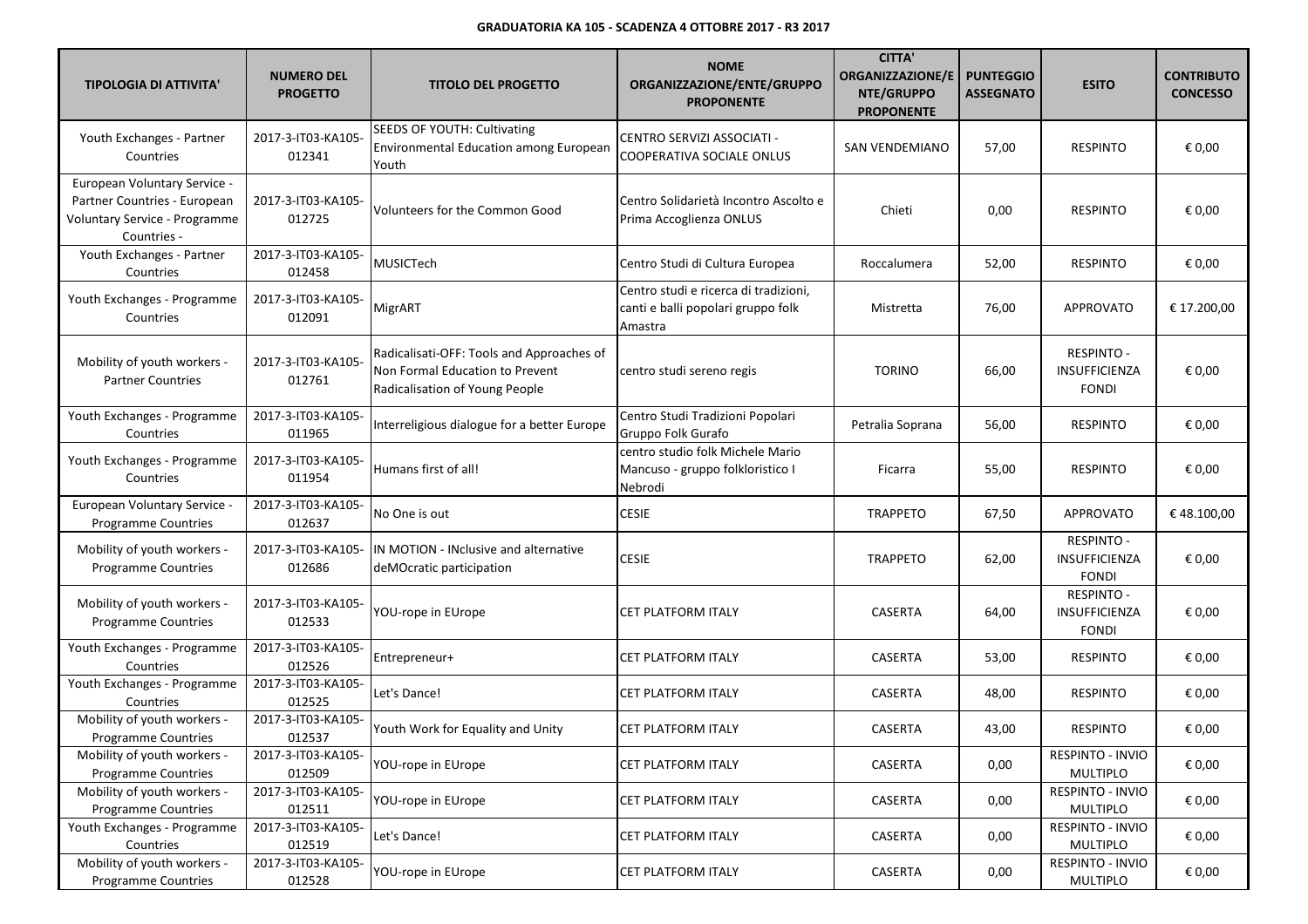**GRADUATORIA KA 105 - SCADENZA 4 OTTOBRE 2017 - R3 2017**

| TIPOLOGIA DI ATTIVITA' | NUMERO DEL PROGETTO | TITOLO DEL PROGETTO | NOME ORGANIZZAZIONE/ENTE/GRUPPO PROPONENTE | CITTA' ORGANIZZAZIONE/ENTE/GRUPPO PROPONENTE | PUNTEGGIO ASSEGNATO | ESITO | CONTRIBUTO CONCESSO |
|---|---|---|---|---|---|---|---|
| Youth Exchanges - Partner Countries | 2017-3-IT03-KA105-012341 | SEEDS OF YOUTH: Cultivating Environmental Education among European Youth | CENTRO SERVIZI ASSOCIATI - COOPERATIVA SOCIALE ONLUS | SAN VENDEMIANO | 57,00 | RESPINTO | € 0,00 |
| European Voluntary Service - Partner Countries - European Voluntary Service - Programme Countries - | 2017-3-IT03-KA105-012725 | Volunteers for the Common Good | Centro Solidarietà Incontro Ascolto e Prima Accoglienza ONLUS | Chieti | 0,00 | RESPINTO | € 0,00 |
| Youth Exchanges - Partner Countries | 2017-3-IT03-KA105-012458 | MUSICTech | Centro Studi di Cultura Europea | Roccalumera | 52,00 | RESPINTO | € 0,00 |
| Youth Exchanges - Programme Countries | 2017-3-IT03-KA105-012091 | MigrART | Centro studi e ricerca di tradizioni, canti e balli popolari gruppo folk Amastra | Mistretta | 76,00 | APPROVATO | € 17.200,00 |
| Mobility of youth workers - Partner Countries | 2017-3-IT03-KA105-012761 | Radicalisati-OFF: Tools and Approaches of Non Formal Education to Prevent Radicalisation of Young People | centro studi sereno regis | TORINO | 66,00 | RESPINTO - INSUFFICIENZA FONDI | € 0,00 |
| Youth Exchanges - Programme Countries | 2017-3-IT03-KA105-011965 | Interreligious dialogue for a better Europe | Centro Studi Tradizioni Popolari Gruppo Folk Gurafo | Petralia Soprana | 56,00 | RESPINTO | € 0,00 |
| Youth Exchanges - Programme Countries | 2017-3-IT03-KA105-011954 | Humans first of all! | centro studio folk Michele Mario Mancuso - gruppo folkloristico I Nebrodi | Ficarra | 55,00 | RESPINTO | € 0,00 |
| European Voluntary Service - Programme Countries | 2017-3-IT03-KA105-012637 | No One is out | CESIE | TRAPPETO | 67,50 | APPROVATO | € 48.100,00 |
| Mobility of youth workers - Programme Countries | 2017-3-IT03-KA105-012686 | IN MOTION - INclusive and alternative deMOcratic participation | CESIE | TRAPPETO | 62,00 | RESPINTO - INSUFFICIENZA FONDI | € 0,00 |
| Mobility of youth workers - Programme Countries | 2017-3-IT03-KA105-012533 | YOU-rope in EUrope | CET PLATFORM ITALY | CASERTA | 64,00 | RESPINTO - INSUFFICIENZA FONDI | € 0,00 |
| Youth Exchanges - Programme Countries | 2017-3-IT03-KA105-012526 | Entrepreneur+ | CET PLATFORM ITALY | CASERTA | 53,00 | RESPINTO | € 0,00 |
| Youth Exchanges - Programme Countries | 2017-3-IT03-KA105-012525 | Let's Dance! | CET PLATFORM ITALY | CASERTA | 48,00 | RESPINTO | € 0,00 |
| Mobility of youth workers - Programme Countries | 2017-3-IT03-KA105-012537 | Youth Work for Equality and Unity | CET PLATFORM ITALY | CASERTA | 43,00 | RESPINTO | € 0,00 |
| Mobility of youth workers - Programme Countries | 2017-3-IT03-KA105-012509 | YOU-rope in EUrope | CET PLATFORM ITALY | CASERTA | 0,00 | RESPINTO - INVIO MULTIPLO | € 0,00 |
| Mobility of youth workers - Programme Countries | 2017-3-IT03-KA105-012511 | YOU-rope in EUrope | CET PLATFORM ITALY | CASERTA | 0,00 | RESPINTO - INVIO MULTIPLO | € 0,00 |
| Youth Exchanges - Programme Countries | 2017-3-IT03-KA105-012519 | Let's Dance! | CET PLATFORM ITALY | CASERTA | 0,00 | RESPINTO - INVIO MULTIPLO | € 0,00 |
| Mobility of youth workers - Programme Countries | 2017-3-IT03-KA105-012528 | YOU-rope in EUrope | CET PLATFORM ITALY | CASERTA | 0,00 | RESPINTO - INVIO MULTIPLO | € 0,00 |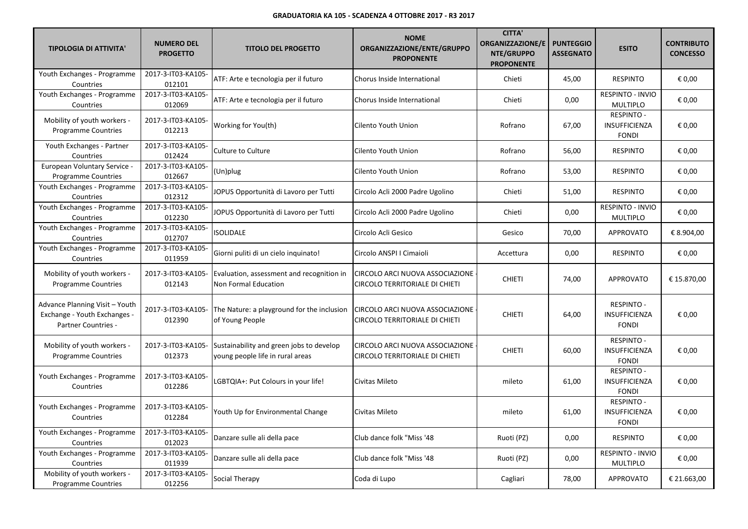**GRADUATORIA KA 105 - SCADENZA 4 OTTOBRE 2017 - R3 2017**

| TIPOLOGIA DI ATTIVITA' | NUMERO DEL PROGETTO | TITOLO DEL PROGETTO | NOME ORGANIZZAZIONE/ENTE/GRUPPO PROPONENTE | CITTA' ORGANIZZAZIONE/ENTE/GRUPPO PROPONENTE | PUNTEGGIO ASSEGNATO | ESITO | CONTRIBUTO CONCESSO |
|---|---|---|---|---|---|---|---|
| Youth Exchanges - Programme Countries | 2017-3-IT03-KA105-012101 | ATF: Arte e tecnologia per il futuro | Chorus Inside International | Chieti | 45,00 | RESPINTO | € 0,00 |
| Youth Exchanges - Programme Countries | 2017-3-IT03-KA105-012069 | ATF: Arte e tecnologia per il futuro | Chorus Inside International | Chieti | 0,00 | RESPINTO - INVIO MULTIPLO | € 0,00 |
| Mobility of youth workers - Programme Countries | 2017-3-IT03-KA105-012213 | Working for You(th) | Cilento Youth Union | Rofrano | 67,00 | RESPINTO - INSUFFICIENZA FONDI | € 0,00 |
| Youth Exchanges - Partner Countries | 2017-3-IT03-KA105-012424 | Culture to Culture | Cilento Youth Union | Rofrano | 56,00 | RESPINTO | € 0,00 |
| European Voluntary Service - Programme Countries | 2017-3-IT03-KA105-012667 | (Un)plug | Cilento Youth Union | Rofrano | 53,00 | RESPINTO | € 0,00 |
| Youth Exchanges - Programme Countries | 2017-3-IT03-KA105-012312 | JOPUS Opportunità di Lavoro per Tutti | Circolo Acli 2000 Padre Ugolino | Chieti | 51,00 | RESPINTO | € 0,00 |
| Youth Exchanges - Programme Countries | 2017-3-IT03-KA105-012230 | JOPUS Opportunità di Lavoro per Tutti | Circolo Acli 2000 Padre Ugolino | Chieti | 0,00 | RESPINTO - INVIO MULTIPLO | € 0,00 |
| Youth Exchanges - Programme Countries | 2017-3-IT03-KA105-012707 | ISOLIDALE | Circolo Acli Gesico | Gesico | 70,00 | APPROVATO | € 8.904,00 |
| Youth Exchanges - Programme Countries | 2017-3-IT03-KA105-011959 | Giorni puliti di un cielo inquinato! | Circolo ANSPI I Cimaioli | Accettura | 0,00 | RESPINTO | € 0,00 |
| Mobility of youth workers - Programme Countries | 2017-3-IT03-KA105-012143 | Evaluation, assessment and recognition in Non Formal Education | CIRCOLO ARCI NUOVA ASSOCIAZIONE - CIRCOLO TERRITORIALE DI CHIETI | CHIETI | 74,00 | APPROVATO | € 15.870,00 |
| Advance Planning Visit – Youth Exchange - Youth Exchanges - Partner Countries - | 2017-3-IT03-KA105-012390 | The Nature: a playground for the inclusion of Young People | CIRCOLO ARCI NUOVA ASSOCIAZIONE - CIRCOLO TERRITORIALE DI CHIETI | CHIETI | 64,00 | RESPINTO - INSUFFICIENZA FONDI | € 0,00 |
| Mobility of youth workers - Programme Countries | 2017-3-IT03-KA105-012373 | Sustainability and green jobs to develop young people life in rural areas | CIRCOLO ARCI NUOVA ASSOCIAZIONE - CIRCOLO TERRITORIALE DI CHIETI | CHIETI | 60,00 | RESPINTO - INSUFFICIENZA FONDI | € 0,00 |
| Youth Exchanges - Programme Countries | 2017-3-IT03-KA105-012286 | LGBTQIA+: Put Colours in your life! | Civitas Mileto | mileto | 61,00 | RESPINTO - INSUFFICIENZA FONDI | € 0,00 |
| Youth Exchanges - Programme Countries | 2017-3-IT03-KA105-012284 | Youth Up for Environmental Change | Civitas Mileto | mileto | 61,00 | RESPINTO - INSUFFICIENZA FONDI | € 0,00 |
| Youth Exchanges - Programme Countries | 2017-3-IT03-KA105-012023 | Danzare sulle ali della pace | Club dance folk "Miss '48 | Ruoti (PZ) | 0,00 | RESPINTO | € 0,00 |
| Youth Exchanges - Programme Countries | 2017-3-IT03-KA105-011939 | Danzare sulle ali della pace | Club dance folk "Miss '48 | Ruoti (PZ) | 0,00 | RESPINTO - INVIO MULTIPLO | € 0,00 |
| Mobility of youth workers - Programme Countries | 2017-3-IT03-KA105-012256 | Social Therapy | Coda di Lupo | Cagliari | 78,00 | APPROVATO | € 21.663,00 |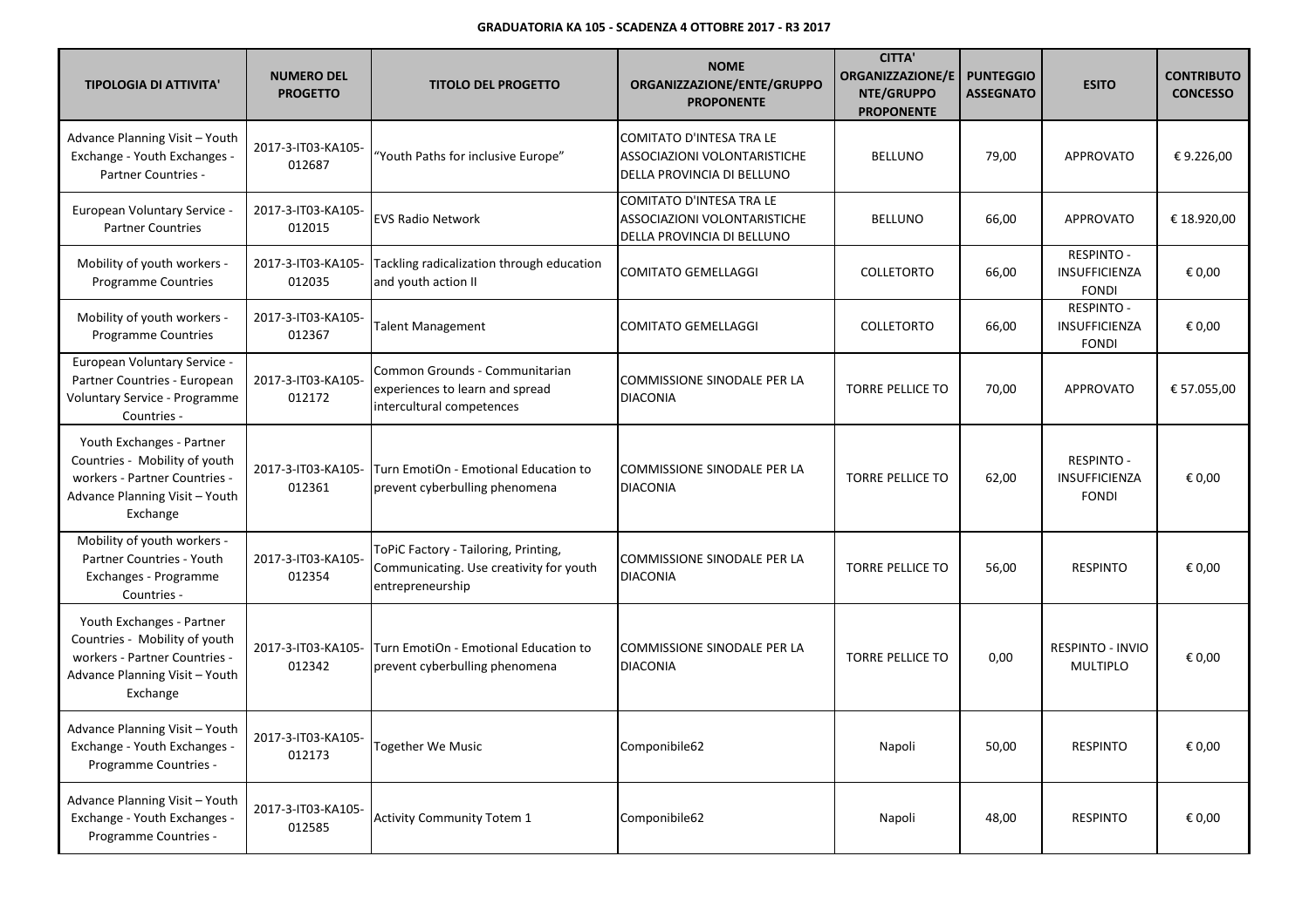**GRADUATORIA KA 105 - SCADENZA 4 OTTOBRE 2017 - R3 2017**

| TIPOLOGIA DI ATTIVITA' | NUMERO DEL PROGETTO | TITOLO DEL PROGETTO | NOME ORGANIZZAZIONE/ENTE/GRUPPO PROPONENTE | CITTA' ORGANIZZAZIONE/ENTE/GRUPPO PROPONENTE | PUNTEGGIO ASSEGNATO | ESITO | CONTRIBUTO CONCESSO |
|---|---|---|---|---|---|---|---|
| Advance Planning Visit – Youth Exchange - Youth Exchanges - Partner Countries - | 2017-3-IT03-KA105-012687 | "Youth Paths for inclusive Europe" | COMITATO D'INTESA TRA LE ASSOCIAZIONI VOLONTARISTICHE DELLA PROVINCIA DI BELLUNO | BELLUNO | 79,00 | APPROVATO | € 9.226,00 |
| European Voluntary Service - Partner Countries | 2017-3-IT03-KA105-012015 | EVS Radio Network | COMITATO D'INTESA TRA LE ASSOCIAZIONI VOLONTARISTICHE DELLA PROVINCIA DI BELLUNO | BELLUNO | 66,00 | APPROVATO | € 18.920,00 |
| Mobility of youth workers - Programme Countries | 2017-3-IT03-KA105-012035 | Tackling radicalization through education and youth action II | COMITATO GEMELLAGGI | COLLETORTO | 66,00 | RESPINTO - INSUFFICIENZA FONDI | € 0,00 |
| Mobility of youth workers - Programme Countries | 2017-3-IT03-KA105-012367 | Talent Management | COMITATO GEMELLAGGI | COLLETORTO | 66,00 | RESPINTO - INSUFFICIENZA FONDI | € 0,00 |
| European Voluntary Service - Partner Countries - European Voluntary Service - Programme Countries - | 2017-3-IT03-KA105-012172 | Common Grounds - Communitarian experiences to learn and spread intercultural competences | COMMISSIONE SINODALE PER LA DIACONIA | TORRE PELLICE TO | 70,00 | APPROVATO | € 57.055,00 |
| Youth Exchanges - Partner Countries - Mobility of youth workers - Partner Countries - Advance Planning Visit – Youth Exchange | 2017-3-IT03-KA105-012361 | Turn EmotiOn - Emotional Education to prevent cyberbulling phenomena | COMMISSIONE SINODALE PER LA DIACONIA | TORRE PELLICE TO | 62,00 | RESPINTO - INSUFFICIENZA FONDI | € 0,00 |
| Mobility of youth workers - Partner Countries - Youth Exchanges - Programme Countries - | 2017-3-IT03-KA105-012354 | ToPiC Factory - Tailoring, Printing, Communicating. Use creativity for youth entrepreneurship | COMMISSIONE SINODALE PER LA DIACONIA | TORRE PELLICE TO | 56,00 | RESPINTO | € 0,00 |
| Youth Exchanges - Partner Countries - Mobility of youth workers - Partner Countries - Advance Planning Visit – Youth Exchange | 2017-3-IT03-KA105-012342 | Turn EmotiOn - Emotional Education to prevent cyberbulling phenomena | COMMISSIONE SINODALE PER LA DIACONIA | TORRE PELLICE TO | 0,00 | RESPINTO - INVIO MULTIPLO | € 0,00 |
| Advance Planning Visit – Youth Exchange - Youth Exchanges - Programme Countries - | 2017-3-IT03-KA105-012173 | Together We Music | Componibile62 | Napoli | 50,00 | RESPINTO | € 0,00 |
| Advance Planning Visit – Youth Exchange - Youth Exchanges - Programme Countries - | 2017-3-IT03-KA105-012585 | Activity Community Totem 1 | Componibile62 | Napoli | 48,00 | RESPINTO | € 0,00 |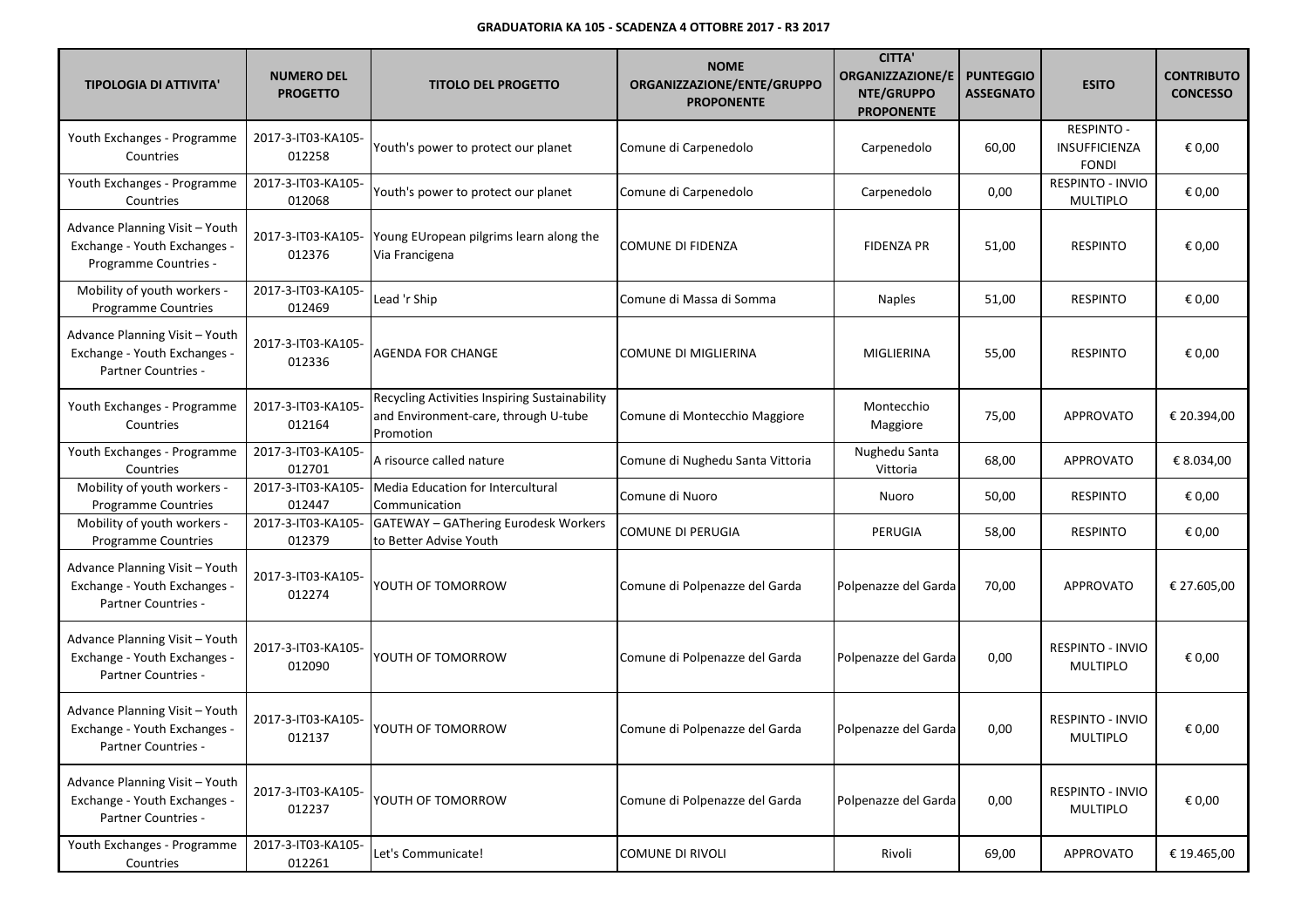**GRADUATORIA KA 105 - SCADENZA 4 OTTOBRE 2017 - R3 2017**

| TIPOLOGIA DI ATTIVITA' | NUMERO DEL PROGETTO | TITOLO DEL PROGETTO | NOME ORGANIZZAZIONE/ENTE/GRUPPO PROPONENTE | CITTA' ORGANIZZAZIONE/ENTE/GRUPPO PROPONENTE | PUNTEGGIO ASSEGNATO | ESITO | CONTRIBUTO CONCESSO |
|---|---|---|---|---|---|---|---|
| Youth Exchanges - Programme Countries | 2017-3-IT03-KA105-012258 | Youth's power to protect our planet | Comune di Carpenedolo | Carpenedolo | 60,00 | RESPINTO - INSUFFICIENZA FONDI | € 0,00 |
| Youth Exchanges - Programme Countries | 2017-3-IT03-KA105-012068 | Youth's power to protect our planet | Comune di Carpenedolo | Carpenedolo | 0,00 | RESPINTO - INVIO MULTIPLO | € 0,00 |
| Advance Planning Visit – Youth Exchange - Youth Exchanges - Programme Countries - | 2017-3-IT03-KA105-012376 | Young EUropean pilgrims learn along the Via Francigena | COMUNE DI FIDENZA | FIDENZA PR | 51,00 | RESPINTO | € 0,00 |
| Mobility of youth workers - Programme Countries | 2017-3-IT03-KA105-012469 | Lead 'r Ship | Comune di Massa di Somma | Naples | 51,00 | RESPINTO | € 0,00 |
| Advance Planning Visit – Youth Exchange - Youth Exchanges - Partner Countries - | 2017-3-IT03-KA105-012336 | AGENDA FOR CHANGE | COMUNE DI MIGLIERINA | MIGLIERINA | 55,00 | RESPINTO | € 0,00 |
| Youth Exchanges - Programme Countries | 2017-3-IT03-KA105-012164 | Recycling Activities Inspiring Sustainability and Environment-care, through U-tube Promotion | Comune di Montecchio Maggiore | Montecchio Maggiore | 75,00 | APPROVATO | € 20.394,00 |
| Youth Exchanges - Programme Countries | 2017-3-IT03-KA105-012701 | A risource called nature | Comune di Nughedu Santa Vittoria | Nughedu Santa Vittoria | 68,00 | APPROVATO | € 8.034,00 |
| Mobility of youth workers - Programme Countries | 2017-3-IT03-KA105-012447 | Media Education for Intercultural Communication | Comune di Nuoro | Nuoro | 50,00 | RESPINTO | € 0,00 |
| Mobility of youth workers - Programme Countries | 2017-3-IT03-KA105-012379 | GATEWAY – GAThering Eurodesk Workers to Better Advise Youth | COMUNE DI PERUGIA | PERUGIA | 58,00 | RESPINTO | € 0,00 |
| Advance Planning Visit – Youth Exchange - Youth Exchanges - Partner Countries - | 2017-3-IT03-KA105-012274 | YOUTH OF TOMORROW | Comune di Polpenazze del Garda | Polpenazze del Garda | 70,00 | APPROVATO | € 27.605,00 |
| Advance Planning Visit – Youth Exchange - Youth Exchanges - Partner Countries - | 2017-3-IT03-KA105-012090 | YOUTH OF TOMORROW | Comune di Polpenazze del Garda | Polpenazze del Garda | 0,00 | RESPINTO - INVIO MULTIPLO | € 0,00 |
| Advance Planning Visit – Youth Exchange - Youth Exchanges - Partner Countries - | 2017-3-IT03-KA105-012137 | YOUTH OF TOMORROW | Comune di Polpenazze del Garda | Polpenazze del Garda | 0,00 | RESPINTO - INVIO MULTIPLO | € 0,00 |
| Advance Planning Visit – Youth Exchange - Youth Exchanges - Partner Countries - | 2017-3-IT03-KA105-012237 | YOUTH OF TOMORROW | Comune di Polpenazze del Garda | Polpenazze del Garda | 0,00 | RESPINTO - INVIO MULTIPLO | € 0,00 |
| Youth Exchanges - Programme Countries | 2017-3-IT03-KA105-012261 | Let's Communicate! | COMUNE DI RIVOLI | Rivoli | 69,00 | APPROVATO | € 19.465,00 |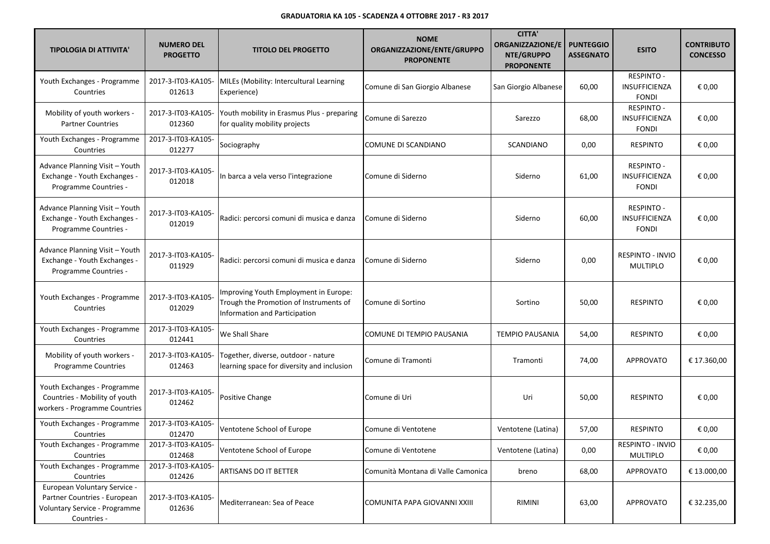**GRADUATORIA KA 105 - SCADENZA 4 OTTOBRE 2017 - R3 2017**

| TIPOLOGIA DI ATTIVITA' | NUMERO DEL PROGETTO | TITOLO DEL PROGETTO | NOME ORGANIZZAZIONE/ENTE/GRUPPO PROPONENTE | CITTA' ORGANIZZAZIONE/ENTE/GRUPPO PROPONENTE | PUNTEGGIO ASSEGNATO | ESITO | CONTRIBUTO CONCESSO |
|---|---|---|---|---|---|---|---|
| Youth Exchanges - Programme Countries | 2017-3-IT03-KA105-012613 | MILEs (Mobility: Intercultural Learning Experience) | Comune di San Giorgio Albanese | San Giorgio Albanese | 60,00 | RESPINTO - INSUFFICIENZA FONDI | € 0,00 |
| Mobility of youth workers - Partner Countries | 2017-3-IT03-KA105-012360 | Youth mobility in Erasmus Plus - preparing for quality mobility projects | Comune di Sarezzo | Sarezzo | 68,00 | RESPINTO - INSUFFICIENZA FONDI | € 0,00 |
| Youth Exchanges - Programme Countries | 2017-3-IT03-KA105-012277 | Sociography | COMUNE DI SCANDIANO | SCANDIANO | 0,00 | RESPINTO | € 0,00 |
| Advance Planning Visit – Youth Exchange - Youth Exchanges - Programme Countries - | 2017-3-IT03-KA105-012018 | In barca a vela verso l'integrazione | Comune di Siderno | Siderno | 61,00 | RESPINTO - INSUFFICIENZA FONDI | € 0,00 |
| Advance Planning Visit – Youth Exchange - Youth Exchanges - Programme Countries - | 2017-3-IT03-KA105-012019 | Radici: percorsi comuni di musica e danza | Comune di Siderno | Siderno | 60,00 | RESPINTO - INSUFFICIENZA FONDI | € 0,00 |
| Advance Planning Visit – Youth Exchange - Youth Exchanges - Programme Countries - | 2017-3-IT03-KA105-011929 | Radici: percorsi comuni di musica e danza | Comune di Siderno | Siderno | 0,00 | RESPINTO - INVIO MULTIPLO | € 0,00 |
| Youth Exchanges - Programme Countries | 2017-3-IT03-KA105-012029 | Improving Youth Employment in Europe: Trough the Promotion of Instruments of Information and Participation | Comune di Sortino | Sortino | 50,00 | RESPINTO | € 0,00 |
| Youth Exchanges - Programme Countries | 2017-3-IT03-KA105-012441 | We Shall Share | COMUNE DI TEMPIO PAUSANIA | TEMPIO PAUSANIA | 54,00 | RESPINTO | € 0,00 |
| Mobility of youth workers - Programme Countries | 2017-3-IT03-KA105-012463 | Together, diverse, outdoor - nature learning space for diversity and inclusion | Comune di Tramonti | Tramonti | 74,00 | APPROVATO | € 17.360,00 |
| Youth Exchanges - Programme Countries - Mobility of youth workers - Programme Countries | 2017-3-IT03-KA105-012462 | Positive Change | Comune di Uri | Uri | 50,00 | RESPINTO | € 0,00 |
| Youth Exchanges - Programme Countries | 2017-3-IT03-KA105-012470 | Ventotene School of Europe | Comune di Ventotene | Ventotene (Latina) | 57,00 | RESPINTO | € 0,00 |
| Youth Exchanges - Programme Countries | 2017-3-IT03-KA105-012468 | Ventotene School of Europe | Comune di Ventotene | Ventotene (Latina) | 0,00 | RESPINTO - INVIO MULTIPLO | € 0,00 |
| Youth Exchanges - Programme Countries | 2017-3-IT03-KA105-012426 | ARTISANS DO IT BETTER | Comunità Montana di Valle Camonica | breno | 68,00 | APPROVATO | € 13.000,00 |
| European Voluntary Service - Partner Countries - European Voluntary Service - Programme Countries - | 2017-3-IT03-KA105-012636 | Mediterranean: Sea of Peace | COMUNITA PAPA GIOVANNI XXIII | RIMINI | 63,00 | APPROVATO | € 32.235,00 |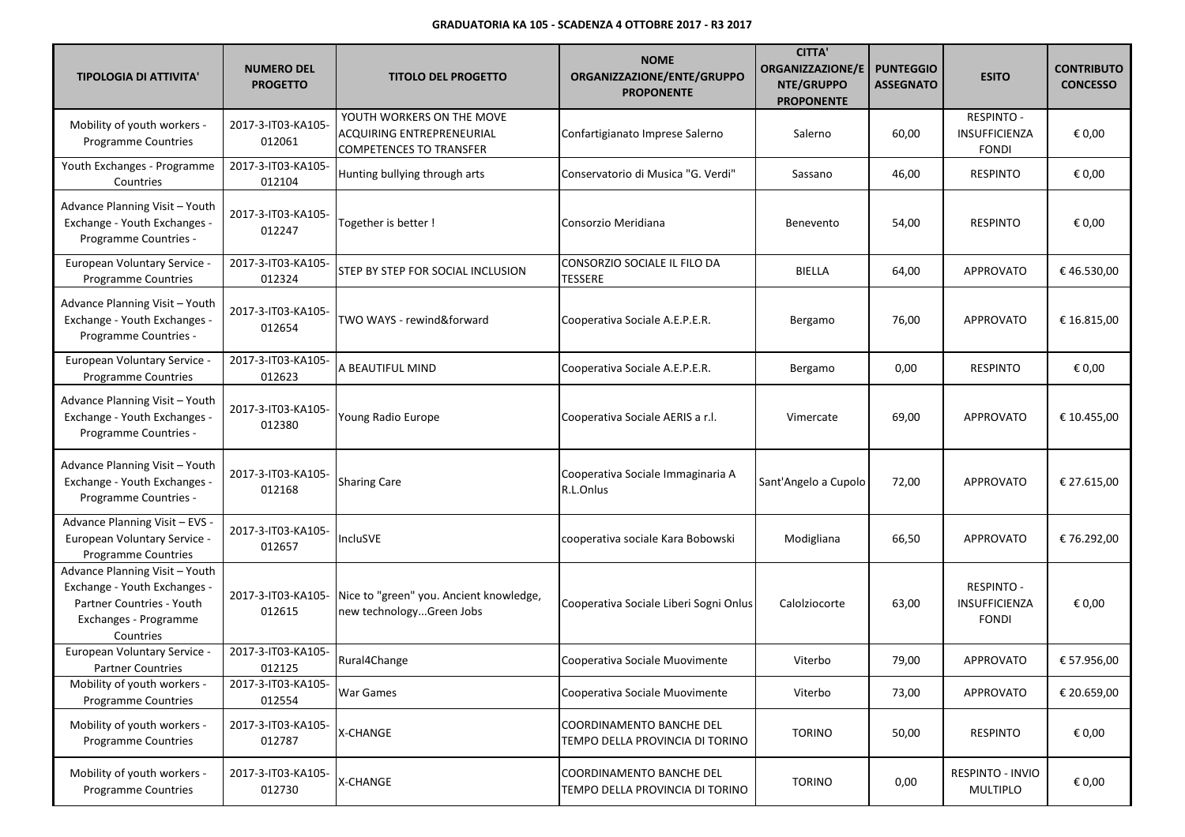**GRADUATORIA KA 105 - SCADENZA 4 OTTOBRE 2017 - R3 2017**

| TIPOLOGIA DI ATTIVITA' | NUMERO DEL PROGETTO | TITOLO DEL PROGETTO | NOME ORGANIZZAZIONE/ENTE/GRUPPO PROPONENTE | CITTA' ORGANIZZAZIONE/ENTE/GRUPPO PROPONENTE | PUNTEGGIO ASSEGNATO | ESITO | CONTRIBUTO CONCESSO |
|---|---|---|---|---|---|---|---|
| Mobility of youth workers - Programme Countries | 2017-3-IT03-KA105-012061 | YOUTH WORKERS ON THE MOVE ACQUIRING ENTREPRENEURIAL COMPETENCES TO TRANSFER | Confartigianato Imprese Salerno | Salerno | 60,00 | RESPINTO - INSUFFICIENZA FONDI | € 0,00 |
| Youth Exchanges - Programme Countries | 2017-3-IT03-KA105-012104 | Hunting bullying through arts | Conservatorio di Musica "G. Verdi" | Sassano | 46,00 | RESPINTO | € 0,00 |
| Advance Planning Visit – Youth Exchange - Youth Exchanges - Programme Countries - | 2017-3-IT03-KA105-012247 | Together is better ! | Consorzio Meridiana | Benevento | 54,00 | RESPINTO | € 0,00 |
| European Voluntary Service - Programme Countries | 2017-3-IT03-KA105-012324 | STEP BY STEP FOR SOCIAL INCLUSION | CONSORZIO SOCIALE IL FILO DA TESSERE | BIELLA | 64,00 | APPROVATO | € 46.530,00 |
| Advance Planning Visit – Youth Exchange - Youth Exchanges - Programme Countries - | 2017-3-IT03-KA105-012654 | TWO WAYS - rewind&forward | Cooperativa Sociale A.E.P.E.R. | Bergamo | 76,00 | APPROVATO | € 16.815,00 |
| European Voluntary Service - Programme Countries | 2017-3-IT03-KA105-012623 | A BEAUTIFUL MIND | Cooperativa Sociale A.E.P.E.R. | Bergamo | 0,00 | RESPINTO | € 0,00 |
| Advance Planning Visit – Youth Exchange - Youth Exchanges - Programme Countries - | 2017-3-IT03-KA105-012380 | Young Radio Europe | Cooperativa Sociale AERIS a r.l. | Vimercate | 69,00 | APPROVATO | € 10.455,00 |
| Advance Planning Visit – Youth Exchange - Youth Exchanges - Programme Countries - | 2017-3-IT03-KA105-012168 | Sharing Care | Cooperativa Sociale Immaginaria A R.L.Onlus | Sant'Angelo a Cupolo | 72,00 | APPROVATO | € 27.615,00 |
| Advance Planning Visit – EVS - European Voluntary Service - Programme Countries | 2017-3-IT03-KA105-012657 | IncluSVE | cooperativa sociale Kara Bobowski | Modigliana | 66,50 | APPROVATO | € 76.292,00 |
| Advance Planning Visit – Youth Exchange - Youth Exchanges - Partner Countries - Youth Exchanges - Programme Countries | 2017-3-IT03-KA105-012615 | Nice to "green" you. Ancient knowledge, new technology...Green Jobs | Cooperativa Sociale Liberi Sogni Onlus | Calolziocorte | 63,00 | RESPINTO - INSUFFICIENZA FONDI | € 0,00 |
| European Voluntary Service - Partner Countries | 2017-3-IT03-KA105-012125 | Rural4Change | Cooperativa Sociale Muovimente | Viterbo | 79,00 | APPROVATO | € 57.956,00 |
| Mobility of youth workers - Programme Countries | 2017-3-IT03-KA105-012554 | War Games | Cooperativa Sociale Muovimente | Viterbo | 73,00 | APPROVATO | € 20.659,00 |
| Mobility of youth workers - Programme Countries | 2017-3-IT03-KA105-012787 | X-CHANGE | COORDINAMENTO BANCHE DEL TEMPO DELLA PROVINCIA DI TORINO | TORINO | 50,00 | RESPINTO | € 0,00 |
| Mobility of youth workers - Programme Countries | 2017-3-IT03-KA105-012730 | X-CHANGE | COORDINAMENTO BANCHE DEL TEMPO DELLA PROVINCIA DI TORINO | TORINO | 0,00 | RESPINTO - INVIO MULTIPLO | € 0,00 |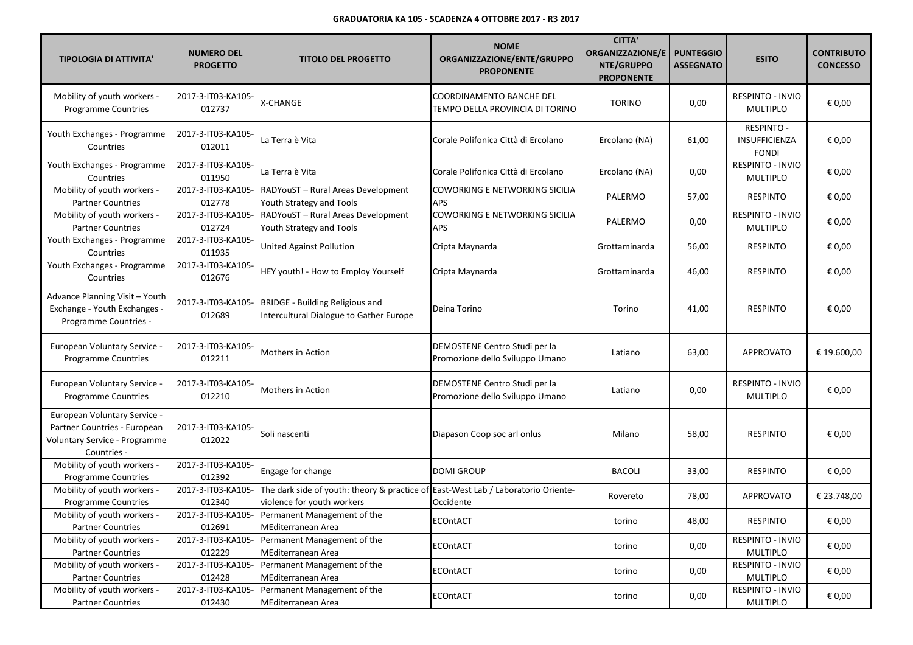**GRADUATORIA KA 105 - SCADENZA 4 OTTOBRE 2017 - R3 2017**

| TIPOLOGIA DI ATTIVITA' | NUMERO DEL PROGETTO | TITOLO DEL PROGETTO | NOME ORGANIZZAZIONE/ENTE/GRUPPO PROPONENTE | CITTA' ORGANIZZAZIONE/ENTE/GRUPPO PROPONENTE | PUNTEGGIO ASSEGNATO | ESITO | CONTRIBUTO CONCESSO |
|---|---|---|---|---|---|---|---|
| Mobility of youth workers - Programme Countries | 2017-3-IT03-KA105-012737 | X-CHANGE | COORDINAMENTO BANCHE DEL TEMPO DELLA PROVINCIA DI TORINO | TORINO | 0,00 | RESPINTO - INVIO MULTIPLO | € 0,00 |
| Youth Exchanges - Programme Countries | 2017-3-IT03-KA105-012011 | La Terra è Vita | Corale Polifonica Città di Ercolano | Ercolano (NA) | 61,00 | RESPINTO - INSUFFICIENZA FONDI | € 0,00 |
| Youth Exchanges - Programme Countries | 2017-3-IT03-KA105-011950 | La Terra è Vita | Corale Polifonica Città di Ercolano | Ercolano (NA) | 0,00 | RESPINTO - INVIO MULTIPLO | € 0,00 |
| Mobility of youth workers - Partner Countries | 2017-3-IT03-KA105-012778 | RADYouST – Rural Areas Development Youth Strategy and Tools | COWORKING E NETWORKING SICILIA APS | PALERMO | 57,00 | RESPINTO | € 0,00 |
| Mobility of youth workers - Partner Countries | 2017-3-IT03-KA105-012724 | RADYouST – Rural Areas Development Youth Strategy and Tools | COWORKING E NETWORKING SICILIA APS | PALERMO | 0,00 | RESPINTO - INVIO MULTIPLO | € 0,00 |
| Youth Exchanges - Programme Countries | 2017-3-IT03-KA105-011935 | United Against Pollution | Cripta Maynarda | Grottaminarda | 56,00 | RESPINTO | € 0,00 |
| Youth Exchanges - Programme Countries | 2017-3-IT03-KA105-012676 | HEY youth! - How to Employ Yourself | Cripta Maynarda | Grottaminarda | 46,00 | RESPINTO | € 0,00 |
| Advance Planning Visit – Youth Exchange - Youth Exchanges - Programme Countries - | 2017-3-IT03-KA105-012689 | BRIDGE - Building Religious and Intercultural Dialogue to Gather Europe | Deina Torino | Torino | 41,00 | RESPINTO | € 0,00 |
| European Voluntary Service - Programme Countries | 2017-3-IT03-KA105-012211 | Mothers in Action | DEMOSTENE Centro Studi per la Promozione dello Sviluppo Umano | Latiano | 63,00 | APPROVATO | € 19.600,00 |
| European Voluntary Service - Programme Countries | 2017-3-IT03-KA105-012210 | Mothers in Action | DEMOSTENE Centro Studi per la Promozione dello Sviluppo Umano | Latiano | 0,00 | RESPINTO - INVIO MULTIPLO | € 0,00 |
| European Voluntary Service - Partner Countries - European Voluntary Service - Programme Countries - | 2017-3-IT03-KA105-012022 | Soli nascenti | Diapason Coop soc arl onlus | Milano | 58,00 | RESPINTO | € 0,00 |
| Mobility of youth workers - Programme Countries | 2017-3-IT03-KA105-012392 | Engage for change | DOMI GROUP | BACOLI | 33,00 | RESPINTO | € 0,00 |
| Mobility of youth workers - Programme Countries | 2017-3-IT03-KA105-012340 | The dark side of youth: theory & practice of violence for youth workers | East-West Lab / Laboratorio Oriente-Occidente | Rovereto | 78,00 | APPROVATO | € 23.748,00 |
| Mobility of youth workers - Partner Countries | 2017-3-IT03-KA105-012691 | Permanent Management of the MEditerranean Area | ECOntACT | torino | 48,00 | RESPINTO | € 0,00 |
| Mobility of youth workers - Partner Countries | 2017-3-IT03-KA105-012229 | Permanent Management of the MEditerranean Area | ECOntACT | torino | 0,00 | RESPINTO - INVIO MULTIPLO | € 0,00 |
| Mobility of youth workers - Partner Countries | 2017-3-IT03-KA105-012428 | Permanent Management of the MEditerranean Area | ECOntACT | torino | 0,00 | RESPINTO - INVIO MULTIPLO | € 0,00 |
| Mobility of youth workers - Partner Countries | 2017-3-IT03-KA105-012430 | Permanent Management of the MEditerranean Area | ECOntACT | torino | 0,00 | RESPINTO - INVIO MULTIPLO | € 0,00 |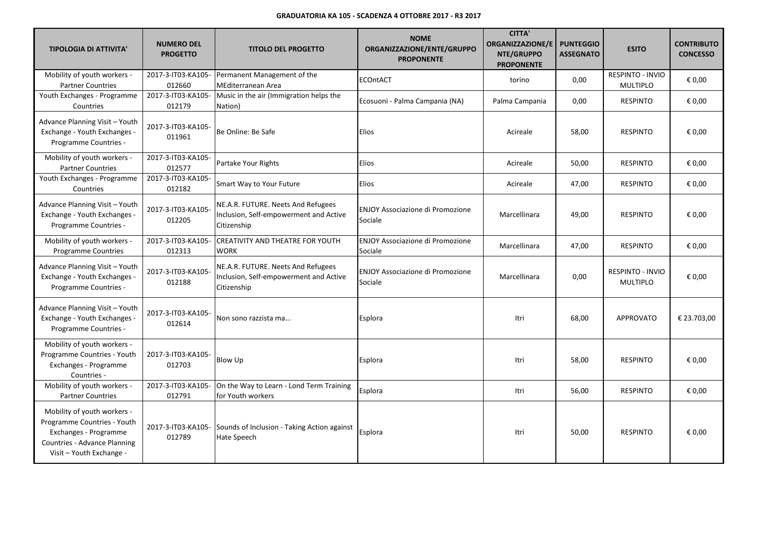**GRADUATORIA KA 105 - SCADENZA 4 OTTOBRE 2017 - R3 2017**

| TIPOLOGIA DI ATTIVITA' | NUMERO DEL PROGETTO | TITOLO DEL PROGETTO | NOME ORGANIZZAZIONE/ENTE/GRUPPO PROPONENTE | CITTA' ORGANIZZAZIONE/ENTE/GRUPPO PROPONENTE | PUNTEGGIO ASSEGNATO | ESITO | CONTRIBUTO CONCESSO |
|---|---|---|---|---|---|---|---|
| Mobility of youth workers - Partner Countries | 2017-3-IT03-KA105-012660 | Permanent Management of the MEditerranean Area | ECOntACT | torino | 0,00 | RESPINTO - INVIO MULTIPLO | € 0,00 |
| Youth Exchanges - Programme Countries | 2017-3-IT03-KA105-012179 | Music in the air (Immigration helps the Nation) | Ecosuoni - Palma Campania (NA) | Palma Campania | 0,00 | RESPINTO | € 0,00 |
| Advance Planning Visit – Youth Exchange - Youth Exchanges - Programme Countries - | 2017-3-IT03-KA105-011961 | Be Online: Be Safe | Elios | Acireale | 58,00 | RESPINTO | € 0,00 |
| Mobility of youth workers - Partner Countries | 2017-3-IT03-KA105-012577 | Partake Your Rights | Elios | Acireale | 50,00 | RESPINTO | € 0,00 |
| Youth Exchanges - Programme Countries | 2017-3-IT03-KA105-012182 | Smart Way to Your Future | Elios | Acireale | 47,00 | RESPINTO | € 0,00 |
| Advance Planning Visit – Youth Exchange - Youth Exchanges - Programme Countries - | 2017-3-IT03-KA105-012205 | NE.A.R. FUTURE. Neets And Refugees Inclusion, Self-empowerment and Active Citizenship | ENJOY Associazione di Promozione Sociale | Marcellinara | 49,00 | RESPINTO | € 0,00 |
| Mobility of youth workers - Programme Countries | 2017-3-IT03-KA105-012313 | CREATIVITY AND THEATRE FOR YOUTH WORK | ENJOY Associazione di Promozione Sociale | Marcellinara | 47,00 | RESPINTO | € 0,00 |
| Advance Planning Visit – Youth Exchange - Youth Exchanges - Programme Countries - | 2017-3-IT03-KA105-012188 | NE.A.R. FUTURE. Neets And Refugees Inclusion, Self-empowerment and Active Citizenship | ENJOY Associazione di Promozione Sociale | Marcellinara | 0,00 | RESPINTO - INVIO MULTIPLO | € 0,00 |
| Advance Planning Visit – Youth Exchange - Youth Exchanges - Programme Countries - | 2017-3-IT03-KA105-012614 | Non sono razzista ma... | Esplora | Itri | 68,00 | APPROVATO | € 23.703,00 |
| Mobility of youth workers - Programme Countries - Youth Exchanges - Programme Countries - | 2017-3-IT03-KA105-012703 | Blow Up | Esplora | Itri | 58,00 | RESPINTO | € 0,00 |
| Mobility of youth workers - Partner Countries | 2017-3-IT03-KA105-012791 | On the Way to Learn - Lond Term Training for Youth workers | Esplora | Itri | 56,00 | RESPINTO | € 0,00 |
| Mobility of youth workers - Programme Countries - Youth Exchanges - Programme Countries - Advance Planning Visit – Youth Exchange - | 2017-3-IT03-KA105-012789 | Sounds of Inclusion - Taking Action against Hate Speech | Esplora | Itri | 50,00 | RESPINTO | € 0,00 |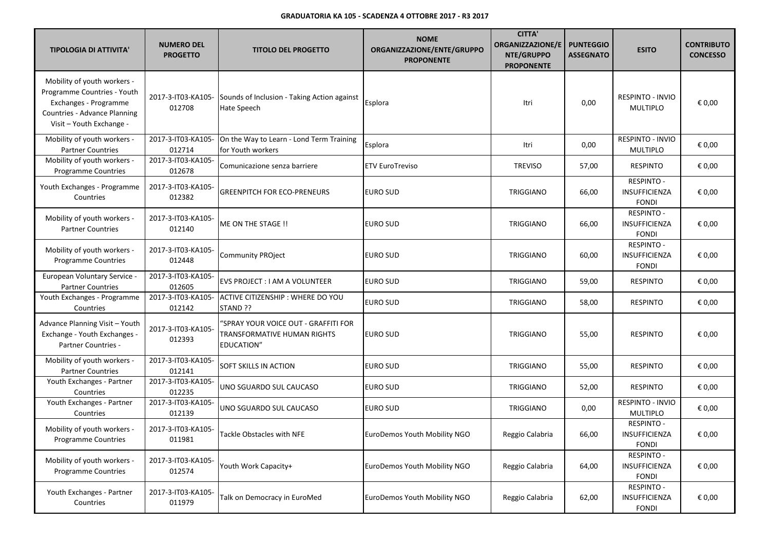**GRADUATORIA KA 105 - SCADENZA 4 OTTOBRE 2017 - R3 2017**

| TIPOLOGIA DI ATTIVITA' | NUMERO DEL PROGETTO | TITOLO DEL PROGETTO | NOME ORGANIZZAZIONE/ENTE/GRUPPO PROPONENTE | CITTA' ORGANIZZAZIONE/ENTE/GRUPPO PROPONENTE | PUNTEGGIO ASSEGNATO | ESITO | CONTRIBUTO CONCESSO |
|---|---|---|---|---|---|---|---|
| Mobility of youth workers - Programme Countries - Youth Exchanges - Programme Countries - Advance Planning Visit – Youth Exchange - | 2017-3-IT03-KA105-012708 | Sounds of Inclusion - Taking Action against Hate Speech | Esplora | Itri | 0,00 | RESPINTO - INVIO MULTIPLO | € 0,00 |
| Mobility of youth workers - Partner Countries | 2017-3-IT03-KA105-012714 | On the Way to Learn - Lond Term Training for Youth workers | Esplora | Itri | 0,00 | RESPINTO - INVIO MULTIPLO | € 0,00 |
| Mobility of youth workers - Programme Countries | 2017-3-IT03-KA105-012678 | Comunicazione senza barriere | ETV EuroTreviso | TREVISO | 57,00 | RESPINTO | € 0,00 |
| Youth Exchanges - Programme Countries | 2017-3-IT03-KA105-012382 | GREENPITCH FOR ECO-PRENEURS | EURO SUD | TRIGGIANO | 66,00 | RESPINTO - INSUFFICIENZA FONDI | € 0,00 |
| Mobility of youth workers - Partner Countries | 2017-3-IT03-KA105-012140 | ME ON THE STAGE !! | EURO SUD | TRIGGIANO | 66,00 | RESPINTO - INSUFFICIENZA FONDI | € 0,00 |
| Mobility of youth workers - Programme Countries | 2017-3-IT03-KA105-012448 | Community PROject | EURO SUD | TRIGGIANO | 60,00 | RESPINTO - INSUFFICIENZA FONDI | € 0,00 |
| European Voluntary Service - Partner Countries | 2017-3-IT03-KA105-012605 | EVS PROJECT : I AM A VOLUNTEER | EURO SUD | TRIGGIANO | 59,00 | RESPINTO | € 0,00 |
| Youth Exchanges - Programme Countries | 2017-3-IT03-KA105-012142 | ACTIVE CITIZENSHIP : WHERE DO YOU STAND ?? | EURO SUD | TRIGGIANO | 58,00 | RESPINTO | € 0,00 |
| Advance Planning Visit – Youth Exchange - Youth Exchanges - Partner Countries - | 2017-3-IT03-KA105-012393 | "SPRAY YOUR VOICE OUT - GRAFFITI FOR TRANSFORMATIVE HUMAN RIGHTS EDUCATION" | EURO SUD | TRIGGIANO | 55,00 | RESPINTO | € 0,00 |
| Mobility of youth workers - Partner Countries | 2017-3-IT03-KA105-012141 | SOFT SKILLS IN ACTION | EURO SUD | TRIGGIANO | 55,00 | RESPINTO | € 0,00 |
| Youth Exchanges - Partner Countries | 2017-3-IT03-KA105-012235 | UNO SGUARDO SUL CAUCASO | EURO SUD | TRIGGIANO | 52,00 | RESPINTO | € 0,00 |
| Youth Exchanges - Partner Countries | 2017-3-IT03-KA105-012139 | UNO SGUARDO SUL CAUCASO | EURO SUD | TRIGGIANO | 0,00 | RESPINTO - INVIO MULTIPLO | € 0,00 |
| Mobility of youth workers - Programme Countries | 2017-3-IT03-KA105-011981 | Tackle Obstacles with NFE | EuroDemos Youth Mobility NGO | Reggio Calabria | 66,00 | RESPINTO - INSUFFICIENZA FONDI | € 0,00 |
| Mobility of youth workers - Programme Countries | 2017-3-IT03-KA105-012574 | Youth Work Capacity+ | EuroDemos Youth Mobility NGO | Reggio Calabria | 64,00 | RESPINTO - INSUFFICIENZA FONDI | € 0,00 |
| Youth Exchanges - Partner Countries | 2017-3-IT03-KA105-011979 | Talk on Democracy in EuroMed | EuroDemos Youth Mobility NGO | Reggio Calabria | 62,00 | RESPINTO - INSUFFICIENZA FONDI | € 0,00 |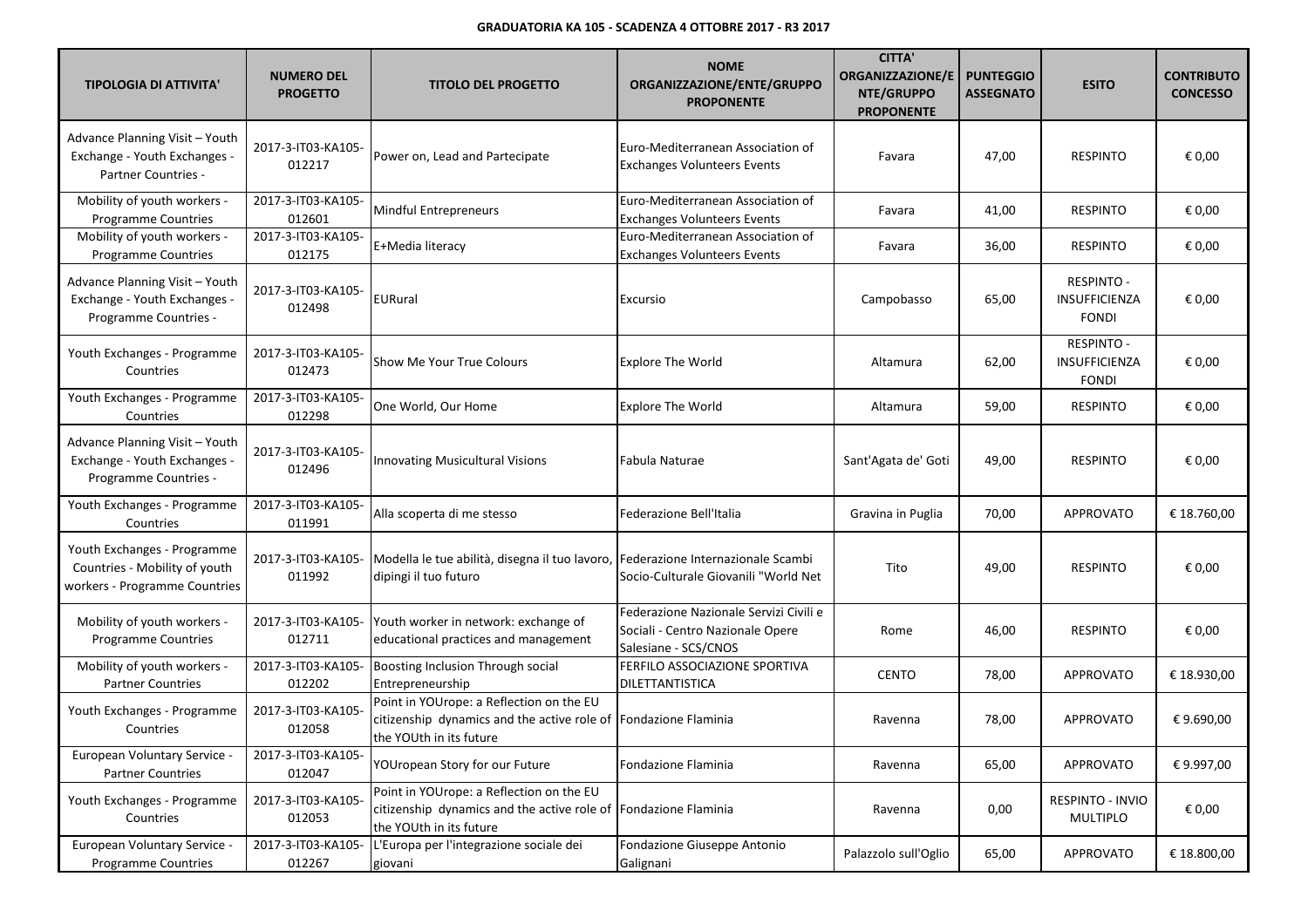**GRADUATORIA KA 105 - SCADENZA 4 OTTOBRE 2017 - R3 2017**

| TIPOLOGIA DI ATTIVITA' | NUMERO DEL PROGETTO | TITOLO DEL PROGETTO | NOME ORGANIZZAZIONE/ENTE/GRUPPO PROPONENTE | CITTA' ORGANIZZAZIONE/ENTE/GRUPPO PROPONENTE | PUNTEGGIO ASSEGNATO | ESITO | CONTRIBUTO CONCESSO |
|---|---|---|---|---|---|---|---|
| Advance Planning Visit – Youth Exchange - Youth Exchanges - Partner Countries - | 2017-3-IT03-KA105-012217 | Power on, Lead and Partecipate | Euro-Mediterranean Association of Exchanges Volunteers Events | Favara | 47,00 | RESPINTO | € 0,00 |
| Mobility of youth workers - Programme Countries | 2017-3-IT03-KA105-012601 | Mindful Entrepreneurs | Euro-Mediterranean Association of Exchanges Volunteers Events | Favara | 41,00 | RESPINTO | € 0,00 |
| Mobility of youth workers - Programme Countries | 2017-3-IT03-KA105-012175 | E+Media literacy | Euro-Mediterranean Association of Exchanges Volunteers Events | Favara | 36,00 | RESPINTO | € 0,00 |
| Advance Planning Visit – Youth Exchange - Youth Exchanges - Programme Countries - | 2017-3-IT03-KA105-012498 | EURural | Excursio | Campobasso | 65,00 | RESPINTO - INSUFFICIENZA FONDI | € 0,00 |
| Youth Exchanges - Programme Countries | 2017-3-IT03-KA105-012473 | Show Me Your True Colours | Explore The World | Altamura | 62,00 | RESPINTO - INSUFFICIENZA FONDI | € 0,00 |
| Youth Exchanges - Programme Countries | 2017-3-IT03-KA105-012298 | One World, Our Home | Explore The World | Altamura | 59,00 | RESPINTO | € 0,00 |
| Advance Planning Visit – Youth Exchange - Youth Exchanges - Programme Countries - | 2017-3-IT03-KA105-012496 | Innovating Musicultural Visions | Fabula Naturae | Sant'Agata de' Goti | 49,00 | RESPINTO | € 0,00 |
| Youth Exchanges - Programme Countries | 2017-3-IT03-KA105-011991 | Alla scoperta di me stesso | Federazione Bell'Italia | Gravina in Puglia | 70,00 | APPROVATO | € 18.760,00 |
| Youth Exchanges - Programme Countries - Mobility of youth workers - Programme Countries | 2017-3-IT03-KA105-011992 | Modella le tue abilità, disegna il tuo lavoro, dipingi il tuo futuro | Federazione Internazionale Scambi Socio-Culturale Giovanili "World Net | Tito | 49,00 | RESPINTO | € 0,00 |
| Mobility of youth workers - Programme Countries | 2017-3-IT03-KA105-012711 | Youth worker in network: exchange of educational practices and management | Federazione Nazionale Servizi Civili e Sociali - Centro Nazionale Opere Salesiane - SCS/CNOS | Rome | 46,00 | RESPINTO | € 0,00 |
| Mobility of youth workers - Partner Countries | 2017-3-IT03-KA105-012202 | Boosting Inclusion Through social Entrepreneurship | FERFILO ASSOCIAZIONE SPORTIVA DILETTANTISTICA | CENTO | 78,00 | APPROVATO | € 18.930,00 |
| Youth Exchanges - Programme Countries | 2017-3-IT03-KA105-012058 | Point in YOUrope: a Reflection on the EU citizenship dynamics and the active role of the YOUth in its future | Fondazione Flaminia | Ravenna | 78,00 | APPROVATO | € 9.690,00 |
| European Voluntary Service - Partner Countries | 2017-3-IT03-KA105-012047 | YOUropean Story for our Future | Fondazione Flaminia | Ravenna | 65,00 | APPROVATO | € 9.997,00 |
| Youth Exchanges - Programme Countries | 2017-3-IT03-KA105-012053 | Point in YOUrope: a Reflection on the EU citizenship dynamics and the active role of the YOUth in its future | Fondazione Flaminia | Ravenna | 0,00 | RESPINTO - INVIO MULTIPLO | € 0,00 |
| European Voluntary Service - Programme Countries | 2017-3-IT03-KA105-012267 | L'Europa per l'integrazione sociale dei giovani | Fondazione Giuseppe Antonio Galignani | Palazzolo sull'Oglio | 65,00 | APPROVATO | € 18.800,00 |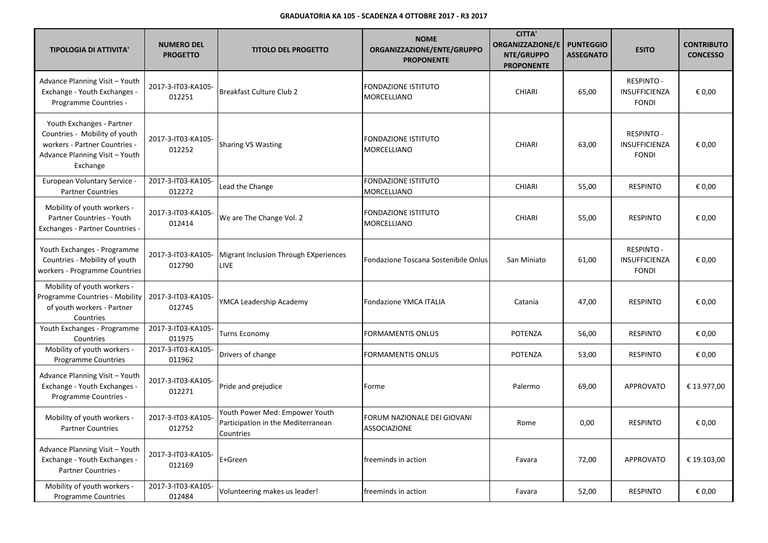**GRADUATORIA KA 105 - SCADENZA 4 OTTOBRE 2017 - R3 2017**

| TIPOLOGIA DI ATTIVITA' | NUMERO DEL PROGETTO | TITOLO DEL PROGETTO | NOME ORGANIZZAZIONE/ENTE/GRUPPO PROPONENTE | CITTA' ORGANIZZAZIONE/ENTE/GRUPPO PROPONENTE | PUNTEGGIO ASSEGNATO | ESITO | CONTRIBUTO CONCESSO |
|---|---|---|---|---|---|---|---|
| Advance Planning Visit – Youth Exchange - Youth Exchanges - Programme Countries - | 2017-3-IT03-KA105-012251 | Breakfast Culture Club 2 | FONDAZIONE ISTITUTO MORCELLIANO | CHIARI | 65,00 | RESPINTO - INSUFFICIENZA FONDI | € 0,00 |
| Youth Exchanges - Partner Countries - Mobility of youth workers - Partner Countries - Advance Planning Visit – Youth Exchange | 2017-3-IT03-KA105-012252 | Sharing VS Wasting | FONDAZIONE ISTITUTO MORCELLIANO | CHIARI | 63,00 | RESPINTO - INSUFFICIENZA FONDI | € 0,00 |
| European Voluntary Service - Partner Countries | 2017-3-IT03-KA105-012272 | Lead the Change | FONDAZIONE ISTITUTO MORCELLIANO | CHIARI | 55,00 | RESPINTO | € 0,00 |
| Mobility of youth workers - Partner Countries - Youth Exchanges - Partner Countries - | 2017-3-IT03-KA105-012414 | We are The Change Vol. 2 | FONDAZIONE ISTITUTO MORCELLIANO | CHIARI | 55,00 | RESPINTO | € 0,00 |
| Youth Exchanges - Programme Countries - Mobility of youth workers - Programme Countries | 2017-3-IT03-KA105-012790 | Migrant Inclusion Through EXperiences LIVE | Fondazione Toscana Sostenibile Onlus | San Miniato | 61,00 | RESPINTO - INSUFFICIENZA FONDI | € 0,00 |
| Mobility of youth workers - Programme Countries - Mobility of youth workers - Partner Countries | 2017-3-IT03-KA105-012745 | YMCA Leadership Academy | Fondazione YMCA ITALIA | Catania | 47,00 | RESPINTO | € 0,00 |
| Youth Exchanges - Programme Countries | 2017-3-IT03-KA105-011975 | Turns Economy | FORMAMENTIS ONLUS | POTENZA | 56,00 | RESPINTO | € 0,00 |
| Mobility of youth workers - Programme Countries | 2017-3-IT03-KA105-011962 | Drivers of change | FORMAMENTIS ONLUS | POTENZA | 53,00 | RESPINTO | € 0,00 |
| Advance Planning Visit – Youth Exchange - Youth Exchanges - Programme Countries - | 2017-3-IT03-KA105-012271 | Pride and prejudice | Forme | Palermo | 69,00 | APPROVATO | € 13.977,00 |
| Mobility of youth workers - Partner Countries | 2017-3-IT03-KA105-012752 | Youth Power Med: Empower Youth Participation in the Mediterranean Countries | FORUM NAZIONALE DEI GIOVANI ASSOCIAZIONE | Rome | 0,00 | RESPINTO | € 0,00 |
| Advance Planning Visit – Youth Exchange - Youth Exchanges - Partner Countries - | 2017-3-IT03-KA105-012169 | E+Green | freeminds in action | Favara | 72,00 | APPROVATO | € 19.103,00 |
| Mobility of youth workers - Programme Countries | 2017-3-IT03-KA105-012484 | Volunteering makes us leader! | freeminds in action | Favara | 52,00 | RESPINTO | € 0,00 |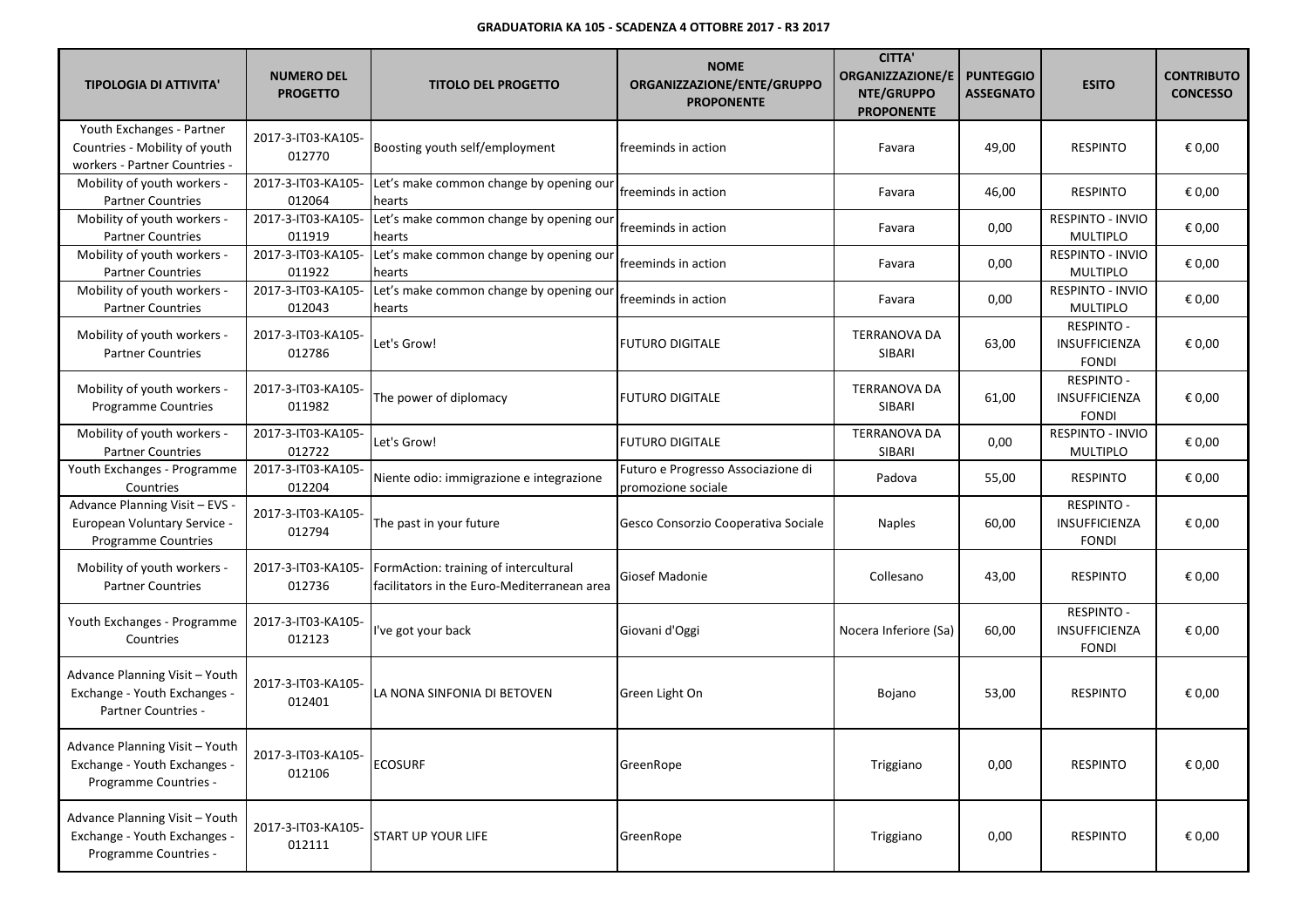**GRADUATORIA KA 105 - SCADENZA 4 OTTOBRE 2017 - R3 2017**

| TIPOLOGIA DI ATTIVITA' | NUMERO DEL PROGETTO | TITOLO DEL PROGETTO | NOME ORGANIZZAZIONE/ENTE/GRUPPO PROPONENTE | CITTA' ORGANIZZAZIONE/ENTE/GRUPPO PROPONENTE | PUNTEGGIO ASSEGNATO | ESITO | CONTRIBUTO CONCESSO |
|---|---|---|---|---|---|---|---|
| Youth Exchanges - Partner Countries - Mobility of youth workers - Partner Countries - | 2017-3-IT03-KA105-012770 | Boosting youth self/employment | freeminds in action | Favara | 49,00 | RESPINTO | € 0,00 |
| Mobility of youth workers - Partner Countries | 2017-3-IT03-KA105-012064 | Let's make common change by opening our hearts | freeminds in action | Favara | 46,00 | RESPINTO | € 0,00 |
| Mobility of youth workers - Partner Countries | 2017-3-IT03-KA105-011919 | Let's make common change by opening our hearts | freeminds in action | Favara | 0,00 | RESPINTO - INVIO MULTIPLO | € 0,00 |
| Mobility of youth workers - Partner Countries | 2017-3-IT03-KA105-011922 | Let's make common change by opening our hearts | freeminds in action | Favara | 0,00 | RESPINTO - INVIO MULTIPLO | € 0,00 |
| Mobility of youth workers - Partner Countries | 2017-3-IT03-KA105-012043 | Let's make common change by opening our hearts | freeminds in action | Favara | 0,00 | RESPINTO - INVIO MULTIPLO | € 0,00 |
| Mobility of youth workers - Partner Countries | 2017-3-IT03-KA105-012786 | Let's Grow! | FUTURO DIGITALE | TERRANOVA DA SIBARI | 63,00 | RESPINTO - INSUFFICIENZA FONDI | € 0,00 |
| Mobility of youth workers - Programme Countries | 2017-3-IT03-KA105-011982 | The power of diplomacy | FUTURO DIGITALE | TERRANOVA DA SIBARI | 61,00 | RESPINTO - INSUFFICIENZA FONDI | € 0,00 |
| Mobility of youth workers - Partner Countries | 2017-3-IT03-KA105-012722 | Let's Grow! | FUTURO DIGITALE | TERRANOVA DA SIBARI | 0,00 | RESPINTO - INVIO MULTIPLO | € 0,00 |
| Youth Exchanges - Programme Countries | 2017-3-IT03-KA105-012204 | Niente odio: immigrazione e integrazione | Futuro e Progresso Associazione di promozione sociale | Padova | 55,00 | RESPINTO | € 0,00 |
| Advance Planning Visit – EVS - European Voluntary Service - Programme Countries | 2017-3-IT03-KA105-012794 | The past in your future | Gesco Consorzio Cooperativa Sociale | Naples | 60,00 | RESPINTO - INSUFFICIENZA FONDI | € 0,00 |
| Mobility of youth workers - Partner Countries | 2017-3-IT03-KA105-012736 | FormAction: training of intercultural facilitators in the Euro-Mediterranean area | Giosef Madonie | Collesano | 43,00 | RESPINTO | € 0,00 |
| Youth Exchanges - Programme Countries | 2017-3-IT03-KA105-012123 | I've got your back | Giovani d'Oggi | Nocera Inferiore (Sa) | 60,00 | RESPINTO - INSUFFICIENZA FONDI | € 0,00 |
| Advance Planning Visit – Youth Exchange - Youth Exchanges - Partner Countries - | 2017-3-IT03-KA105-012401 | LA NONA SINFONIA DI BETOVEN | Green Light On | Bojano | 53,00 | RESPINTO | € 0,00 |
| Advance Planning Visit – Youth Exchange - Youth Exchanges - Programme Countries - | 2017-3-IT03-KA105-012106 | ECOSURF | GreenRope | Triggiano | 0,00 | RESPINTO | € 0,00 |
| Advance Planning Visit – Youth Exchange - Youth Exchanges - Programme Countries - | 2017-3-IT03-KA105-012111 | START UP YOUR LIFE | GreenRope | Triggiano | 0,00 | RESPINTO | € 0,00 |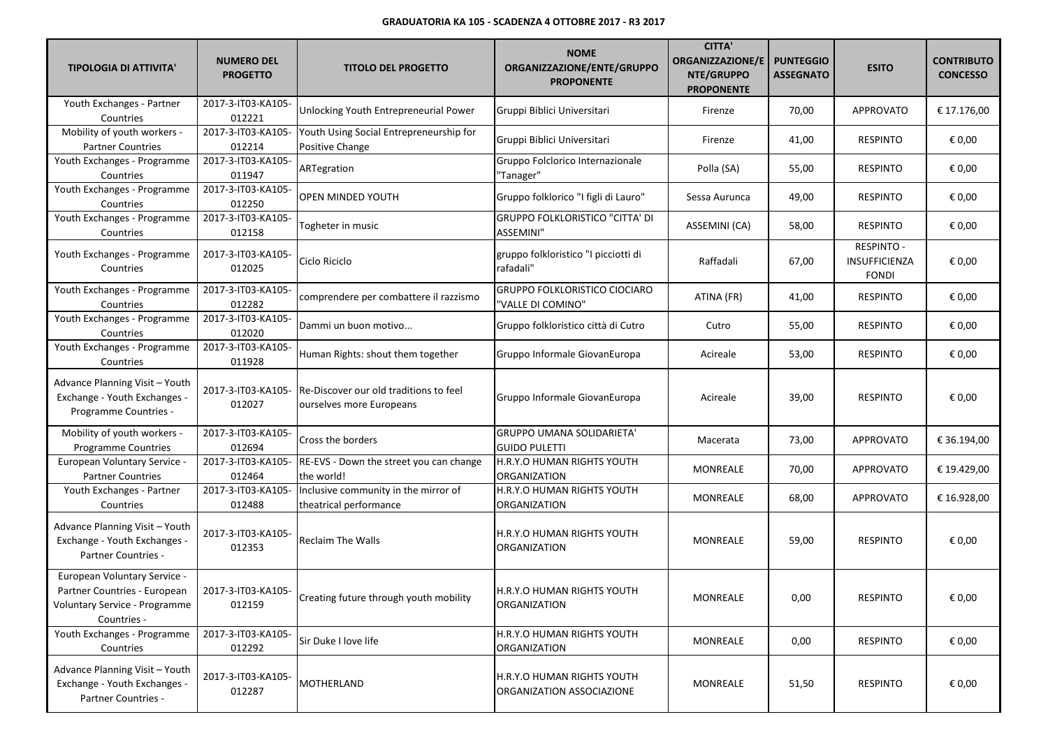**GRADUATORIA KA 105 - SCADENZA 4 OTTOBRE 2017 - R3 2017**

| TIPOLOGIA DI ATTIVITA' | NUMERO DEL PROGETTO | TITOLO DEL PROGETTO | NOME ORGANIZZAZIONE/ENTE/GRUPPO PROPONENTE | CITTA' ORGANIZZAZIONE/ENTE/GRUPPO PROPONENTE | PUNTEGGIO ASSEGNATO | ESITO | CONTRIBUTO CONCESSO |
|---|---|---|---|---|---|---|---|
| Youth Exchanges - Partner Countries | 2017-3-IT03-KA105-012221 | Unlocking Youth Entrepreneurial Power | Gruppi Biblici Universitari | Firenze | 70,00 | APPROVATO | € 17.176,00 |
| Mobility of youth workers - Partner Countries | 2017-3-IT03-KA105-012214 | Youth Using Social Entrepreneurship for Positive Change | Gruppi Biblici Universitari | Firenze | 41,00 | RESPINTO | € 0,00 |
| Youth Exchanges - Programme Countries | 2017-3-IT03-KA105-011947 | ARTegration | Gruppo Folclorico Internazionale "Tanager" | Polla (SA) | 55,00 | RESPINTO | € 0,00 |
| Youth Exchanges - Programme Countries | 2017-3-IT03-KA105-012250 | OPEN MINDED YOUTH | Gruppo folklorico "I figli di Lauro" | Sessa Aurunca | 49,00 | RESPINTO | € 0,00 |
| Youth Exchanges - Programme Countries | 2017-3-IT03-KA105-012158 | Togheter in music | GRUPPO FOLKLORISTICO "CITTA' DI ASSEMINI" | ASSEMINI (CA) | 58,00 | RESPINTO | € 0,00 |
| Youth Exchanges - Programme Countries | 2017-3-IT03-KA105-012025 | Ciclo Riciclo | gruppo folkloristico "I picciotti di rafadali" | Raffadali | 67,00 | RESPINTO - INSUFFICIENZA FONDI | € 0,00 |
| Youth Exchanges - Programme Countries | 2017-3-IT03-KA105-012282 | comprendere per combattere il razzismo | GRUPPO FOLKLORISTICO CIOCIARO "VALLE DI COMINO" | ATINA (FR) | 41,00 | RESPINTO | € 0,00 |
| Youth Exchanges - Programme Countries | 2017-3-IT03-KA105-012020 | Dammi un buon motivo... | Gruppo folkloristico città di Cutro | Cutro | 55,00 | RESPINTO | € 0,00 |
| Youth Exchanges - Programme Countries | 2017-3-IT03-KA105-011928 | Human Rights: shout them together | Gruppo Informale GiovanEuropa | Acireale | 53,00 | RESPINTO | € 0,00 |
| Advance Planning Visit – Youth Exchange - Youth Exchanges - Programme Countries - | 2017-3-IT03-KA105-012027 | Re-Discover our old traditions to feel ourselves more Europeans | Gruppo Informale GiovanEuropa | Acireale | 39,00 | RESPINTO | € 0,00 |
| Mobility of youth workers - Programme Countries | 2017-3-IT03-KA105-012694 | Cross the borders | GRUPPO UMANA SOLIDARIETA' GUIDO PULETTI | Macerata | 73,00 | APPROVATO | € 36.194,00 |
| European Voluntary Service - Partner Countries | 2017-3-IT03-KA105-012464 | RE-EVS - Down the street you can change the world! | H.R.Y.O HUMAN RIGHTS YOUTH ORGANIZATION | MONREALE | 70,00 | APPROVATO | € 19.429,00 |
| Youth Exchanges - Partner Countries | 2017-3-IT03-KA105-012488 | Inclusive community in the mirror of theatrical performance | H.R.Y.O HUMAN RIGHTS YOUTH ORGANIZATION | MONREALE | 68,00 | APPROVATO | € 16.928,00 |
| Advance Planning Visit – Youth Exchange - Youth Exchanges - Partner Countries - | 2017-3-IT03-KA105-012353 | Reclaim The Walls | H.R.Y.O HUMAN RIGHTS YOUTH ORGANIZATION | MONREALE | 59,00 | RESPINTO | € 0,00 |
| European Voluntary Service - Partner Countries - European Voluntary Service - Programme Countries - | 2017-3-IT03-KA105-012159 | Creating future through youth mobility | H.R.Y.O HUMAN RIGHTS YOUTH ORGANIZATION | MONREALE | 0,00 | RESPINTO | € 0,00 |
| Youth Exchanges - Programme Countries | 2017-3-IT03-KA105-012292 | Sir Duke I love life | H.R.Y.O HUMAN RIGHTS YOUTH ORGANIZATION | MONREALE | 0,00 | RESPINTO | € 0,00 |
| Advance Planning Visit – Youth Exchange - Youth Exchanges - Partner Countries - | 2017-3-IT03-KA105-012287 | MOTHERLAND | H.R.Y.O HUMAN RIGHTS YOUTH ORGANIZATION ASSOCIAZIONE | MONREALE | 51,50 | RESPINTO | € 0,00 |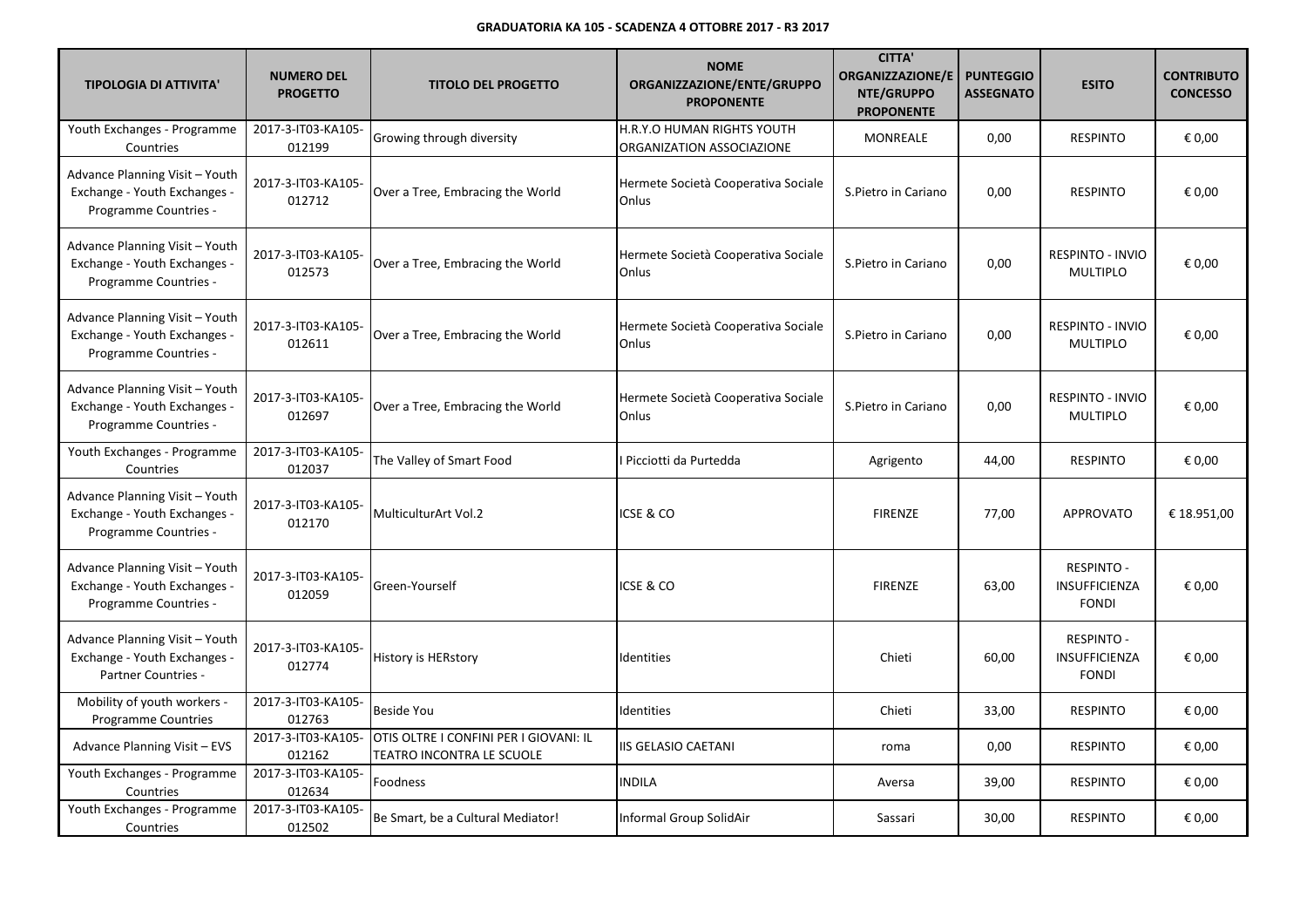**GRADUATORIA KA 105 - SCADENZA 4 OTTOBRE 2017 - R3 2017**

| TIPOLOGIA DI ATTIVITA' | NUMERO DEL PROGETTO | TITOLO DEL PROGETTO | NOME ORGANIZZAZIONE/ENTE/GRUPPO PROPONENTE | CITTA' ORGANIZZAZIONE/ENTE/GRUPPO PROPONENTE | PUNTEGGIO ASSEGNATO | ESITO | CONTRIBUTO CONCESSO |
|---|---|---|---|---|---|---|---|
| Youth Exchanges - Programme Countries | 2017-3-IT03-KA105-012199 | Growing through diversity | H.R.Y.O HUMAN RIGHTS YOUTH ORGANIZATION ASSOCIAZIONE | MONREALE | 0,00 | RESPINTO | € 0,00 |
| Advance Planning Visit – Youth Exchange - Youth Exchanges - Programme Countries - | 2017-3-IT03-KA105-012712 | Over a Tree, Embracing the World | Hermete Società Cooperativa Sociale Onlus | S.Pietro in Cariano | 0,00 | RESPINTO | € 0,00 |
| Advance Planning Visit – Youth Exchange - Youth Exchanges - Programme Countries - | 2017-3-IT03-KA105-012573 | Over a Tree, Embracing the World | Hermete Società Cooperativa Sociale Onlus | S.Pietro in Cariano | 0,00 | RESPINTO - INVIO MULTIPLO | € 0,00 |
| Advance Planning Visit – Youth Exchange - Youth Exchanges - Programme Countries - | 2017-3-IT03-KA105-012611 | Over a Tree, Embracing the World | Hermete Società Cooperativa Sociale Onlus | S.Pietro in Cariano | 0,00 | RESPINTO - INVIO MULTIPLO | € 0,00 |
| Advance Planning Visit – Youth Exchange - Youth Exchanges - Programme Countries - | 2017-3-IT03-KA105-012697 | Over a Tree, Embracing the World | Hermete Società Cooperativa Sociale Onlus | S.Pietro in Cariano | 0,00 | RESPINTO - INVIO MULTIPLO | € 0,00 |
| Youth Exchanges - Programme Countries | 2017-3-IT03-KA105-012037 | The Valley of Smart Food | I Picciotti da Purtedda | Agrigento | 44,00 | RESPINTO | € 0,00 |
| Advance Planning Visit – Youth Exchange - Youth Exchanges - Programme Countries - | 2017-3-IT03-KA105-012170 | MulticulturArt Vol.2 | ICSE & CO | FIRENZE | 77,00 | APPROVATO | € 18.951,00 |
| Advance Planning Visit – Youth Exchange - Youth Exchanges - Programme Countries - | 2017-3-IT03-KA105-012059 | Green-Yourself | ICSE & CO | FIRENZE | 63,00 | RESPINTO - INSUFFICIENZA FONDI | € 0,00 |
| Advance Planning Visit – Youth Exchange - Youth Exchanges - Partner Countries - | 2017-3-IT03-KA105-012774 | History is HERstory | Identities | Chieti | 60,00 | RESPINTO - INSUFFICIENZA FONDI | € 0,00 |
| Mobility of youth workers - Programme Countries | 2017-3-IT03-KA105-012763 | Beside You | Identities | Chieti | 33,00 | RESPINTO | € 0,00 |
| Advance Planning Visit – EVS | 2017-3-IT03-KA105-012162 | OTIS OLTRE I CONFINI PER I GIOVANI: IL TEATRO INCONTRA LE SCUOLE | IIS GELASIO CAETANI | roma | 0,00 | RESPINTO | € 0,00 |
| Youth Exchanges - Programme Countries | 2017-3-IT03-KA105-012634 | Foodness | INDILA | Aversa | 39,00 | RESPINTO | € 0,00 |
| Youth Exchanges - Programme Countries | 2017-3-IT03-KA105-012502 | Be Smart, be a Cultural Mediator! | Informal Group SolidAir | Sassari | 30,00 | RESPINTO | € 0,00 |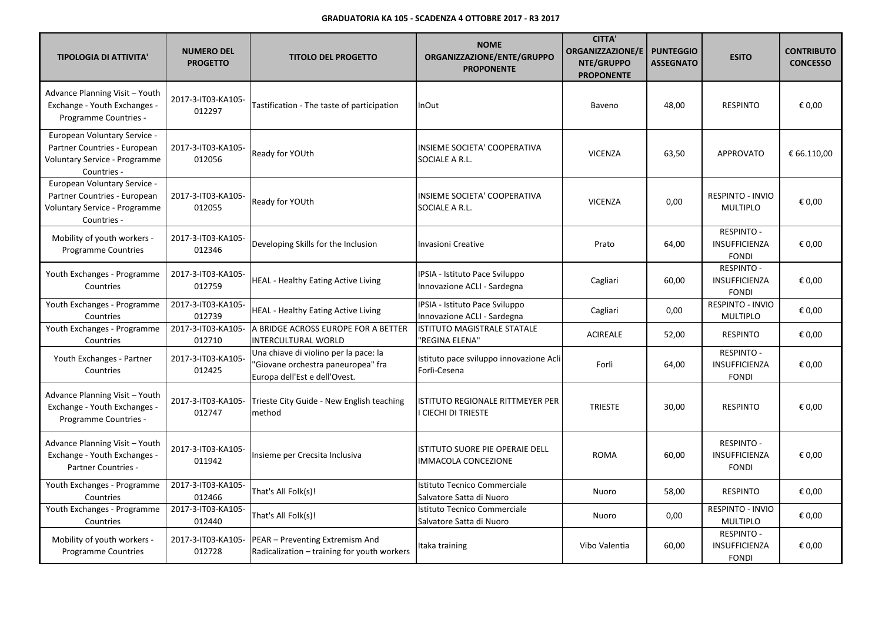**GRADUATORIA KA 105 - SCADENZA 4 OTTOBRE 2017 - R3 2017**

| TIPOLOGIA DI ATTIVITA' | NUMERO DEL PROGETTO | TITOLO DEL PROGETTO | NOME ORGANIZZAZIONE/ENTE/GRUPPO PROPONENTE | CITTA' ORGANIZZAZIONE/ENTE/GRUPPO PROPONENTE | PUNTEGGIO ASSEGNATO | ESITO | CONTRIBUTO CONCESSO |
|---|---|---|---|---|---|---|---|
| Advance Planning Visit – Youth Exchange - Youth Exchanges - Programme Countries - | 2017-3-IT03-KA105-012297 | Tastification - The taste of participation | InOut | Baveno | 48,00 | RESPINTO | € 0,00 |
| European Voluntary Service - Partner Countries - European Voluntary Service - Programme Countries - | 2017-3-IT03-KA105-012056 | Ready for YOUth | INSIEME SOCIETA' COOPERATIVA SOCIALE A R.L. | VICENZA | 63,50 | APPROVATO | € 66.110,00 |
| European Voluntary Service - Partner Countries - European Voluntary Service - Programme Countries - | 2017-3-IT03-KA105-012055 | Ready for YOUth | INSIEME SOCIETA' COOPERATIVA SOCIALE A R.L. | VICENZA | 0,00 | RESPINTO - INVIO MULTIPLO | € 0,00 |
| Mobility of youth workers - Programme Countries | 2017-3-IT03-KA105-012346 | Developing Skills for the Inclusion | Invasioni Creative | Prato | 64,00 | RESPINTO - INSUFFICIENZA FONDI | € 0,00 |
| Youth Exchanges - Programme Countries | 2017-3-IT03-KA105-012759 | HEAL - Healthy Eating Active Living | IPSIA - Istituto Pace Sviluppo Innovazione ACLI - Sardegna | Cagliari | 60,00 | RESPINTO - INSUFFICIENZA FONDI | € 0,00 |
| Youth Exchanges - Programme Countries | 2017-3-IT03-KA105-012739 | HEAL - Healthy Eating Active Living | IPSIA - Istituto Pace Sviluppo Innovazione ACLI - Sardegna | Cagliari | 0,00 | RESPINTO - INVIO MULTIPLO | € 0,00 |
| Youth Exchanges - Programme Countries | 2017-3-IT03-KA105-012710 | A BRIDGE ACROSS EUROPE FOR A BETTER INTERCULTURAL WORLD | ISTITUTO MAGISTRALE STATALE "REGINA ELENA" | ACIREALE | 52,00 | RESPINTO | € 0,00 |
| Youth Exchanges - Partner Countries | 2017-3-IT03-KA105-012425 | Una chiave di violino per la pace: la "Giovane orchestra paneuropea" fra Europa dell'Est e dell'Ovest. | Istituto pace sviluppo innovazione Acli Forlì-Cesena | Forlì | 64,00 | RESPINTO - INSUFFICIENZA FONDI | € 0,00 |
| Advance Planning Visit – Youth Exchange - Youth Exchanges - Programme Countries - | 2017-3-IT03-KA105-012747 | Trieste City Guide - New English teaching method | ISTITUTO REGIONALE RITTMEYER PER I CIECHI DI TRIESTE | TRIESTE | 30,00 | RESPINTO | € 0,00 |
| Advance Planning Visit – Youth Exchange - Youth Exchanges - Partner Countries - | 2017-3-IT03-KA105-011942 | Insieme per Crecsita Inclusiva | ISTITUTO SUORE PIE OPERAIE DELL IMMACOLA CONCEZIONE | ROMA | 60,00 | RESPINTO - INSUFFICIENZA FONDI | € 0,00 |
| Youth Exchanges - Programme Countries | 2017-3-IT03-KA105-012466 | That's All Folk(s)! | Istituto Tecnico Commerciale Salvatore Satta di Nuoro | Nuoro | 58,00 | RESPINTO | € 0,00 |
| Youth Exchanges - Programme Countries | 2017-3-IT03-KA105-012440 | That's All Folk(s)! | Istituto Tecnico Commerciale Salvatore Satta di Nuoro | Nuoro | 0,00 | RESPINTO - INVIO MULTIPLO | € 0,00 |
| Mobility of youth workers - Programme Countries | 2017-3-IT03-KA105-012728 | PEAR – Preventing Extremism And Radicalization – training for youth workers | Itaka training | Vibo Valentia | 60,00 | RESPINTO - INSUFFICIENZA FONDI | € 0,00 |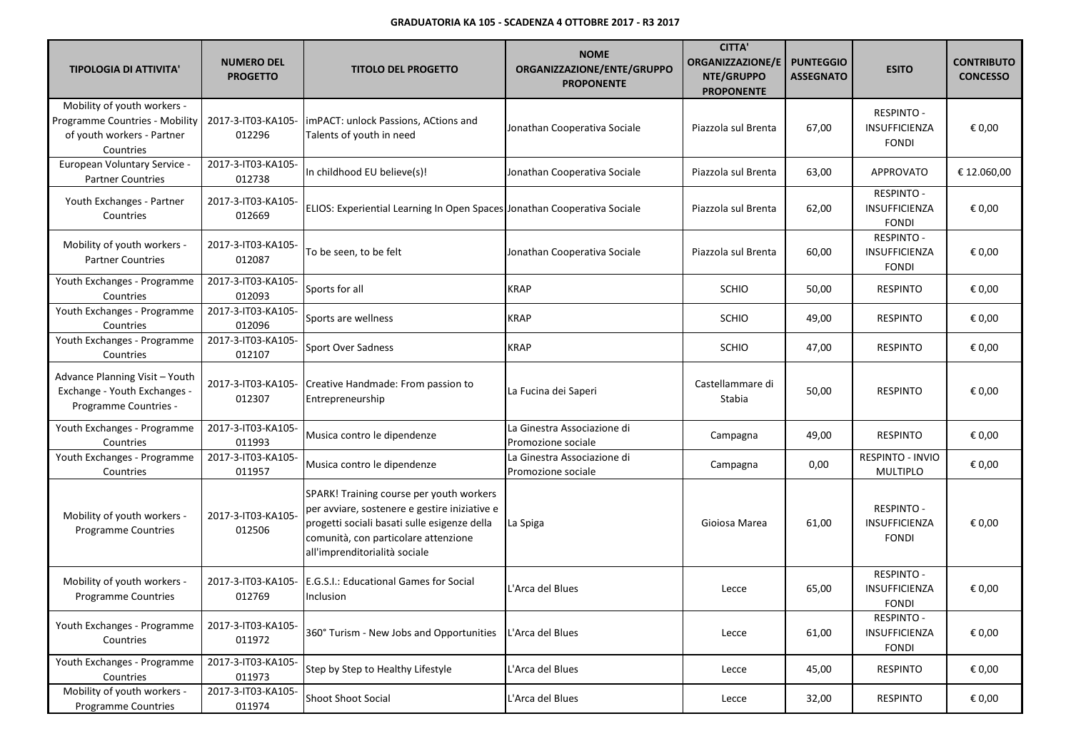**GRADUATORIA KA 105 - SCADENZA 4 OTTOBRE 2017 - R3 2017**

| TIPOLOGIA DI ATTIVITA' | NUMERO DEL PROGETTO | TITOLO DEL PROGETTO | NOME ORGANIZZAZIONE/ENTE/GRUPPO PROPONENTE | CITTA' ORGANIZZAZIONE/ENTE/GRUPPO PROPONENTE | PUNTEGGIO ASSEGNATO | ESITO | CONTRIBUTO CONCESSO |
|---|---|---|---|---|---|---|---|
| Mobility of youth workers - Programme Countries - Mobility of youth workers - Partner Countries | 2017-3-IT03-KA105-012296 | imPACT: unlock Passions, ACtions and Talents of youth in need | Jonathan Cooperativa Sociale | Piazzola sul Brenta | 67,00 | RESPINTO - INSUFFICIENZA FONDI | € 0,00 |
| European Voluntary Service - Partner Countries | 2017-3-IT03-KA105-012738 | In childhood EU believe(s)! | Jonathan Cooperativa Sociale | Piazzola sul Brenta | 63,00 | APPROVATO | € 12.060,00 |
| Youth Exchanges - Partner Countries | 2017-3-IT03-KA105-012669 | ELIOS: Experiential Learning In Open Spaces | Jonathan Cooperativa Sociale | Piazzola sul Brenta | 62,00 | RESPINTO - INSUFFICIENZA FONDI | € 0,00 |
| Mobility of youth workers - Partner Countries | 2017-3-IT03-KA105-012087 | To be seen, to be felt | Jonathan Cooperativa Sociale | Piazzola sul Brenta | 60,00 | RESPINTO - INSUFFICIENZA FONDI | € 0,00 |
| Youth Exchanges - Programme Countries | 2017-3-IT03-KA105-012093 | Sports for all | KRAP | SCHIO | 50,00 | RESPINTO | € 0,00 |
| Youth Exchanges - Programme Countries | 2017-3-IT03-KA105-012096 | Sports are wellness | KRAP | SCHIO | 49,00 | RESPINTO | € 0,00 |
| Youth Exchanges - Programme Countries | 2017-3-IT03-KA105-012107 | Sport Over Sadness | KRAP | SCHIO | 47,00 | RESPINTO | € 0,00 |
| Advance Planning Visit – Youth Exchange - Youth Exchanges - Programme Countries - | 2017-3-IT03-KA105-012307 | Creative Handmade: From passion to Entrepreneurship | La Fucina dei Saperi | Castellammare di Stabia | 50,00 | RESPINTO | € 0,00 |
| Youth Exchanges - Programme Countries | 2017-3-IT03-KA105-011993 | Musica contro le dipendenze | La Ginestra Associazione di Promozione sociale | Campagna | 49,00 | RESPINTO | € 0,00 |
| Youth Exchanges - Programme Countries | 2017-3-IT03-KA105-011957 | Musica contro le dipendenze | La Ginestra Associazione di Promozione sociale | Campagna | 0,00 | RESPINTO - INVIO MULTIPLO | € 0,00 |
| Mobility of youth workers - Programme Countries | 2017-3-IT03-KA105-012506 | SPARK! Training course per youth workers per avviare, sostenere e gestire iniziative e progetti sociali basati sulle esigenze della comunità, con particolare attenzione all'imprenditorialità sociale | La Spiga | Gioiosa Marea | 61,00 | RESPINTO - INSUFFICIENZA FONDI | € 0,00 |
| Mobility of youth workers - Programme Countries | 2017-3-IT03-KA105-012769 | E.G.S.I.: Educational Games for Social Inclusion | L'Arca del Blues | Lecce | 65,00 | RESPINTO - INSUFFICIENZA FONDI | € 0,00 |
| Youth Exchanges - Programme Countries | 2017-3-IT03-KA105-011972 | 360° Turism - New Jobs and Opportunities | L'Arca del Blues | Lecce | 61,00 | RESPINTO - INSUFFICIENZA FONDI | € 0,00 |
| Youth Exchanges - Programme Countries | 2017-3-IT03-KA105-011973 | Step by Step to Healthy Lifestyle | L'Arca del Blues | Lecce | 45,00 | RESPINTO | € 0,00 |
| Mobility of youth workers - Programme Countries | 2017-3-IT03-KA105-011974 | Shoot Shoot Social | L'Arca del Blues | Lecce | 32,00 | RESPINTO | € 0,00 |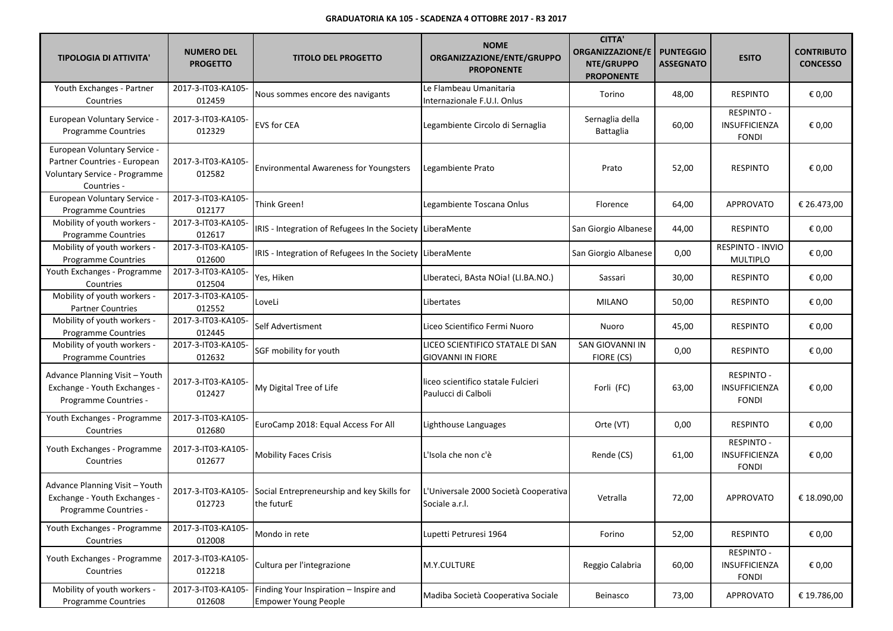**GRADUATORIA KA 105 - SCADENZA 4 OTTOBRE 2017 - R3 2017**

| TIPOLOGIA DI ATTIVITA' | NUMERO DEL PROGETTO | TITOLO DEL PROGETTO | NOME ORGANIZZAZIONE/ENTE/GRUPPO PROPONENTE | CITTA' ORGANIZZAZIONE/ENTE/GRUPPO PROPONENTE | PUNTEGGIO ASSEGNATO | ESITO | CONTRIBUTO CONCESSO |
|---|---|---|---|---|---|---|---|
| Youth Exchanges - Partner Countries | 2017-3-IT03-KA105-012459 | Nous sommes encore des navigants | Le Flambeau Umanitaria Internazionale F.U.I. Onlus | Torino | 48,00 | RESPINTO | € 0,00 |
| European Voluntary Service - Programme Countries | 2017-3-IT03-KA105-012329 | EVS for CEA | Legambiente Circolo di Sernaglia | Sernaglia della Battaglia | 60,00 | RESPINTO - INSUFFICIENZA FONDI | € 0,00 |
| European Voluntary Service - Partner Countries - European Voluntary Service - Programme Countries - | 2017-3-IT03-KA105-012582 | Environmental Awareness for Youngsters | Legambiente Prato | Prato | 52,00 | RESPINTO | € 0,00 |
| European Voluntary Service - Programme Countries | 2017-3-IT03-KA105-012177 | Think Green! | Legambiente Toscana Onlus | Florence | 64,00 | APPROVATO | € 26.473,00 |
| Mobility of youth workers - Programme Countries | 2017-3-IT03-KA105-012617 | IRIS - Integration of Refugees In the Society | LiberaMente | San Giorgio Albanese | 44,00 | RESPINTO | € 0,00 |
| Mobility of youth workers - Programme Countries | 2017-3-IT03-KA105-012600 | IRIS - Integration of Refugees In the Society | LiberaMente | San Giorgio Albanese | 0,00 | RESPINTO - INVIO MULTIPLO | € 0,00 |
| Youth Exchanges - Programme Countries | 2017-3-IT03-KA105-012504 | Yes, Hiken | LIberateci, BAsta NOia! (LI.BA.NO.) | Sassari | 30,00 | RESPINTO | € 0,00 |
| Mobility of youth workers - Partner Countries | 2017-3-IT03-KA105-012552 | LoveLi | Libertates | MILANO | 50,00 | RESPINTO | € 0,00 |
| Mobility of youth workers - Programme Countries | 2017-3-IT03-KA105-012445 | Self Advertisment | Liceo Scientifico Fermi Nuoro | Nuoro | 45,00 | RESPINTO | € 0,00 |
| Mobility of youth workers - Programme Countries | 2017-3-IT03-KA105-012632 | SGF mobility for youth | LICEO SCIENTIFICO STATALE DI SAN GIOVANNI IN FIORE | SAN GIOVANNI IN FIORE (CS) | 0,00 | RESPINTO | € 0,00 |
| Advance Planning Visit – Youth Exchange - Youth Exchanges - Programme Countries - | 2017-3-IT03-KA105-012427 | My Digital Tree of Life | liceo scientifico statale Fulcieri Paulucci di Calboli | Forlì (FC) | 63,00 | RESPINTO - INSUFFICIENZA FONDI | € 0,00 |
| Youth Exchanges - Programme Countries | 2017-3-IT03-KA105-012680 | EuroCamp 2018: Equal Access For All | Lighthouse Languages | Orte (VT) | 0,00 | RESPINTO | € 0,00 |
| Youth Exchanges - Programme Countries | 2017-3-IT03-KA105-012677 | Mobility Faces Crisis | L'Isola che non c'è | Rende (CS) | 61,00 | RESPINTO - INSUFFICIENZA FONDI | € 0,00 |
| Advance Planning Visit – Youth Exchange - Youth Exchanges - Programme Countries - | 2017-3-IT03-KA105-012723 | Social Entrepreneurship and key Skills for the futurE | L'Universale 2000 Società Cooperativa Sociale a.r.l. | Vetralla | 72,00 | APPROVATO | € 18.090,00 |
| Youth Exchanges - Programme Countries | 2017-3-IT03-KA105-012008 | Mondo in rete | Lupetti Petruresi 1964 | Forino | 52,00 | RESPINTO | € 0,00 |
| Youth Exchanges - Programme Countries | 2017-3-IT03-KA105-012218 | Cultura per l'integrazione | M.Y.CULTURE | Reggio Calabria | 60,00 | RESPINTO - INSUFFICIENZA FONDI | € 0,00 |
| Mobility of youth workers - Programme Countries | 2017-3-IT03-KA105-012608 | Finding Your Inspiration – Inspire and Empower Young People | Madiba Società Cooperativa Sociale | Beinasco | 73,00 | APPROVATO | € 19.786,00 |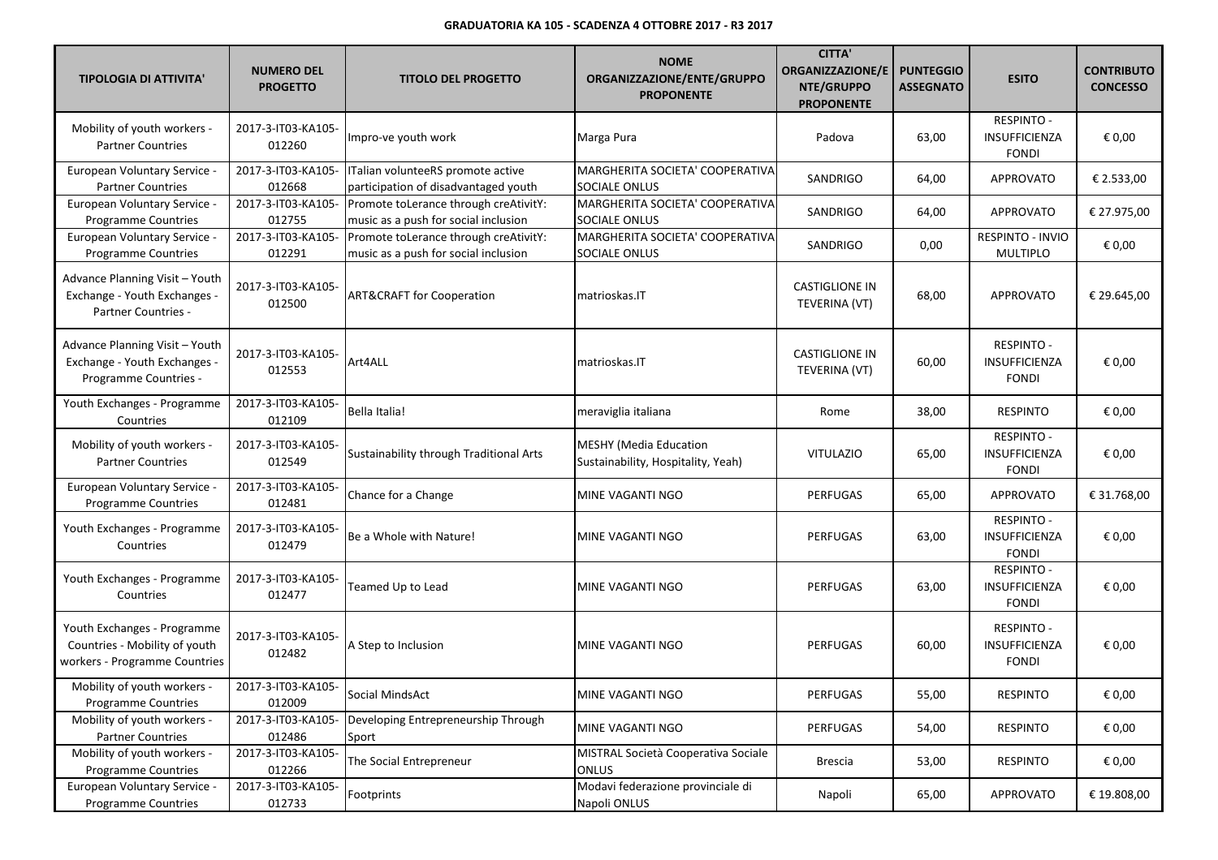**GRADUATORIA KA 105 - SCADENZA 4 OTTOBRE 2017 - R3 2017**

| TIPOLOGIA DI ATTIVITA' | NUMERO DEL PROGETTO | TITOLO DEL PROGETTO | NOME ORGANIZZAZIONE/ENTE/GRUPPO PROPONENTE | CITTA' ORGANIZZAZIONE/ENTE/GRUPPO PROPONENTE | PUNTEGGIO ASSEGNATO | ESITO | CONTRIBUTO CONCESSO |
|---|---|---|---|---|---|---|---|
| Mobility of youth workers - Partner Countries | 2017-3-IT03-KA105-012260 | Impro-ve youth work | Marga Pura | Padova | 63,00 | RESPINTO - INSUFFICIENZA FONDI | € 0,00 |
| European Voluntary Service - Partner Countries | 2017-3-IT03-KA105-012668 | ITalian volunteeRS promote active participation of disadvantaged youth | MARGHERITA SOCIETA' COOPERATIVA SOCIALE ONLUS | SANDRIGO | 64,00 | APPROVATO | € 2.533,00 |
| European Voluntary Service - Programme Countries | 2017-3-IT03-KA105-012755 | Promote toLerance through creAtivitY: music as a push for social inclusion | MARGHERITA SOCIETA' COOPERATIVA SOCIALE ONLUS | SANDRIGO | 64,00 | APPROVATO | € 27.975,00 |
| European Voluntary Service - Programme Countries | 2017-3-IT03-KA105-012291 | Promote toLerance through creAtivitY: music as a push for social inclusion | MARGHERITA SOCIETA' COOPERATIVA SOCIALE ONLUS | SANDRIGO | 0,00 | RESPINTO - INVIO MULTIPLO | € 0,00 |
| Advance Planning Visit – Youth Exchange - Youth Exchanges - Partner Countries - | 2017-3-IT03-KA105-012500 | ART&CRAFT for Cooperation | matrioskas.IT | CASTIGLIONE IN TEVERINA (VT) | 68,00 | APPROVATO | € 29.645,00 |
| Advance Planning Visit – Youth Exchange - Youth Exchanges - Programme Countries - | 2017-3-IT03-KA105-012553 | Art4ALL | matrioskas.IT | CASTIGLIONE IN TEVERINA (VT) | 60,00 | RESPINTO - INSUFFICIENZA FONDI | € 0,00 |
| Youth Exchanges - Programme Countries | 2017-3-IT03-KA105-012109 | Bella Italia! | meraviglia italiana | Rome | 38,00 | RESPINTO | € 0,00 |
| Mobility of youth workers - Partner Countries | 2017-3-IT03-KA105-012549 | Sustainability through Traditional Arts | MESHY (Media Education Sustainability, Hospitality, Yeah) | VITULAZIO | 65,00 | RESPINTO - INSUFFICIENZA FONDI | € 0,00 |
| European Voluntary Service - Programme Countries | 2017-3-IT03-KA105-012481 | Chance for a Change | MINE VAGANTI NGO | PERFUGAS | 65,00 | APPROVATO | € 31.768,00 |
| Youth Exchanges - Programme Countries | 2017-3-IT03-KA105-012479 | Be a Whole with Nature! | MINE VAGANTI NGO | PERFUGAS | 63,00 | RESPINTO - INSUFFICIENZA FONDI | € 0,00 |
| Youth Exchanges - Programme Countries | 2017-3-IT03-KA105-012477 | Teamed Up to Lead | MINE VAGANTI NGO | PERFUGAS | 63,00 | RESPINTO - INSUFFICIENZA FONDI | € 0,00 |
| Youth Exchanges - Programme Countries - Mobility of youth workers - Programme Countries | 2017-3-IT03-KA105-012482 | A Step to Inclusion | MINE VAGANTI NGO | PERFUGAS | 60,00 | RESPINTO - INSUFFICIENZA FONDI | € 0,00 |
| Mobility of youth workers - Programme Countries | 2017-3-IT03-KA105-012009 | Social MindsAct | MINE VAGANTI NGO | PERFUGAS | 55,00 | RESPINTO | € 0,00 |
| Mobility of youth workers - Partner Countries | 2017-3-IT03-KA105-012486 | Developing Entrepreneurship Through Sport | MINE VAGANTI NGO | PERFUGAS | 54,00 | RESPINTO | € 0,00 |
| Mobility of youth workers - Programme Countries | 2017-3-IT03-KA105-012266 | The Social Entrepreneur | MISTRAL Società Cooperativa Sociale ONLUS | Brescia | 53,00 | RESPINTO | € 0,00 |
| European Voluntary Service - Programme Countries | 2017-3-IT03-KA105-012733 | Footprints | Modavi federazione provinciale di Napoli ONLUS | Napoli | 65,00 | APPROVATO | € 19.808,00 |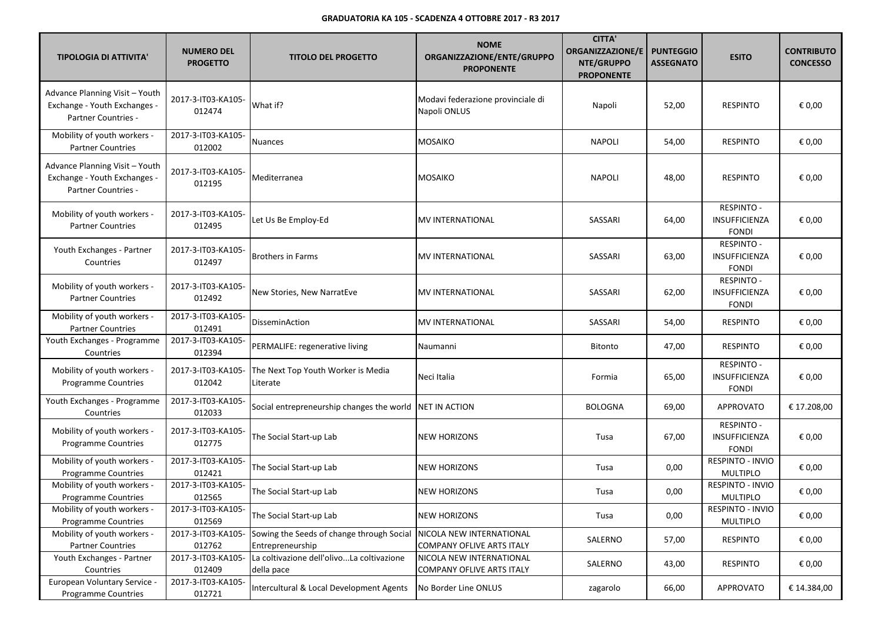**GRADUATORIA KA 105 - SCADENZA 4 OTTOBRE 2017 - R3 2017**

| TIPOLOGIA DI ATTIVITA' | NUMERO DEL PROGETTO | TITOLO DEL PROGETTO | NOME ORGANIZZAZIONE/ENTE/GRUPPO PROPONENTE | CITTA' ORGANIZZAZIONE/ENTE/GRUPPO PROPONENTE | PUNTEGGIO ASSEGNATO | ESITO | CONTRIBUTO CONCESSO |
|---|---|---|---|---|---|---|---|
| Advance Planning Visit – Youth Exchange - Youth Exchanges - Partner Countries - | 2017-3-IT03-KA105-012474 | What if? | Modavi federazione provinciale di Napoli ONLUS | Napoli | 52,00 | RESPINTO | € 0,00 |
| Mobility of youth workers - Partner Countries | 2017-3-IT03-KA105-012002 | Nuances | MOSAIKO | NAPOLI | 54,00 | RESPINTO | € 0,00 |
| Advance Planning Visit – Youth Exchange - Youth Exchanges - Partner Countries - | 2017-3-IT03-KA105-012195 | Mediterranea | MOSAIKO | NAPOLI | 48,00 | RESPINTO | € 0,00 |
| Mobility of youth workers - Partner Countries | 2017-3-IT03-KA105-012495 | Let Us Be Employ-Ed | MV INTERNATIONAL | SASSARI | 64,00 | RESPINTO - INSUFFICIENZA FONDI | € 0,00 |
| Youth Exchanges - Partner Countries | 2017-3-IT03-KA105-012497 | Brothers in Farms | MV INTERNATIONAL | SASSARI | 63,00 | RESPINTO - INSUFFICIENZA FONDI | € 0,00 |
| Mobility of youth workers - Partner Countries | 2017-3-IT03-KA105-012492 | New Stories, New NarratEve | MV INTERNATIONAL | SASSARI | 62,00 | RESPINTO - INSUFFICIENZA FONDI | € 0,00 |
| Mobility of youth workers - Partner Countries | 2017-3-IT03-KA105-012491 | DisseminAction | MV INTERNATIONAL | SASSARI | 54,00 | RESPINTO | € 0,00 |
| Youth Exchanges - Programme Countries | 2017-3-IT03-KA105-012394 | PERMALIFE: regenerative living | Naumanni | Bitonto | 47,00 | RESPINTO | € 0,00 |
| Mobility of youth workers - Programme Countries | 2017-3-IT03-KA105-012042 | The Next Top Youth Worker is Media Literate | Neci Italia | Formia | 65,00 | RESPINTO - INSUFFICIENZA FONDI | € 0,00 |
| Youth Exchanges - Programme Countries | 2017-3-IT03-KA105-012033 | Social entrepreneurship changes the world | NET IN ACTION | BOLOGNA | 69,00 | APPROVATO | € 17.208,00 |
| Mobility of youth workers - Programme Countries | 2017-3-IT03-KA105-012775 | The Social Start-up Lab | NEW HORIZONS | Tusa | 67,00 | RESPINTO - INSUFFICIENZA FONDI | € 0,00 |
| Mobility of youth workers - Programme Countries | 2017-3-IT03-KA105-012421 | The Social Start-up Lab | NEW HORIZONS | Tusa | 0,00 | RESPINTO - INVIO MULTIPLO | € 0,00 |
| Mobility of youth workers - Programme Countries | 2017-3-IT03-KA105-012565 | The Social Start-up Lab | NEW HORIZONS | Tusa | 0,00 | RESPINTO - INVIO MULTIPLO | € 0,00 |
| Mobility of youth workers - Programme Countries | 2017-3-IT03-KA105-012569 | The Social Start-up Lab | NEW HORIZONS | Tusa | 0,00 | RESPINTO - INVIO MULTIPLO | € 0,00 |
| Mobility of youth workers - Partner Countries | 2017-3-IT03-KA105-012762 | Sowing the Seeds of change through Social Entrepreneurship | NICOLA NEW INTERNATIONAL COMPANY OFLIVE ARTS ITALY | SALERNO | 57,00 | RESPINTO | € 0,00 |
| Youth Exchanges - Partner Countries | 2017-3-IT03-KA105-012409 | La coltivazione dell'olivo...La coltivazione della pace | NICOLA NEW INTERNATIONAL COMPANY OFLIVE ARTS ITALY | SALERNO | 43,00 | RESPINTO | € 0,00 |
| European Voluntary Service - Programme Countries | 2017-3-IT03-KA105-012721 | Intercultural & Local Development Agents | No Border Line ONLUS | zagarolo | 66,00 | APPROVATO | € 14.384,00 |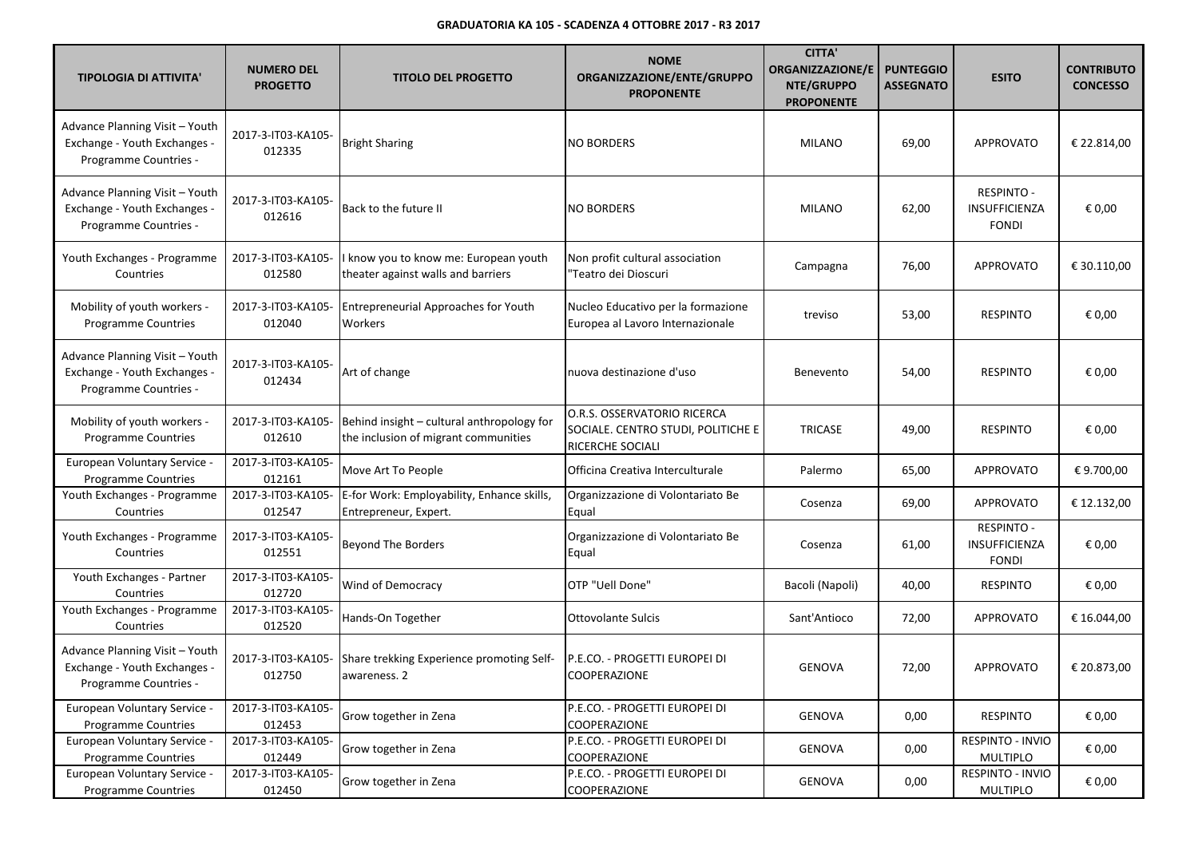**GRADUATORIA KA 105 - SCADENZA 4 OTTOBRE 2017 - R3 2017**

| TIPOLOGIA DI ATTIVITA' | NUMERO DEL PROGETTO | TITOLO DEL PROGETTO | NOME ORGANIZZAZIONE/ENTE/GRUPPO PROPONENTE | CITTA' ORGANIZZAZIONE/ENTE/GRUPPO PROPONENTE | PUNTEGGIO ASSEGNATO | ESITO | CONTRIBUTO CONCESSO |
|---|---|---|---|---|---|---|---|
| Advance Planning Visit – Youth Exchange - Youth Exchanges - Programme Countries - | 2017-3-IT03-KA105-012335 | Bright Sharing | NO BORDERS | MILANO | 69,00 | APPROVATO | € 22.814,00 |
| Advance Planning Visit – Youth Exchange - Youth Exchanges - Programme Countries - | 2017-3-IT03-KA105-012616 | Back to the future II | NO BORDERS | MILANO | 62,00 | RESPINTO - INSUFFICIENZA FONDI | € 0,00 |
| Youth Exchanges - Programme Countries | 2017-3-IT03-KA105-012580 | I know you to know me: European youth theater against walls and barriers | Non profit cultural association "Teatro dei Dioscuri | Campagna | 76,00 | APPROVATO | € 30.110,00 |
| Mobility of youth workers - Programme Countries | 2017-3-IT03-KA105-012040 | Entrepreneurial Approaches for Youth Workers | Nucleo Educativo per la formazione Europea al Lavoro Internazionale | treviso | 53,00 | RESPINTO | € 0,00 |
| Advance Planning Visit – Youth Exchange - Youth Exchanges - Programme Countries - | 2017-3-IT03-KA105-012434 | Art of change | nuova destinazione d'uso | Benevento | 54,00 | RESPINTO | € 0,00 |
| Mobility of youth workers - Programme Countries | 2017-3-IT03-KA105-012610 | Behind insight – cultural anthropology for the inclusion of migrant communities | O.R.S. OSSERVATORIO RICERCA SOCIALE. CENTRO STUDI, POLITICHE E RICERCHE SOCIALI | TRICASE | 49,00 | RESPINTO | € 0,00 |
| European Voluntary Service - Programme Countries | 2017-3-IT03-KA105-012161 | Move Art To People | Officina Creativa Interculturale | Palermo | 65,00 | APPROVATO | € 9.700,00 |
| Youth Exchanges - Programme Countries | 2017-3-IT03-KA105-012547 | E-for Work: Employability, Enhance skills, Entrepreneur, Expert. | Organizzazione di Volontariato Be Equal | Cosenza | 69,00 | APPROVATO | € 12.132,00 |
| Youth Exchanges - Programme Countries | 2017-3-IT03-KA105-012551 | Beyond The Borders | Organizzazione di Volontariato Be Equal | Cosenza | 61,00 | RESPINTO - INSUFFICIENZA FONDI | € 0,00 |
| Youth Exchanges - Partner Countries | 2017-3-IT03-KA105-012720 | Wind of Democracy | OTP "Uell Done" | Bacoli (Napoli) | 40,00 | RESPINTO | € 0,00 |
| Youth Exchanges - Programme Countries | 2017-3-IT03-KA105-012520 | Hands-On Together | Ottovolante Sulcis | Sant'Antioco | 72,00 | APPROVATO | € 16.044,00 |
| Advance Planning Visit – Youth Exchange - Youth Exchanges - Programme Countries - | 2017-3-IT03-KA105-012750 | Share trekking Experience promoting Self-awareness. 2 | P.E.CO. - PROGETTI EUROPEI DI COOPERAZIONE | GENOVA | 72,00 | APPROVATO | € 20.873,00 |
| European Voluntary Service - Programme Countries | 2017-3-IT03-KA105-012453 | Grow together in Zena | P.E.CO. - PROGETTI EUROPEI DI COOPERAZIONE | GENOVA | 0,00 | RESPINTO | € 0,00 |
| European Voluntary Service - Programme Countries | 2017-3-IT03-KA105-012449 | Grow together in Zena | P.E.CO. - PROGETTI EUROPEI DI COOPERAZIONE | GENOVA | 0,00 | RESPINTO - INVIO MULTIPLO | € 0,00 |
| European Voluntary Service - Programme Countries | 2017-3-IT03-KA105-012450 | Grow together in Zena | P.E.CO. - PROGETTI EUROPEI DI COOPERAZIONE | GENOVA | 0,00 | RESPINTO - INVIO MULTIPLO | € 0,00 |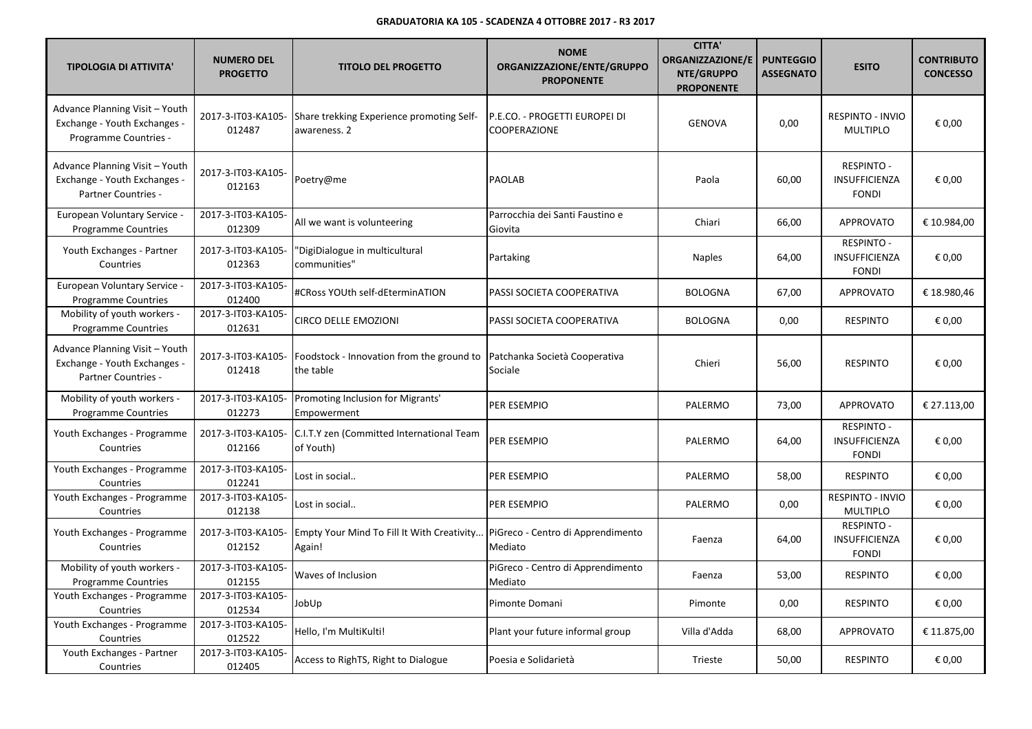**GRADUATORIA KA 105 - SCADENZA 4 OTTOBRE 2017 - R3 2017**

| TIPOLOGIA DI ATTIVITA' | NUMERO DEL PROGETTO | TITOLO DEL PROGETTO | NOME ORGANIZZAZIONE/ENTE/GRUPPO PROPONENTE | CITTA' ORGANIZZAZIONE/ENTE/GRUPPO PROPONENTE | PUNTEGGIO ASSEGNATO | ESITO | CONTRIBUTO CONCESSO |
|---|---|---|---|---|---|---|---|
| Advance Planning Visit – Youth Exchange - Youth Exchanges - Programme Countries - | 2017-3-IT03-KA105-012487 | Share trekking Experience promoting Self-awareness. 2 | P.E.CO. - PROGETTI EUROPEI DI COOPERAZIONE | GENOVA | 0,00 | RESPINTO - INVIO MULTIPLO | € 0,00 |
| Advance Planning Visit – Youth Exchange - Youth Exchanges - Partner Countries - | 2017-3-IT03-KA105-012163 | Poetry@me | PAOLAB | Paola | 60,00 | RESPINTO - INSUFFICIENZA FONDI | € 0,00 |
| European Voluntary Service - Programme Countries | 2017-3-IT03-KA105-012309 | All we want is volunteering | Parrocchia dei Santi Faustino e Giovita | Chiari | 66,00 | APPROVATO | € 10.984,00 |
| Youth Exchanges - Partner Countries | 2017-3-IT03-KA105-012363 | "DigiDialogue in multicultural communities" | Partaking | Naples | 64,00 | RESPINTO - INSUFFICIENZA FONDI | € 0,00 |
| European Voluntary Service - Programme Countries | 2017-3-IT03-KA105-012400 | #CRoss YOUth self-dEterminATION | PASSI SOCIETA COOPERATIVA | BOLOGNA | 67,00 | APPROVATO | € 18.980,46 |
| Mobility of youth workers - Programme Countries | 2017-3-IT03-KA105-012631 | CIRCO DELLE EMOZIONI | PASSI SOCIETA COOPERATIVA | BOLOGNA | 0,00 | RESPINTO | € 0,00 |
| Advance Planning Visit – Youth Exchange - Youth Exchanges - Partner Countries - | 2017-3-IT03-KA105-012418 | Foodstock - Innovation from the ground to the table | Patchanka Società Cooperativa Sociale | Chieri | 56,00 | RESPINTO | € 0,00 |
| Mobility of youth workers - Programme Countries | 2017-3-IT03-KA105-012273 | Promoting Inclusion for Migrants' Empowerment | PER ESEMPIO | PALERMO | 73,00 | APPROVATO | € 27.113,00 |
| Youth Exchanges - Programme Countries | 2017-3-IT03-KA105-012166 | C.I.T.Y zen (Committed International Team of Youth) | PER ESEMPIO | PALERMO | 64,00 | RESPINTO - INSUFFICIENZA FONDI | € 0,00 |
| Youth Exchanges - Programme Countries | 2017-3-IT03-KA105-012241 | Lost in social.. | PER ESEMPIO | PALERMO | 58,00 | RESPINTO | € 0,00 |
| Youth Exchanges - Programme Countries | 2017-3-IT03-KA105-012138 | Lost in social.. | PER ESEMPIO | PALERMO | 0,00 | RESPINTO - INVIO MULTIPLO | € 0,00 |
| Youth Exchanges - Programme Countries | 2017-3-IT03-KA105-012152 | Empty Your Mind To Fill It With Creativity... Again! | PiGreco - Centro di Apprendimento Mediato | Faenza | 64,00 | RESPINTO - INSUFFICIENZA FONDI | € 0,00 |
| Mobility of youth workers - Programme Countries | 2017-3-IT03-KA105-012155 | Waves of Inclusion | PiGreco - Centro di Apprendimento Mediato | Faenza | 53,00 | RESPINTO | € 0,00 |
| Youth Exchanges - Programme Countries | 2017-3-IT03-KA105-012534 | JobUp | Pimonte Domani | Pimonte | 0,00 | RESPINTO | € 0,00 |
| Youth Exchanges - Programme Countries | 2017-3-IT03-KA105-012522 | Hello, I'm MultiKulti! | Plant your future informal group | Villa d'Adda | 68,00 | APPROVATO | € 11.875,00 |
| Youth Exchanges - Partner Countries | 2017-3-IT03-KA105-012405 | Access to RighTS, Right to Dialogue | Poesia e Solidarietà | Trieste | 50,00 | RESPINTO | € 0,00 |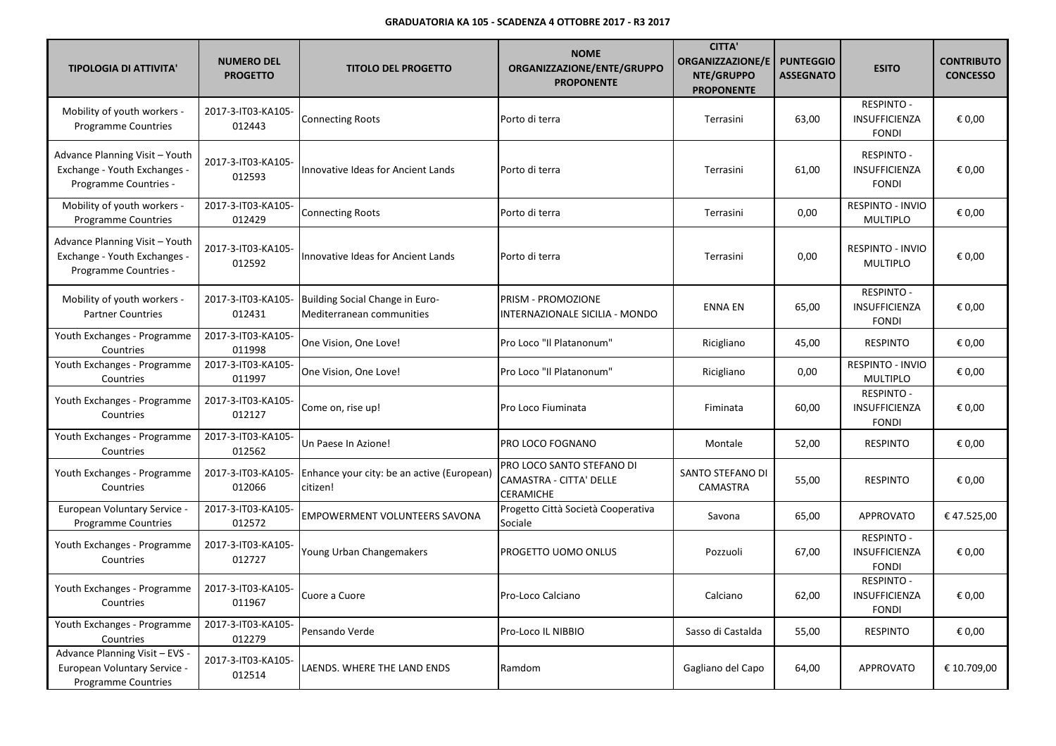**GRADUATORIA KA 105 - SCADENZA 4 OTTOBRE 2017 - R3 2017**

| TIPOLOGIA DI ATTIVITA' | NUMERO DEL PROGETTO | TITOLO DEL PROGETTO | NOME ORGANIZZAZIONE/ENTE/GRUPPO PROPONENTE | CITTA' ORGANIZZAZIONE/ENTE/GRUPPO PROPONENTE | PUNTEGGIO ASSEGNATO | ESITO | CONTRIBUTO CONCESSO |
|---|---|---|---|---|---|---|---|
| Mobility of youth workers - Programme Countries | 2017-3-IT03-KA105-012443 | Connecting Roots | Porto di terra | Terrasini | 63,00 | RESPINTO - INSUFFICIENZA FONDI | € 0,00 |
| Advance Planning Visit – Youth Exchange - Youth Exchanges - Programme Countries - | 2017-3-IT03-KA105-012593 | Innovative Ideas for Ancient Lands | Porto di terra | Terrasini | 61,00 | RESPINTO - INSUFFICIENZA FONDI | € 0,00 |
| Mobility of youth workers - Programme Countries | 2017-3-IT03-KA105-012429 | Connecting Roots | Porto di terra | Terrasini | 0,00 | RESPINTO - INVIO MULTIPLO | € 0,00 |
| Advance Planning Visit – Youth Exchange - Youth Exchanges - Programme Countries - | 2017-3-IT03-KA105-012592 | Innovative Ideas for Ancient Lands | Porto di terra | Terrasini | 0,00 | RESPINTO - INVIO MULTIPLO | € 0,00 |
| Mobility of youth workers - Partner Countries | 2017-3-IT03-KA105-012431 | Building Social Change in Euro-Mediterranean communities | PRISM - PROMOZIONE INTERNAZIONALE SICILIA - MONDO | ENNA EN | 65,00 | RESPINTO - INSUFFICIENZA FONDI | € 0,00 |
| Youth Exchanges - Programme Countries | 2017-3-IT03-KA105-011998 | One Vision, One Love! | Pro Loco "Il Platanonum" | Ricigliano | 45,00 | RESPINTO | € 0,00 |
| Youth Exchanges - Programme Countries | 2017-3-IT03-KA105-011997 | One Vision, One Love! | Pro Loco "Il Platanonum" | Ricigliano | 0,00 | RESPINTO - INVIO MULTIPLO | € 0,00 |
| Youth Exchanges - Programme Countries | 2017-3-IT03-KA105-012127 | Come on, rise up! | Pro Loco Fiuminata | Fiminata | 60,00 | RESPINTO - INSUFFICIENZA FONDI | € 0,00 |
| Youth Exchanges - Programme Countries | 2017-3-IT03-KA105-012562 | Un Paese In Azione! | PRO LOCO FOGNANO | Montale | 52,00 | RESPINTO | € 0,00 |
| Youth Exchanges - Programme Countries | 2017-3-IT03-KA105-012066 | Enhance your city: be an active (European) citizen! | PRO LOCO SANTO STEFANO DI CAMASTRA - CITTA' DELLE CERAMICHE | SANTO STEFANO DI CAMASTRA | 55,00 | RESPINTO | € 0,00 |
| European Voluntary Service - Programme Countries | 2017-3-IT03-KA105-012572 | EMPOWERMENT VOLUNTEERS SAVONA | Progetto Città Società Cooperativa Sociale | Savona | 65,00 | APPROVATO | € 47.525,00 |
| Youth Exchanges - Programme Countries | 2017-3-IT03-KA105-012727 | Young Urban Changemakers | PROGETTO UOMO ONLUS | Pozzuoli | 67,00 | RESPINTO - INSUFFICIENZA FONDI | € 0,00 |
| Youth Exchanges - Programme Countries | 2017-3-IT03-KA105-011967 | Cuore a Cuore | Pro-Loco Calciano | Calciano | 62,00 | RESPINTO - INSUFFICIENZA FONDI | € 0,00 |
| Youth Exchanges - Programme Countries | 2017-3-IT03-KA105-012279 | Pensando Verde | Pro-Loco IL NIBBIO | Sasso di Castalda | 55,00 | RESPINTO | € 0,00 |
| Advance Planning Visit – EVS - European Voluntary Service - Programme Countries | 2017-3-IT03-KA105-012514 | LAENDS. WHERE THE LAND ENDS | Ramdom | Gagliano del Capo | 64,00 | APPROVATO | € 10.709,00 |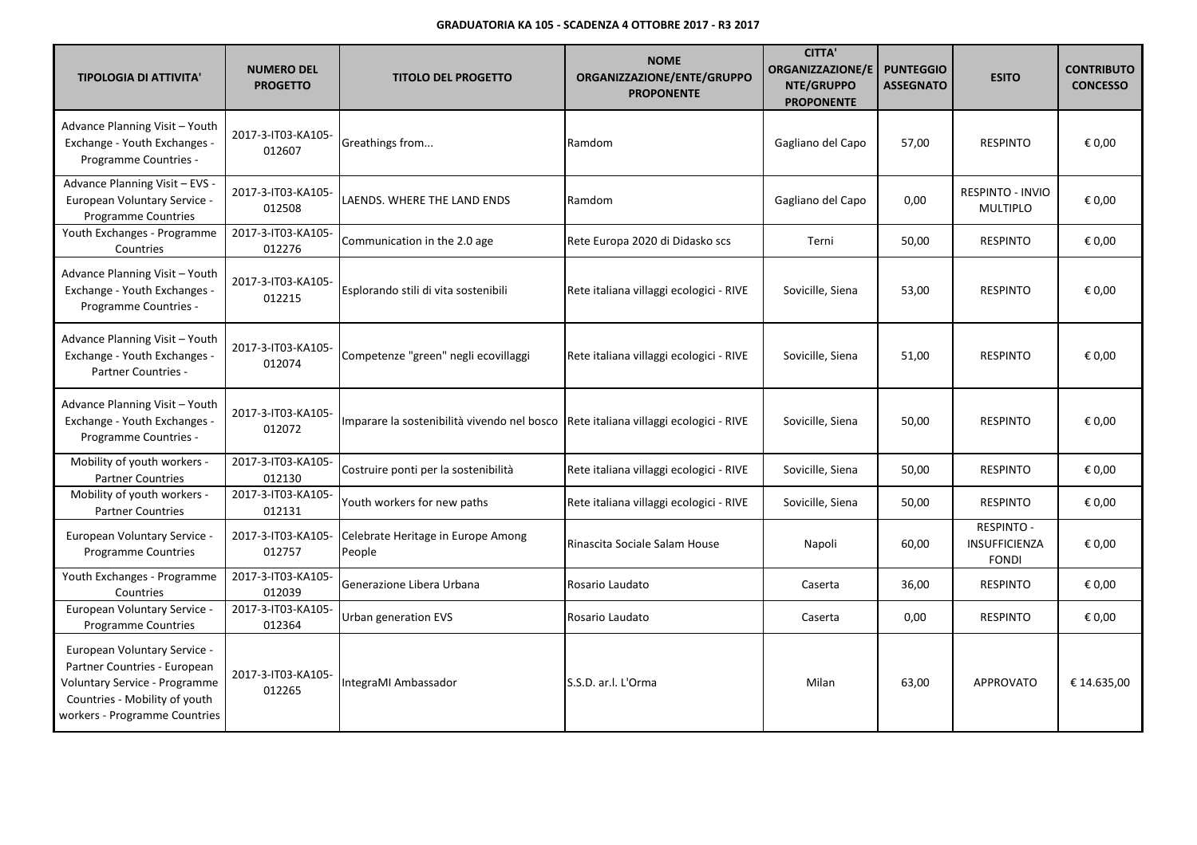**GRADUATORIA KA 105 - SCADENZA 4 OTTOBRE 2017 - R3 2017**

| TIPOLOGIA DI ATTIVITA' | NUMERO DEL PROGETTO | TITOLO DEL PROGETTO | NOME ORGANIZZAZIONE/ENTE/GRUPPO PROPONENTE | CITTA' ORGANIZZAZIONE/ENTE/GRUPPO PROPONENTE | PUNTEGGIO ASSEGNATO | ESITO | CONTRIBUTO CONCESSO |
|---|---|---|---|---|---|---|---|
| Advance Planning Visit – Youth Exchange - Youth Exchanges - Programme Countries - | 2017-3-IT03-KA105-012607 | Greathings from... | Ramdom | Gagliano del Capo | 57,00 | RESPINTO | € 0,00 |
| Advance Planning Visit – EVS - European Voluntary Service - Programme Countries | 2017-3-IT03-KA105-012508 | LAENDS. WHERE THE LAND ENDS | Ramdom | Gagliano del Capo | 0,00 | RESPINTO - INVIO MULTIPLO | € 0,00 |
| Youth Exchanges - Programme Countries | 2017-3-IT03-KA105-012276 | Communication in the 2.0 age | Rete Europa 2020 di Didasko scs | Terni | 50,00 | RESPINTO | € 0,00 |
| Advance Planning Visit – Youth Exchange - Youth Exchanges - Programme Countries - | 2017-3-IT03-KA105-012215 | Esplorando stili di vita sostenibili | Rete italiana villaggi ecologici - RIVE | Sovicille, Siena | 53,00 | RESPINTO | € 0,00 |
| Advance Planning Visit – Youth Exchange - Youth Exchanges - Partner Countries - | 2017-3-IT03-KA105-012074 | Competenze "green" negli ecovillaggi | Rete italiana villaggi ecologici - RIVE | Sovicille, Siena | 51,00 | RESPINTO | € 0,00 |
| Advance Planning Visit – Youth Exchange - Youth Exchanges - Programme Countries - | 2017-3-IT03-KA105-012072 | Imparare la sostenibilità vivendo nel bosco | Rete italiana villaggi ecologici - RIVE | Sovicille, Siena | 50,00 | RESPINTO | € 0,00 |
| Mobility of youth workers - Partner Countries | 2017-3-IT03-KA105-012130 | Costruire ponti per la sostenibilità | Rete italiana villaggi ecologici - RIVE | Sovicille, Siena | 50,00 | RESPINTO | € 0,00 |
| Mobility of youth workers - Partner Countries | 2017-3-IT03-KA105-012131 | Youth workers for new paths | Rete italiana villaggi ecologici - RIVE | Sovicille, Siena | 50,00 | RESPINTO | € 0,00 |
| European Voluntary Service - Programme Countries | 2017-3-IT03-KA105-012757 | Celebrate Heritage in Europe Among People | Rinascita Sociale Salam House | Napoli | 60,00 | RESPINTO - INSUFFICIENZA FONDI | € 0,00 |
| Youth Exchanges - Programme Countries | 2017-3-IT03-KA105-012039 | Generazione Libera Urbana | Rosario Laudato | Caserta | 36,00 | RESPINTO | € 0,00 |
| European Voluntary Service - Programme Countries | 2017-3-IT03-KA105-012364 | Urban generation EVS | Rosario Laudato | Caserta | 0,00 | RESPINTO | € 0,00 |
| European Voluntary Service - Partner Countries - European Voluntary Service - Programme Countries - Mobility of youth workers - Programme Countries | 2017-3-IT03-KA105-012265 | IntegraMI Ambassador | S.S.D. ar.l. L'Orma | Milan | 63,00 | APPROVATO | € 14.635,00 |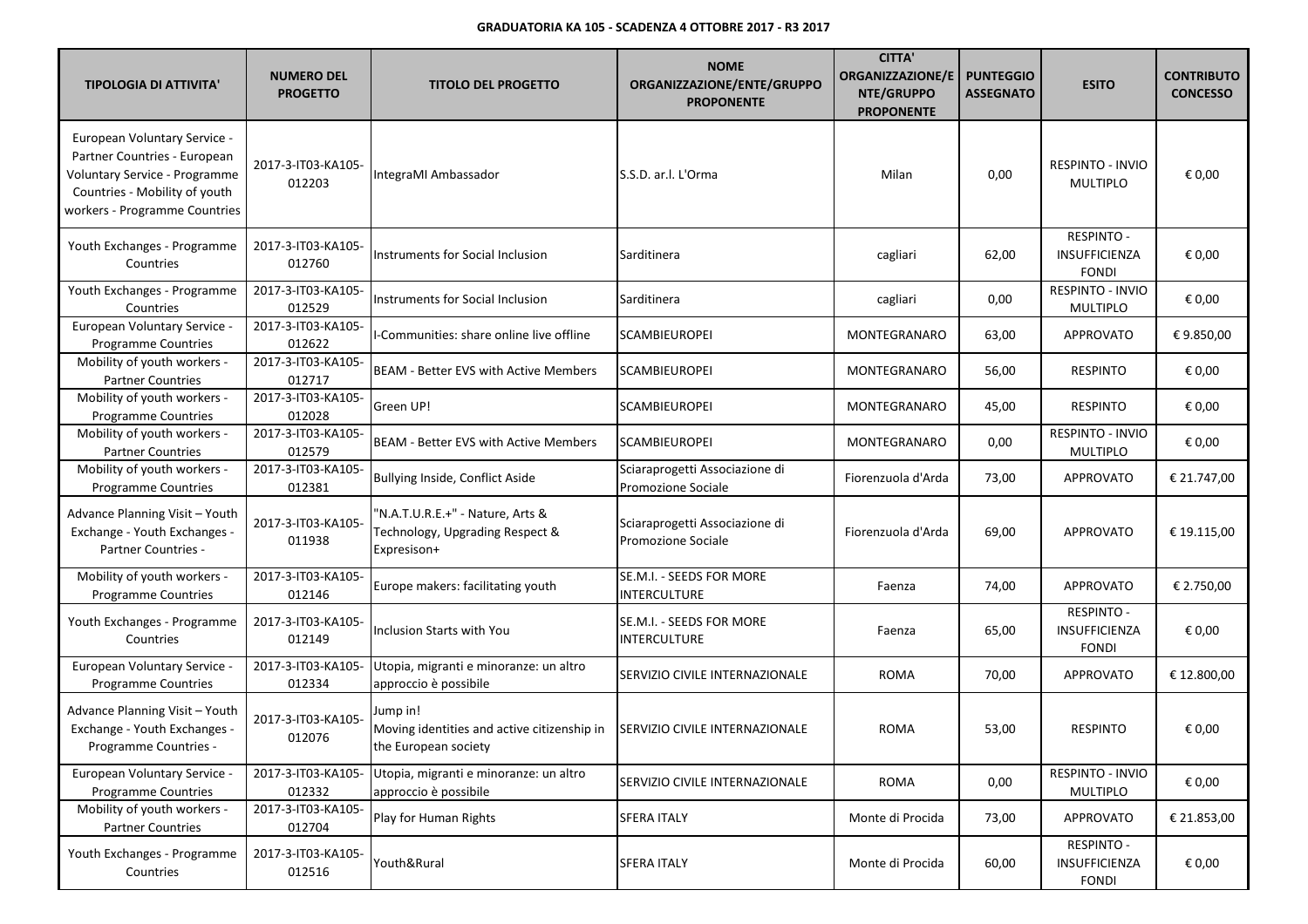**GRADUATORIA KA 105 - SCADENZA 4 OTTOBRE 2017 - R3 2017**

| TIPOLOGIA DI ATTIVITA' | NUMERO DEL PROGETTO | TITOLO DEL PROGETTO | NOME ORGANIZZAZIONE/ENTE/GRUPPO PROPONENTE | CITTA' ORGANIZZAZIONE/ENTE/GRUPPO PROPONENTE | PUNTEGGIO ASSEGNATO | ESITO | CONTRIBUTO CONCESSO |
|---|---|---|---|---|---|---|---|
| European Voluntary Service - Partner Countries - European Voluntary Service - Programme Countries - Mobility of youth workers - Programme Countries | 2017-3-IT03-KA105-012203 | IntegraMI Ambassador | S.S.D. ar.l. L'Orma | Milan | 0,00 | RESPINTO - INVIO MULTIPLO | € 0,00 |
| Youth Exchanges - Programme Countries | 2017-3-IT03-KA105-012760 | Instruments for Social Inclusion | Sarditinera | cagliari | 62,00 | RESPINTO - INSUFFICIENZA FONDI | € 0,00 |
| Youth Exchanges - Programme Countries | 2017-3-IT03-KA105-012529 | Instruments for Social Inclusion | Sarditinera | cagliari | 0,00 | RESPINTO - INVIO MULTIPLO | € 0,00 |
| European Voluntary Service - Programme Countries | 2017-3-IT03-KA105-012622 | I-Communities: share online live offline | SCAMBIEUROPEI | MONTEGRANARO | 63,00 | APPROVATO | € 9.850,00 |
| Mobility of youth workers - Partner Countries | 2017-3-IT03-KA105-012717 | BEAM - Better EVS with Active Members | SCAMBIEUROPEI | MONTEGRANARO | 56,00 | RESPINTO | € 0,00 |
| Mobility of youth workers - Programme Countries | 2017-3-IT03-KA105-012028 | Green UP! | SCAMBIEUROPEI | MONTEGRANARO | 45,00 | RESPINTO | € 0,00 |
| Mobility of youth workers - Partner Countries | 2017-3-IT03-KA105-012579 | BEAM - Better EVS with Active Members | SCAMBIEUROPEI | MONTEGRANARO | 0,00 | RESPINTO - INVIO MULTIPLO | € 0,00 |
| Mobility of youth workers - Programme Countries | 2017-3-IT03-KA105-012381 | Bullying Inside, Conflict Aside | Sciaraprogetti Associazione di Promozione Sociale | Fiorenzuola d'Arda | 73,00 | APPROVATO | € 21.747,00 |
| Advance Planning Visit – Youth Exchange - Youth Exchanges - Partner Countries - | 2017-3-IT03-KA105-011938 | "N.A.T.U.R.E.+" - Nature, Arts & Technology, Upgrading Respect & Expresison+ | Sciaraprogetti Associazione di Promozione Sociale | Fiorenzuola d'Arda | 69,00 | APPROVATO | € 19.115,00 |
| Mobility of youth workers - Programme Countries | 2017-3-IT03-KA105-012146 | Europe makers: facilitating youth | SE.M.I. - SEEDS FOR MORE INTERCULTURE | Faenza | 74,00 | APPROVATO | € 2.750,00 |
| Youth Exchanges - Programme Countries | 2017-3-IT03-KA105-012149 | Inclusion Starts with You | SE.M.I. - SEEDS FOR MORE INTERCULTURE | Faenza | 65,00 | RESPINTO - INSUFFICIENZA FONDI | € 0,00 |
| European Voluntary Service - Programme Countries | 2017-3-IT03-KA105-012334 | Utopia, migranti e minoranze: un altro approccio è possibile | SERVIZIO CIVILE INTERNAZIONALE | ROMA | 70,00 | APPROVATO | € 12.800,00 |
| Advance Planning Visit – Youth Exchange - Youth Exchanges - Programme Countries - | 2017-3-IT03-KA105-012076 | Jump in! Moving identities and active citizenship in the European society | SERVIZIO CIVILE INTERNAZIONALE | ROMA | 53,00 | RESPINTO | € 0,00 |
| European Voluntary Service - Programme Countries | 2017-3-IT03-KA105-012332 | Utopia, migranti e minoranze: un altro approccio è possibile | SERVIZIO CIVILE INTERNAZIONALE | ROMA | 0,00 | RESPINTO - INVIO MULTIPLO | € 0,00 |
| Mobility of youth workers - Partner Countries | 2017-3-IT03-KA105-012704 | Play for Human Rights | SFERA ITALY | Monte di Procida | 73,00 | APPROVATO | € 21.853,00 |
| Youth Exchanges - Programme Countries | 2017-3-IT03-KA105-012516 | Youth&Rural | SFERA ITALY | Monte di Procida | 60,00 | RESPINTO - INSUFFICIENZA FONDI | € 0,00 |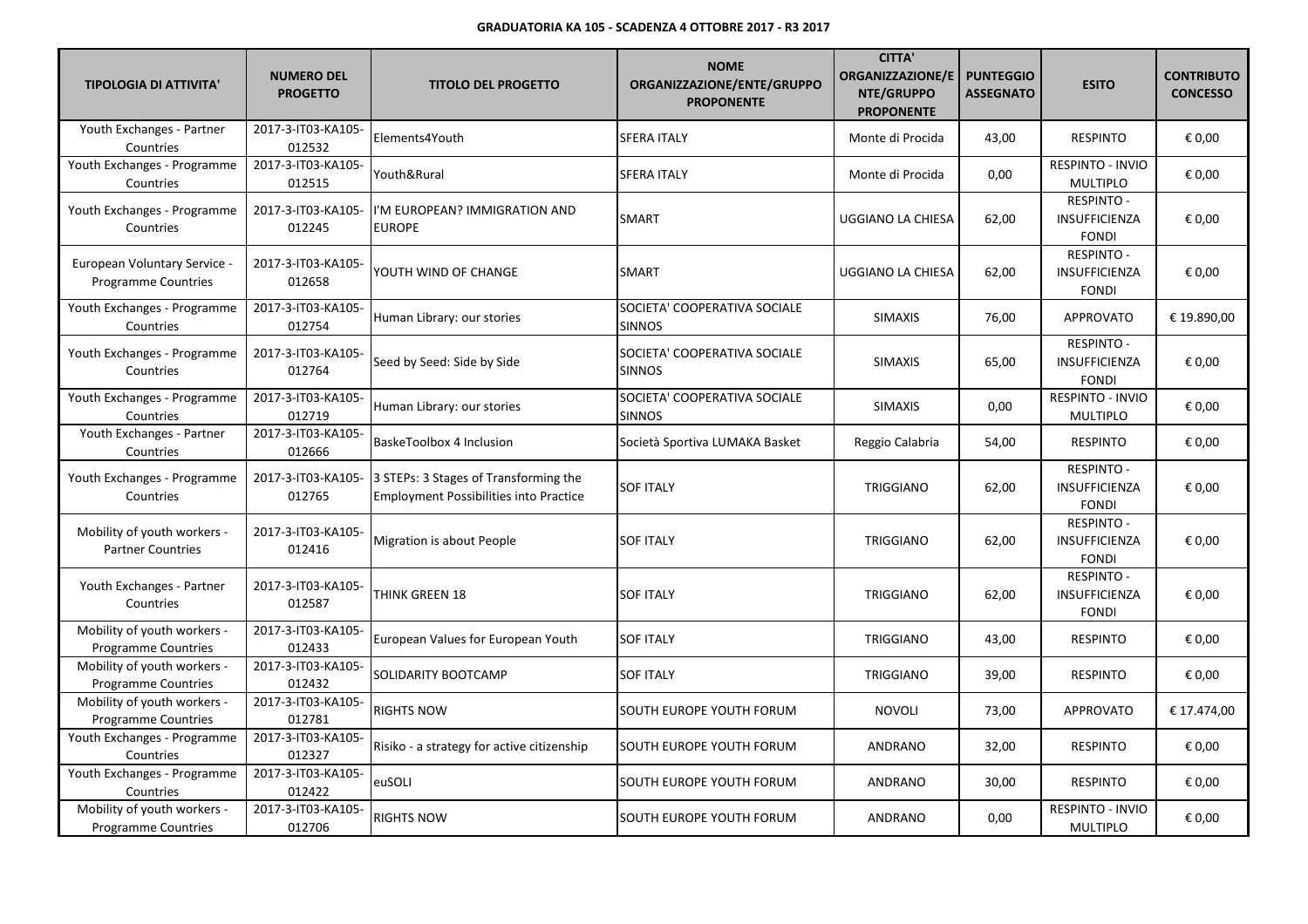**GRADUATORIA KA 105 - SCADENZA 4 OTTOBRE 2017 - R3 2017**

| TIPOLOGIA DI ATTIVITA' | NUMERO DEL PROGETTO | TITOLO DEL PROGETTO | NOME ORGANIZZAZIONE/ENTE/GRUPPO PROPONENTE | CITTA' ORGANIZZAZIONE/ENTE/GRUPPO PROPONENTE | PUNTEGGIO ASSEGNATO | ESITO | CONTRIBUTO CONCESSO |
|---|---|---|---|---|---|---|---|
| Youth Exchanges - Partner Countries | 2017-3-IT03-KA105-012532 | Elements4Youth | SFERA ITALY | Monte di Procida | 43,00 | RESPINTO | € 0,00 |
| Youth Exchanges - Programme Countries | 2017-3-IT03-KA105-012515 | Youth&Rural | SFERA ITALY | Monte di Procida | 0,00 | RESPINTO - INVIO MULTIPLO | € 0,00 |
| Youth Exchanges - Programme Countries | 2017-3-IT03-KA105-012245 | I'M EUROPEAN? IMMIGRATION AND EUROPE | SMART | UGGIANO LA CHIESA | 62,00 | RESPINTO - INSUFFICIENZA FONDI | € 0,00 |
| European Voluntary Service - Programme Countries | 2017-3-IT03-KA105-012658 | YOUTH WIND OF CHANGE | SMART | UGGIANO LA CHIESA | 62,00 | RESPINTO - INSUFFICIENZA FONDI | € 0,00 |
| Youth Exchanges - Programme Countries | 2017-3-IT03-KA105-012754 | Human Library: our stories | SOCIETA' COOPERATIVA SOCIALE SINNOS | SIMAXIS | 76,00 | APPROVATO | € 19.890,00 |
| Youth Exchanges - Programme Countries | 2017-3-IT03-KA105-012764 | Seed by Seed: Side by Side | SOCIETA' COOPERATIVA SOCIALE SINNOS | SIMAXIS | 65,00 | RESPINTO - INSUFFICIENZA FONDI | € 0,00 |
| Youth Exchanges - Programme Countries | 2017-3-IT03-KA105-012719 | Human Library: our stories | SOCIETA' COOPERATIVA SOCIALE SINNOS | SIMAXIS | 0,00 | RESPINTO - INVIO MULTIPLO | € 0,00 |
| Youth Exchanges - Partner Countries | 2017-3-IT03-KA105-012666 | BaskeToolbox 4 Inclusion | Società Sportiva LUMAKA Basket | Reggio Calabria | 54,00 | RESPINTO | € 0,00 |
| Youth Exchanges - Programme Countries | 2017-3-IT03-KA105-012765 | 3 STEPs: 3 Stages of Transforming the Employment Possibilities into Practice | SOF ITALY | TRIGGIANO | 62,00 | RESPINTO - INSUFFICIENZA FONDI | € 0,00 |
| Mobility of youth workers - Partner Countries | 2017-3-IT03-KA105-012416 | Migration is about People | SOF ITALY | TRIGGIANO | 62,00 | RESPINTO - INSUFFICIENZA FONDI | € 0,00 |
| Youth Exchanges - Partner Countries | 2017-3-IT03-KA105-012587 | THINK GREEN 18 | SOF ITALY | TRIGGIANO | 62,00 | RESPINTO - INSUFFICIENZA FONDI | € 0,00 |
| Mobility of youth workers - Programme Countries | 2017-3-IT03-KA105-012433 | European Values for European Youth | SOF ITALY | TRIGGIANO | 43,00 | RESPINTO | € 0,00 |
| Mobility of youth workers - Programme Countries | 2017-3-IT03-KA105-012432 | SOLIDARITY BOOTCAMP | SOF ITALY | TRIGGIANO | 39,00 | RESPINTO | € 0,00 |
| Mobility of youth workers - Programme Countries | 2017-3-IT03-KA105-012781 | RIGHTS NOW | SOUTH EUROPE YOUTH FORUM | NOVOLI | 73,00 | APPROVATO | € 17.474,00 |
| Youth Exchanges - Programme Countries | 2017-3-IT03-KA105-012327 | Risiko - a strategy for active citizenship | SOUTH EUROPE YOUTH FORUM | ANDRANO | 32,00 | RESPINTO | € 0,00 |
| Youth Exchanges - Programme Countries | 2017-3-IT03-KA105-012422 | euSOLI | SOUTH EUROPE YOUTH FORUM | ANDRANO | 30,00 | RESPINTO | € 0,00 |
| Mobility of youth workers - Programme Countries | 2017-3-IT03-KA105-012706 | RIGHTS NOW | SOUTH EUROPE YOUTH FORUM | ANDRANO | 0,00 | RESPINTO - INVIO MULTIPLO | € 0,00 |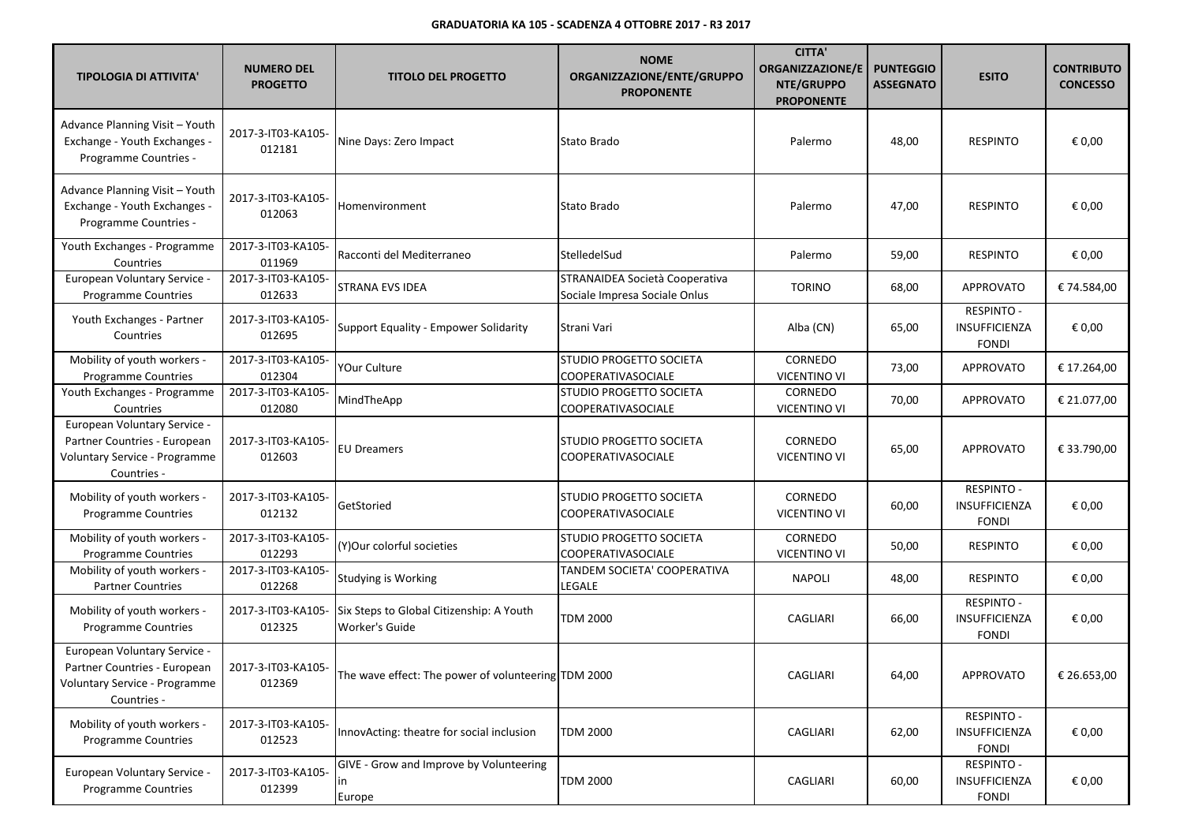**GRADUATORIA KA 105 - SCADENZA 4 OTTOBRE 2017 - R3 2017**

| TIPOLOGIA DI ATTIVITA' | NUMERO DEL PROGETTO | TITOLO DEL PROGETTO | NOME ORGANIZZAZIONE/ENTE/GRUPPO PROPONENTE | CITTA' ORGANIZZAZIONE/ENTE/GRUPPO PROPONENTE | PUNTEGGIO ASSEGNATO | ESITO | CONTRIBUTO CONCESSO |
|---|---|---|---|---|---|---|---|
| Advance Planning Visit – Youth Exchange - Youth Exchanges - Programme Countries - | 2017-3-IT03-KA105-012181 | Nine Days: Zero Impact | Stato Brado | Palermo | 48,00 | RESPINTO | € 0,00 |
| Advance Planning Visit – Youth Exchange - Youth Exchanges - Programme Countries - | 2017-3-IT03-KA105-012063 | Homenvironment | Stato Brado | Palermo | 47,00 | RESPINTO | € 0,00 |
| Youth Exchanges - Programme Countries | 2017-3-IT03-KA105-011969 | Racconti del Mediterraneo | StelledelSud | Palermo | 59,00 | RESPINTO | € 0,00 |
| European Voluntary Service - Programme Countries | 2017-3-IT03-KA105-012633 | STRANA EVS IDEA | STRANAIDEA Società Cooperativa Sociale Impresa Sociale Onlus | TORINO | 68,00 | APPROVATO | € 74.584,00 |
| Youth Exchanges - Partner Countries | 2017-3-IT03-KA105-012695 | Support Equality - Empower Solidarity | Strani Vari | Alba (CN) | 65,00 | RESPINTO - INSUFFICIENZA FONDI | € 0,00 |
| Mobility of youth workers - Programme Countries | 2017-3-IT03-KA105-012304 | YOur Culture | STUDIO PROGETTO SOCIETA COOPERATIVASOCIALE | CORNEDO VICENTINO VI | 73,00 | APPROVATO | € 17.264,00 |
| Youth Exchanges - Programme Countries | 2017-3-IT03-KA105-012080 | MindTheApp | STUDIO PROGETTO SOCIETA COOPERATIVASOCIALE | CORNEDO VICENTINO VI | 70,00 | APPROVATO | € 21.077,00 |
| European Voluntary Service - Partner Countries - European Voluntary Service - Programme Countries - | 2017-3-IT03-KA105-012603 | EU Dreamers | STUDIO PROGETTO SOCIETA COOPERATIVASOCIALE | CORNEDO VICENTINO VI | 65,00 | APPROVATO | € 33.790,00 |
| Mobility of youth workers - Programme Countries | 2017-3-IT03-KA105-012132 | GetStoried | STUDIO PROGETTO SOCIETA COOPERATIVASOCIALE | CORNEDO VICENTINO VI | 60,00 | RESPINTO - INSUFFICIENZA FONDI | € 0,00 |
| Mobility of youth workers - Programme Countries | 2017-3-IT03-KA105-012293 | (Y)Our colorful societies | STUDIO PROGETTO SOCIETA COOPERATIVASOCIALE | CORNEDO VICENTINO VI | 50,00 | RESPINTO | € 0,00 |
| Mobility of youth workers - Partner Countries | 2017-3-IT03-KA105-012268 | Studying is Working | TANDEM SOCIETA' COOPERATIVA LEGALE | NAPOLI | 48,00 | RESPINTO | € 0,00 |
| Mobility of youth workers - Programme Countries | 2017-3-IT03-KA105-012325 | Six Steps to Global Citizenship: A Youth Worker's Guide | TDM 2000 | CAGLIARI | 66,00 | RESPINTO - INSUFFICIENZA FONDI | € 0,00 |
| European Voluntary Service - Partner Countries - European Voluntary Service - Programme Countries - | 2017-3-IT03-KA105-012369 | The wave effect: The power of volunteering | TDM 2000 | CAGLIARI | 64,00 | APPROVATO | € 26.653,00 |
| Mobility of youth workers - Programme Countries | 2017-3-IT03-KA105-012523 | InnovActing: theatre for social inclusion | TDM 2000 | CAGLIARI | 62,00 | RESPINTO - INSUFFICIENZA FONDI | € 0,00 |
| European Voluntary Service - Programme Countries | 2017-3-IT03-KA105-012399 | GIVE - Grow and Improve by Volunteering in Europe | TDM 2000 | CAGLIARI | 60,00 | RESPINTO - INSUFFICIENZA FONDI | € 0,00 |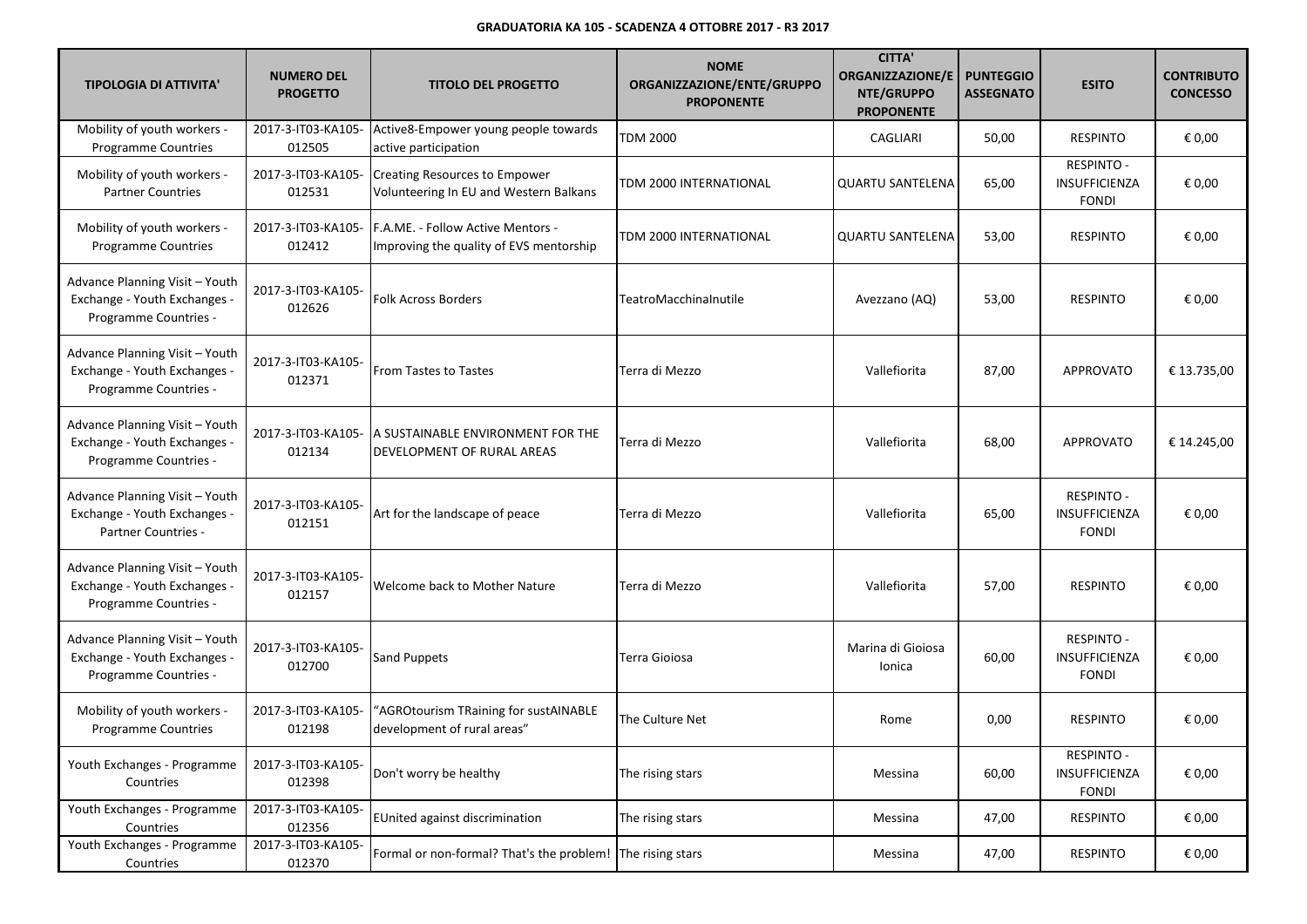**GRADUATORIA KA 105 - SCADENZA 4 OTTOBRE 2017 - R3 2017**

| TIPOLOGIA DI ATTIVITA' | NUMERO DEL PROGETTO | TITOLO DEL PROGETTO | NOME ORGANIZZAZIONE/ENTE/GRUPPO PROPONENTE | CITTA' ORGANIZZAZIONE/ENTE/GRUPPO PROPONENTE | PUNTEGGIO ASSEGNATO | ESITO | CONTRIBUTO CONCESSO |
|---|---|---|---|---|---|---|---|
| Mobility of youth workers - Programme Countries | 2017-3-IT03-KA105-012505 | Active8-Empower young people towards active participation | TDM 2000 | CAGLIARI | 50,00 | RESPINTO | € 0,00 |
| Mobility of youth workers - Partner Countries | 2017-3-IT03-KA105-012531 | Creating Resources to Empower Volunteering In EU and Western Balkans | TDM 2000 INTERNATIONAL | QUARTU SANTELENA | 65,00 | RESPINTO - INSUFFICIENZA FONDI | € 0,00 |
| Mobility of youth workers - Programme Countries | 2017-3-IT03-KA105-012412 | F.A.ME. - Follow Active Mentors - Improving the quality of EVS mentorship | TDM 2000 INTERNATIONAL | QUARTU SANTELENA | 53,00 | RESPINTO | € 0,00 |
| Advance Planning Visit – Youth Exchange - Youth Exchanges - Programme Countries - | 2017-3-IT03-KA105-012626 | Folk Across Borders | TeatroMacchinaInutile | Avezzano (AQ) | 53,00 | RESPINTO | € 0,00 |
| Advance Planning Visit – Youth Exchange - Youth Exchanges - Programme Countries - | 2017-3-IT03-KA105-012371 | From Tastes to Tastes | Terra di Mezzo | Vallefiorita | 87,00 | APPROVATO | € 13.735,00 |
| Advance Planning Visit – Youth Exchange - Youth Exchanges - Programme Countries - | 2017-3-IT03-KA105-012134 | A SUSTAINABLE ENVIRONMENT FOR THE DEVELOPMENT OF RURAL AREAS | Terra di Mezzo | Vallefiorita | 68,00 | APPROVATO | € 14.245,00 |
| Advance Planning Visit – Youth Exchange - Youth Exchanges - Partner Countries - | 2017-3-IT03-KA105-012151 | Art for the landscape of peace | Terra di Mezzo | Vallefiorita | 65,00 | RESPINTO - INSUFFICIENZA FONDI | € 0,00 |
| Advance Planning Visit – Youth Exchange - Youth Exchanges - Programme Countries - | 2017-3-IT03-KA105-012157 | Welcome back to Mother Nature | Terra di Mezzo | Vallefiorita | 57,00 | RESPINTO | € 0,00 |
| Advance Planning Visit – Youth Exchange - Youth Exchanges - Programme Countries - | 2017-3-IT03-KA105-012700 | Sand Puppets | Terra Gioiosa | Marina di Gioiosa Ionica | 60,00 | RESPINTO - INSUFFICIENZA FONDI | € 0,00 |
| Mobility of youth workers - Programme Countries | 2017-3-IT03-KA105-012198 | "AGROtourism TRaining for sustAINABLE development of rural areas" | The Culture Net | Rome | 0,00 | RESPINTO | € 0,00 |
| Youth Exchanges - Programme Countries | 2017-3-IT03-KA105-012398 | Don't worry be healthy | The rising stars | Messina | 60,00 | RESPINTO - INSUFFICIENZA FONDI | € 0,00 |
| Youth Exchanges - Programme Countries | 2017-3-IT03-KA105-012356 | EUnited against discrimination | The rising stars | Messina | 47,00 | RESPINTO | € 0,00 |
| Youth Exchanges - Programme Countries | 2017-3-IT03-KA105-012370 | Formal or non-formal? That's the problem! | The rising stars | Messina | 47,00 | RESPINTO | € 0,00 |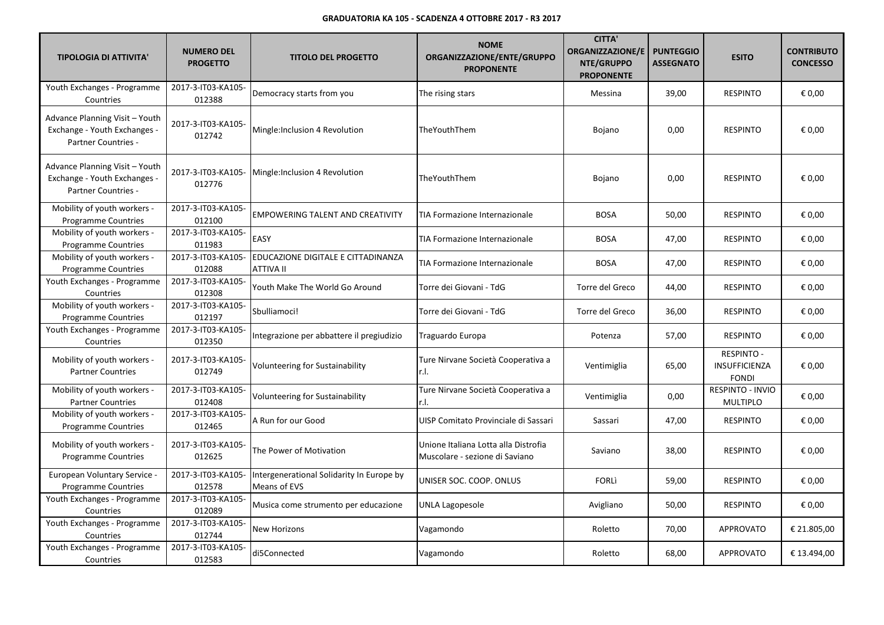**GRADUATORIA KA 105 - SCADENZA 4 OTTOBRE 2017 - R3 2017**

| TIPOLOGIA DI ATTIVITA' | NUMERO DEL PROGETTO | TITOLO DEL PROGETTO | NOME ORGANIZZAZIONE/ENTE/GRUPPO PROPONENTE | CITTA' ORGANIZZAZIONE/ENTE/GRUPPO PROPONENTE | PUNTEGGIO ASSEGNATO | ESITO | CONTRIBUTO CONCESSO |
|---|---|---|---|---|---|---|---|
| Youth Exchanges - Programme Countries | 2017-3-IT03-KA105-012388 | Democracy starts from you | The rising stars | Messina | 39,00 | RESPINTO | € 0,00 |
| Advance Planning Visit – Youth Exchange - Youth Exchanges - Partner Countries - | 2017-3-IT03-KA105-012742 | Mingle:Inclusion 4 Revolution | TheYouthThem | Bojano | 0,00 | RESPINTO | € 0,00 |
| Advance Planning Visit – Youth Exchange - Youth Exchanges - Partner Countries - | 2017-3-IT03-KA105-012776 | Mingle:Inclusion 4 Revolution | TheYouthThem | Bojano | 0,00 | RESPINTO | € 0,00 |
| Mobility of youth workers - Programme Countries | 2017-3-IT03-KA105-012100 | EMPOWERING TALENT AND CREATIVITY | TIA Formazione Internazionale | BOSA | 50,00 | RESPINTO | € 0,00 |
| Mobility of youth workers - Programme Countries | 2017-3-IT03-KA105-011983 | EASY | TIA Formazione Internazionale | BOSA | 47,00 | RESPINTO | € 0,00 |
| Mobility of youth workers - Programme Countries | 2017-3-IT03-KA105-012088 | EDUCAZIONE DIGITALE E CITTADINANZA ATTIVA II | TIA Formazione Internazionale | BOSA | 47,00 | RESPINTO | € 0,00 |
| Youth Exchanges - Programme Countries | 2017-3-IT03-KA105-012308 | Youth Make The World Go Around | Torre dei Giovani - TdG | Torre del Greco | 44,00 | RESPINTO | € 0,00 |
| Mobility of youth workers - Programme Countries | 2017-3-IT03-KA105-012197 | Sbulliamoci! | Torre dei Giovani - TdG | Torre del Greco | 36,00 | RESPINTO | € 0,00 |
| Youth Exchanges - Programme Countries | 2017-3-IT03-KA105-012350 | Integrazione per abbattere il pregiudizio | Traguardo Europa | Potenza | 57,00 | RESPINTO | € 0,00 |
| Mobility of youth workers - Partner Countries | 2017-3-IT03-KA105-012749 | Volunteering for Sustainability | Ture Nirvane Società Cooperativa a r.l. | Ventimiglia | 65,00 | RESPINTO - INSUFFICIENZA FONDI | € 0,00 |
| Mobility of youth workers - Partner Countries | 2017-3-IT03-KA105-012408 | Volunteering for Sustainability | Ture Nirvane Società Cooperativa a r.l. | Ventimiglia | 0,00 | RESPINTO - INVIO MULTIPLO | € 0,00 |
| Mobility of youth workers - Programme Countries | 2017-3-IT03-KA105-012465 | A Run for our Good | UISP Comitato Provinciale di Sassari | Sassari | 47,00 | RESPINTO | € 0,00 |
| Mobility of youth workers - Programme Countries | 2017-3-IT03-KA105-012625 | The Power of Motivation | Unione Italiana Lotta alla Distrofia Muscolare - sezione di Saviano | Saviano | 38,00 | RESPINTO | € 0,00 |
| European Voluntary Service - Programme Countries | 2017-3-IT03-KA105-012578 | Intergenerational Solidarity In Europe by Means of EVS | UNISER SOC. COOP. ONLUS | FORLÌ | 59,00 | RESPINTO | € 0,00 |
| Youth Exchanges - Programme Countries | 2017-3-IT03-KA105-012089 | Musica come strumento per educazione | UNLA Lagopesole | Avigliano | 50,00 | RESPINTO | € 0,00 |
| Youth Exchanges - Programme Countries | 2017-3-IT03-KA105-012744 | New Horizons | Vagamondo | Roletto | 70,00 | APPROVATO | € 21.805,00 |
| Youth Exchanges - Programme Countries | 2017-3-IT03-KA105-012583 | di5Connected | Vagamondo | Roletto | 68,00 | APPROVATO | € 13.494,00 |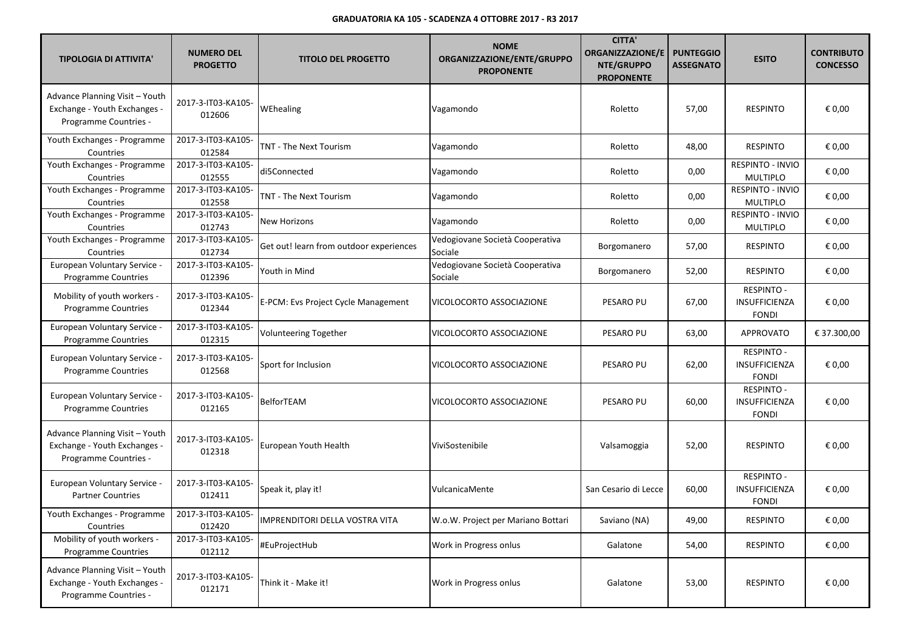**GRADUATORIA KA 105 - SCADENZA 4 OTTOBRE 2017 - R3 2017**

| TIPOLOGIA DI ATTIVITA' | NUMERO DEL PROGETTO | TITOLO DEL PROGETTO | NOME ORGANIZZAZIONE/ENTE/GRUPPO PROPONENTE | CITTA' ORGANIZZAZIONE/ENTE/GRUPPO PROPONENTE | PUNTEGGIO ASSEGNATO | ESITO | CONTRIBUTO CONCESSO |
|---|---|---|---|---|---|---|---|
| Advance Planning Visit – Youth Exchange - Youth Exchanges - Programme Countries - | 2017-3-IT03-KA105-012606 | WEhealing | Vagamondo | Roletto | 57,00 | RESPINTO | € 0,00 |
| Youth Exchanges - Programme Countries | 2017-3-IT03-KA105-012584 | TNT - The Next Tourism | Vagamondo | Roletto | 48,00 | RESPINTO | € 0,00 |
| Youth Exchanges - Programme Countries | 2017-3-IT03-KA105-012555 | di5Connected | Vagamondo | Roletto | 0,00 | RESPINTO - INVIO MULTIPLO | € 0,00 |
| Youth Exchanges - Programme Countries | 2017-3-IT03-KA105-012558 | TNT - The Next Tourism | Vagamondo | Roletto | 0,00 | RESPINTO - INVIO MULTIPLO | € 0,00 |
| Youth Exchanges - Programme Countries | 2017-3-IT03-KA105-012743 | New Horizons | Vagamondo | Roletto | 0,00 | RESPINTO - INVIO MULTIPLO | € 0,00 |
| Youth Exchanges - Programme Countries | 2017-3-IT03-KA105-012734 | Get out! learn from outdoor experiences | Vedogiovane Società Cooperativa Sociale | Borgomanero | 57,00 | RESPINTO | € 0,00 |
| European Voluntary Service - Programme Countries | 2017-3-IT03-KA105-012396 | Youth in Mind | Vedogiovane Società Cooperativa Sociale | Borgomanero | 52,00 | RESPINTO | € 0,00 |
| Mobility of youth workers - Programme Countries | 2017-3-IT03-KA105-012344 | E-PCM: Evs Project Cycle Management | VICOLOCORTO ASSOCIAZIONE | PESARO PU | 67,00 | RESPINTO - INSUFFICIENZA FONDI | € 0,00 |
| European Voluntary Service - Programme Countries | 2017-3-IT03-KA105-012315 | Volunteering Together | VICOLOCORTO ASSOCIAZIONE | PESARO PU | 63,00 | APPROVATO | € 37.300,00 |
| European Voluntary Service - Programme Countries | 2017-3-IT03-KA105-012568 | Sport for Inclusion | VICOLOCORTO ASSOCIAZIONE | PESARO PU | 62,00 | RESPINTO - INSUFFICIENZA FONDI | € 0,00 |
| European Voluntary Service - Programme Countries | 2017-3-IT03-KA105-012165 | BelforTEAM | VICOLOCORTO ASSOCIAZIONE | PESARO PU | 60,00 | RESPINTO - INSUFFICIENZA FONDI | € 0,00 |
| Advance Planning Visit – Youth Exchange - Youth Exchanges - Programme Countries - | 2017-3-IT03-KA105-012318 | European Youth Health | ViviSostenibile | Valsamoggia | 52,00 | RESPINTO | € 0,00 |
| European Voluntary Service - Partner Countries | 2017-3-IT03-KA105-012411 | Speak it, play it! | VulcanicaMente | San Cesario di Lecce | 60,00 | RESPINTO - INSUFFICIENZA FONDI | € 0,00 |
| Youth Exchanges - Programme Countries | 2017-3-IT03-KA105-012420 | IMPRENDITORI DELLA VOSTRA VITA | W.o.W. Project per Mariano Bottari | Saviano (NA) | 49,00 | RESPINTO | € 0,00 |
| Mobility of youth workers - Programme Countries | 2017-3-IT03-KA105-012112 | #EuProjectHub | Work in Progress onlus | Galatone | 54,00 | RESPINTO | € 0,00 |
| Advance Planning Visit – Youth Exchange - Youth Exchanges - Programme Countries - | 2017-3-IT03-KA105-012171 | Think it - Make it! | Work in Progress onlus | Galatone | 53,00 | RESPINTO | € 0,00 |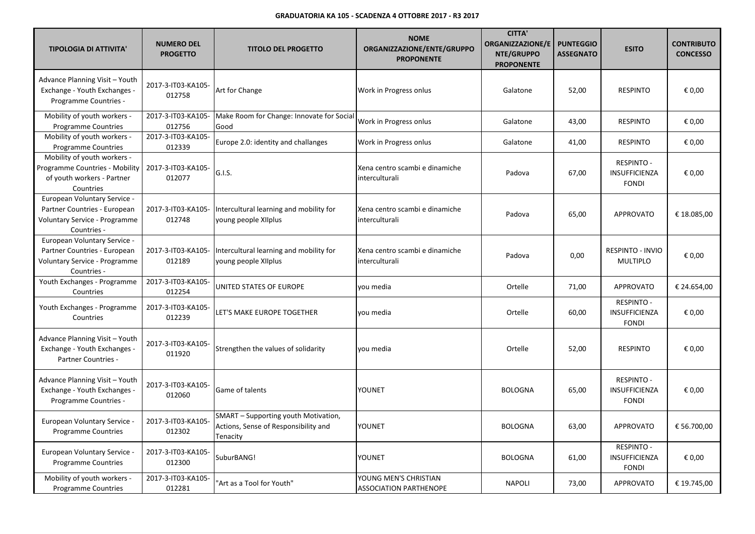**GRADUATORIA KA 105 - SCADENZA 4 OTTOBRE 2017 - R3 2017**

| TIPOLOGIA DI ATTIVITA' | NUMERO DEL PROGETTO | TITOLO DEL PROGETTO | NOME ORGANIZZAZIONE/ENTE/GRUPPO PROPONENTE | CITTA' ORGANIZZAZIONE/ENTE/GRUPPO PROPONENTE | PUNTEGGIO ASSEGNATO | ESITO | CONTRIBUTO CONCESSO |
|---|---|---|---|---|---|---|---|
| Advance Planning Visit – Youth Exchange - Youth Exchanges - Programme Countries - | 2017-3-IT03-KA105-012758 | Art for Change | Work in Progress onlus | Galatone | 52,00 | RESPINTO | € 0,00 |
| Mobility of youth workers - Programme Countries | 2017-3-IT03-KA105-012756 | Make Room for Change: Innovate for Social Good | Work in Progress onlus | Galatone | 43,00 | RESPINTO | € 0,00 |
| Mobility of youth workers - Programme Countries | 2017-3-IT03-KA105-012339 | Europe 2.0: identity and challanges | Work in Progress onlus | Galatone | 41,00 | RESPINTO | € 0,00 |
| Mobility of youth workers - Programme Countries - Mobility of youth workers - Partner Countries | 2017-3-IT03-KA105-012077 | G.I.S. | Xena centro scambi e dinamiche interculturali | Padova | 67,00 | RESPINTO - INSUFFICIENZA FONDI | € 0,00 |
| European Voluntary Service - Partner Countries - European Voluntary Service - Programme Countries - | 2017-3-IT03-KA105-012748 | Intercultural learning and mobility for young people XIIplus | Xena centro scambi e dinamiche interculturali | Padova | 65,00 | APPROVATO | € 18.085,00 |
| European Voluntary Service - Partner Countries - European Voluntary Service - Programme Countries - | 2017-3-IT03-KA105-012189 | Intercultural learning and mobility for young people XIIplus | Xena centro scambi e dinamiche interculturali | Padova | 0,00 | RESPINTO - INVIO MULTIPLO | € 0,00 |
| Youth Exchanges - Programme Countries | 2017-3-IT03-KA105-012254 | UNITED STATES OF EUROPE | you media | Ortelle | 71,00 | APPROVATO | € 24.654,00 |
| Youth Exchanges - Programme Countries | 2017-3-IT03-KA105-012239 | LET'S MAKE EUROPE TOGETHER | you media | Ortelle | 60,00 | RESPINTO - INSUFFICIENZA FONDI | € 0,00 |
| Advance Planning Visit – Youth Exchange - Youth Exchanges - Partner Countries - | 2017-3-IT03-KA105-011920 | Strengthen the values of solidarity | you media | Ortelle | 52,00 | RESPINTO | € 0,00 |
| Advance Planning Visit – Youth Exchange - Youth Exchanges - Programme Countries - | 2017-3-IT03-KA105-012060 | Game of talents | YOUNET | BOLOGNA | 65,00 | RESPINTO - INSUFFICIENZA FONDI | € 0,00 |
| European Voluntary Service - Programme Countries | 2017-3-IT03-KA105-012302 | SMART – Supporting youth Motivation, Actions, Sense of Responsibility and Tenacity | YOUNET | BOLOGNA | 63,00 | APPROVATO | € 56.700,00 |
| European Voluntary Service - Programme Countries | 2017-3-IT03-KA105-012300 | SuburBANG! | YOUNET | BOLOGNA | 61,00 | RESPINTO - INSUFFICIENZA FONDI | € 0,00 |
| Mobility of youth workers - Programme Countries | 2017-3-IT03-KA105-012281 | "Art as a Tool for Youth" | YOUNG MEN'S CHRISTIAN ASSOCIATION PARTHENOPE | NAPOLI | 73,00 | APPROVATO | € 19.745,00 |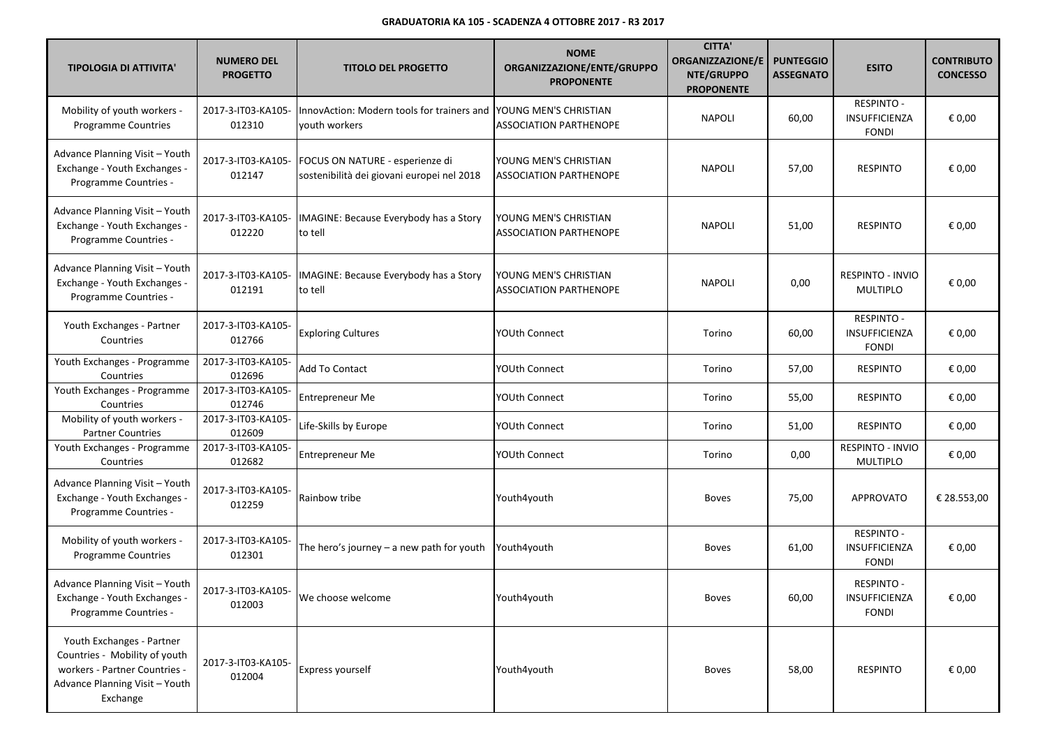**GRADUATORIA KA 105 - SCADENZA 4 OTTOBRE 2017 - R3 2017**

| TIPOLOGIA DI ATTIVITA' | NUMERO DEL PROGETTO | TITOLO DEL PROGETTO | NOME ORGANIZZAZIONE/ENTE/GRUPPO PROPONENTE | CITTA' ORGANIZZAZIONE/ENTE/GRUPPO PROPONENTE | PUNTEGGIO ASSEGNATO | ESITO | CONTRIBUTO CONCESSO |
|---|---|---|---|---|---|---|---|
| Mobility of youth workers - Programme Countries | 2017-3-IT03-KA105-012310 | InnovAction: Modern tools for trainers and youth workers | YOUNG MEN'S CHRISTIAN ASSOCIATION PARTHENOPE | NAPOLI | 60,00 | RESPINTO - INSUFFICIENZA FONDI | € 0,00 |
| Advance Planning Visit – Youth Exchange - Youth Exchanges - Programme Countries - | 2017-3-IT03-KA105-012147 | FOCUS ON NATURE - esperienze di sostenibilità dei giovani europei nel 2018 | YOUNG MEN'S CHRISTIAN ASSOCIATION PARTHENOPE | NAPOLI | 57,00 | RESPINTO | € 0,00 |
| Advance Planning Visit – Youth Exchange - Youth Exchanges - Programme Countries - | 2017-3-IT03-KA105-012220 | IMAGINE: Because Everybody has a Story to tell | YOUNG MEN'S CHRISTIAN ASSOCIATION PARTHENOPE | NAPOLI | 51,00 | RESPINTO | € 0,00 |
| Advance Planning Visit – Youth Exchange - Youth Exchanges - Programme Countries - | 2017-3-IT03-KA105-012191 | IMAGINE: Because Everybody has a Story to tell | YOUNG MEN'S CHRISTIAN ASSOCIATION PARTHENOPE | NAPOLI | 0,00 | RESPINTO - INVIO MULTIPLO | € 0,00 |
| Youth Exchanges - Partner Countries | 2017-3-IT03-KA105-012766 | Exploring Cultures | YOUth Connect | Torino | 60,00 | RESPINTO - INSUFFICIENZA FONDI | € 0,00 |
| Youth Exchanges - Programme Countries | 2017-3-IT03-KA105-012696 | Add To Contact | YOUth Connect | Torino | 57,00 | RESPINTO | € 0,00 |
| Youth Exchanges - Programme Countries | 2017-3-IT03-KA105-012746 | Entrepreneur Me | YOUth Connect | Torino | 55,00 | RESPINTO | € 0,00 |
| Mobility of youth workers - Partner Countries | 2017-3-IT03-KA105-012609 | Life-Skills by Europe | YOUth Connect | Torino | 51,00 | RESPINTO | € 0,00 |
| Youth Exchanges - Programme Countries | 2017-3-IT03-KA105-012682 | Entrepreneur Me | YOUth Connect | Torino | 0,00 | RESPINTO - INVIO MULTIPLO | € 0,00 |
| Advance Planning Visit – Youth Exchange - Youth Exchanges - Programme Countries - | 2017-3-IT03-KA105-012259 | Rainbow tribe | Youth4youth | Boves | 75,00 | APPROVATO | € 28.553,00 |
| Mobility of youth workers - Programme Countries | 2017-3-IT03-KA105-012301 | The hero's journey – a new path for youth | Youth4youth | Boves | 61,00 | RESPINTO - INSUFFICIENZA FONDI | € 0,00 |
| Advance Planning Visit – Youth Exchange - Youth Exchanges - Programme Countries - | 2017-3-IT03-KA105-012003 | We choose welcome | Youth4youth | Boves | 60,00 | RESPINTO - INSUFFICIENZA FONDI | € 0,00 |
| Youth Exchanges - Partner Countries - Mobility of youth workers - Partner Countries - Advance Planning Visit – Youth Exchange | 2017-3-IT03-KA105-012004 | Express yourself | Youth4youth | Boves | 58,00 | RESPINTO | € 0,00 |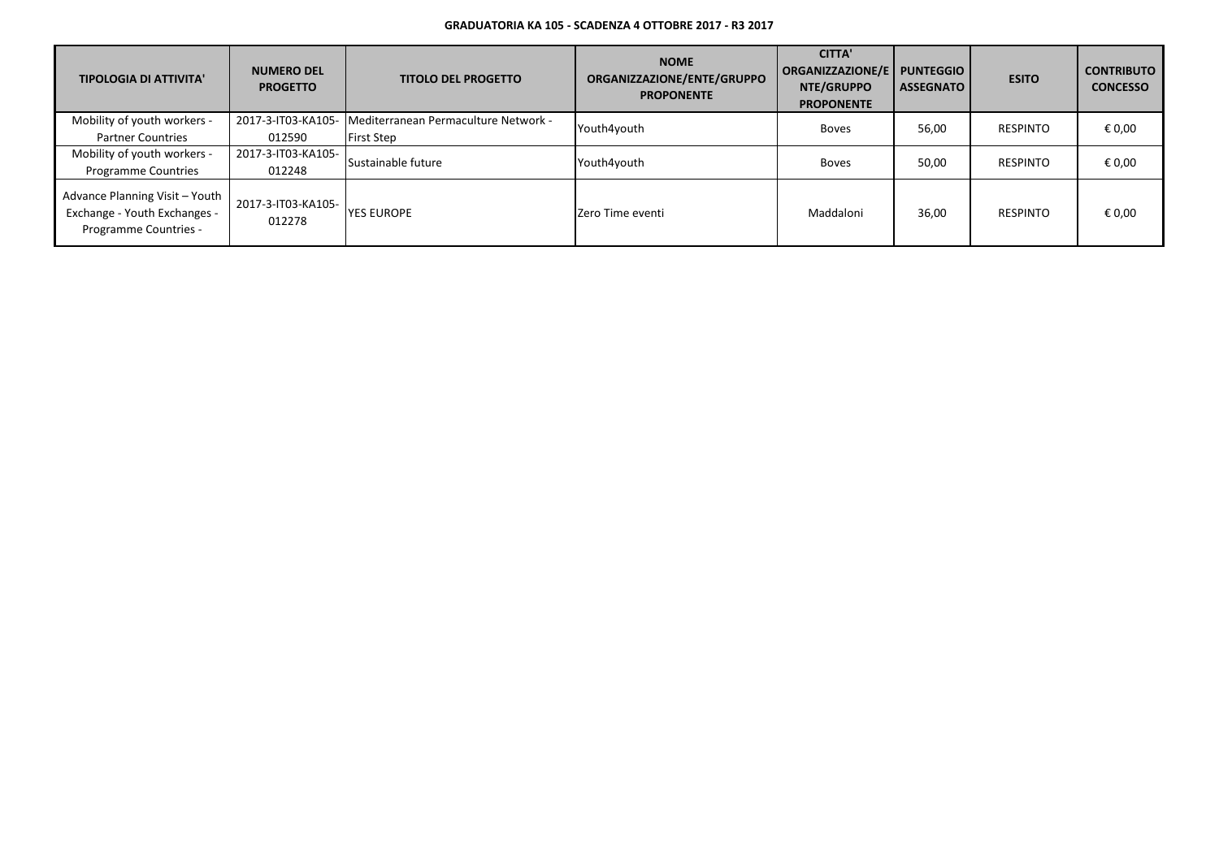**GRADUATORIA KA 105 - SCADENZA 4 OTTOBRE 2017 - R3 2017**

| TIPOLOGIA DI ATTIVITA' | NUMERO DEL PROGETTO | TITOLO DEL PROGETTO | NOME ORGANIZZAZIONE/ENTE/GRUPPO PROPONENTE | CITTA' ORGANIZZAZIONE/ENTE/GRUPPO PROPONENTE | PUNTEGGIO ASSEGNATO | ESITO | CONTRIBUTO CONCESSO |
|---|---|---|---|---|---|---|---|
| Mobility of youth workers - Partner Countries | 2017-3-IT03-KA105-012590 | Mediterranean Permaculture Network - First Step | Youth4youth | Boves | 56,00 | RESPINTO | € 0,00 |
| Mobility of youth workers - Programme Countries | 2017-3-IT03-KA105-012248 | Sustainable future | Youth4youth | Boves | 50,00 | RESPINTO | € 0,00 |
| Advance Planning Visit – Youth Exchange - Youth Exchanges - Programme Countries - | 2017-3-IT03-KA105-012278 | YES EUROPE | Zero Time eventi | Maddaloni | 36,00 | RESPINTO | € 0,00 |